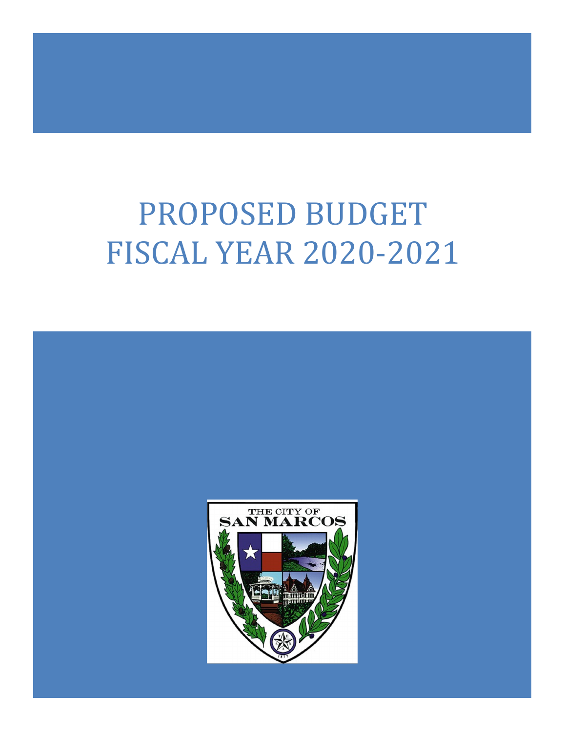# PROPOSED BUDGET
# FISCAL YEAR 2020-2021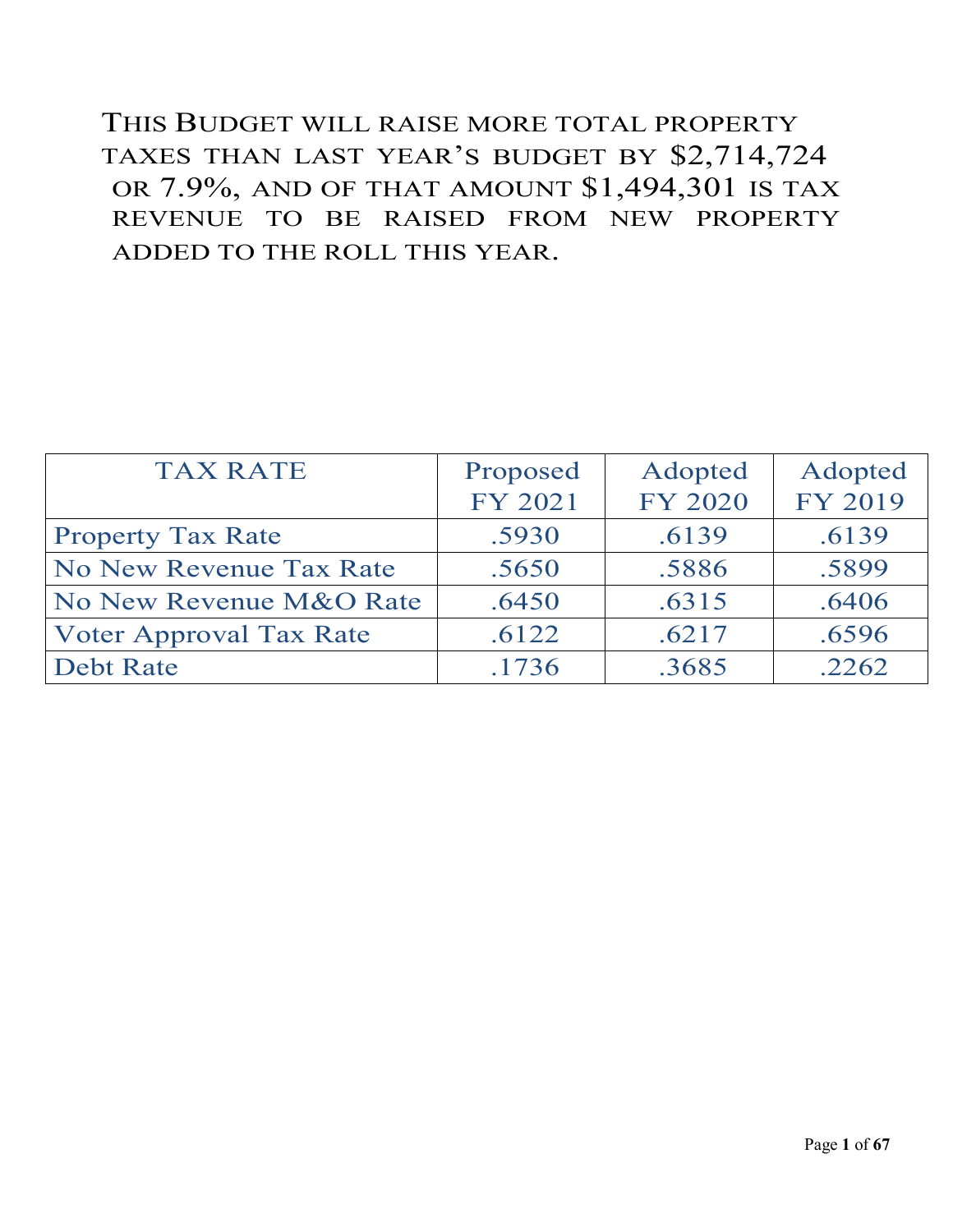THIS BUDGET WILL RAISE MORE TOTAL PROPERTY TAXES THAN LAST YEAR'S BUDGET BY $2,714,724 OR 7.9%, AND OF THAT AMOUNT $1,494,301 IS TAX REVENUE TO BE RAISED FROM NEW PROPERTY ADDED TO THE ROLL THIS YEAR.

| TAX RATE | Proposed FY 2021 | Adopted FY 2020 | Adopted FY 2019 |
|---|---|---|---|
| Property Tax Rate | .5930 | .6139 | .6139 |
| No New Revenue Tax Rate | .5650 | .5886 | .5899 |
| No New Revenue M&O Rate | .6450 | .6315 | .6406 |
| Voter Approval Tax Rate | .6122 | .6217 | .6596 |
| Debt Rate | .1736 | .3685 | .2262 |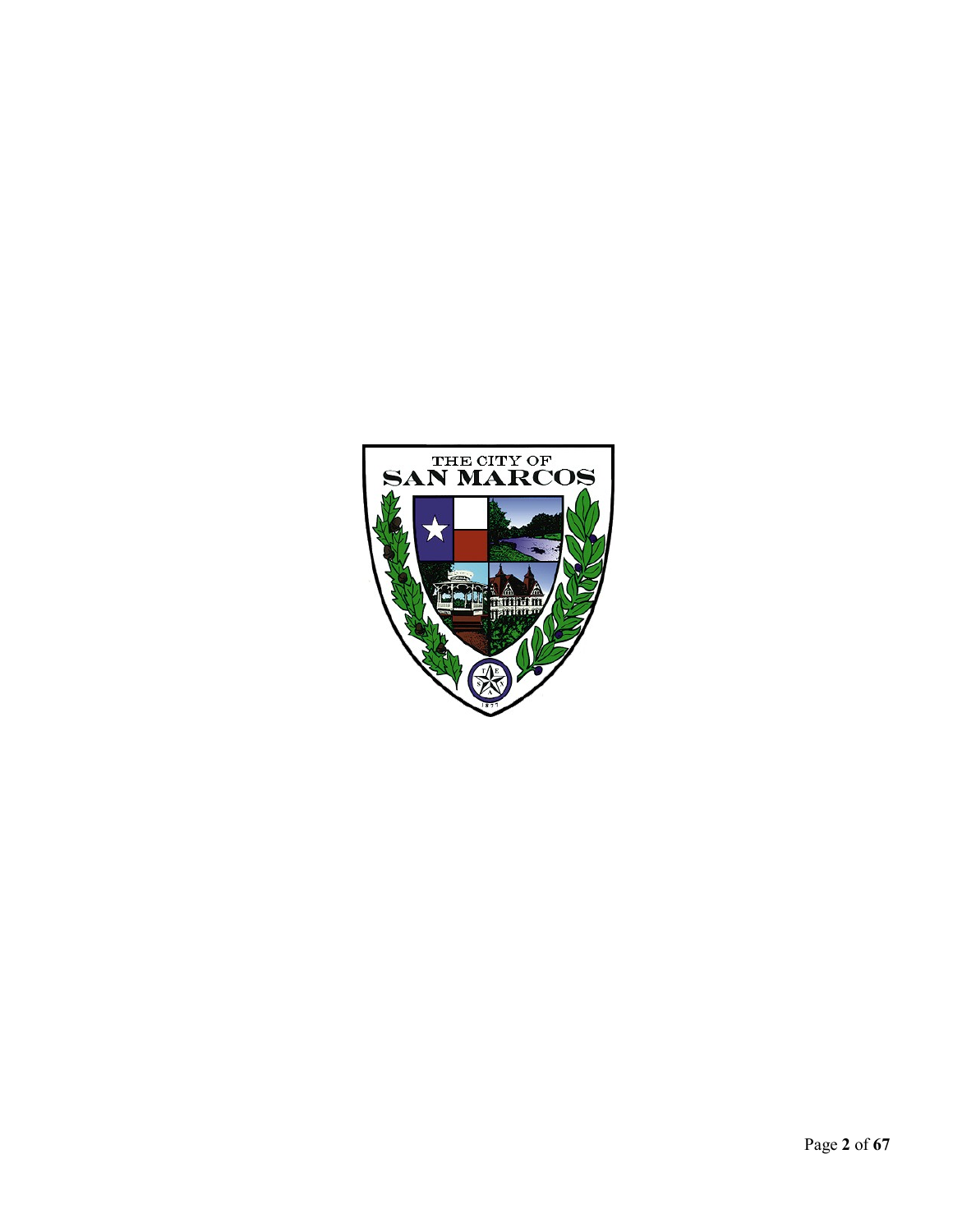THE CITY OF
SAN MARCOS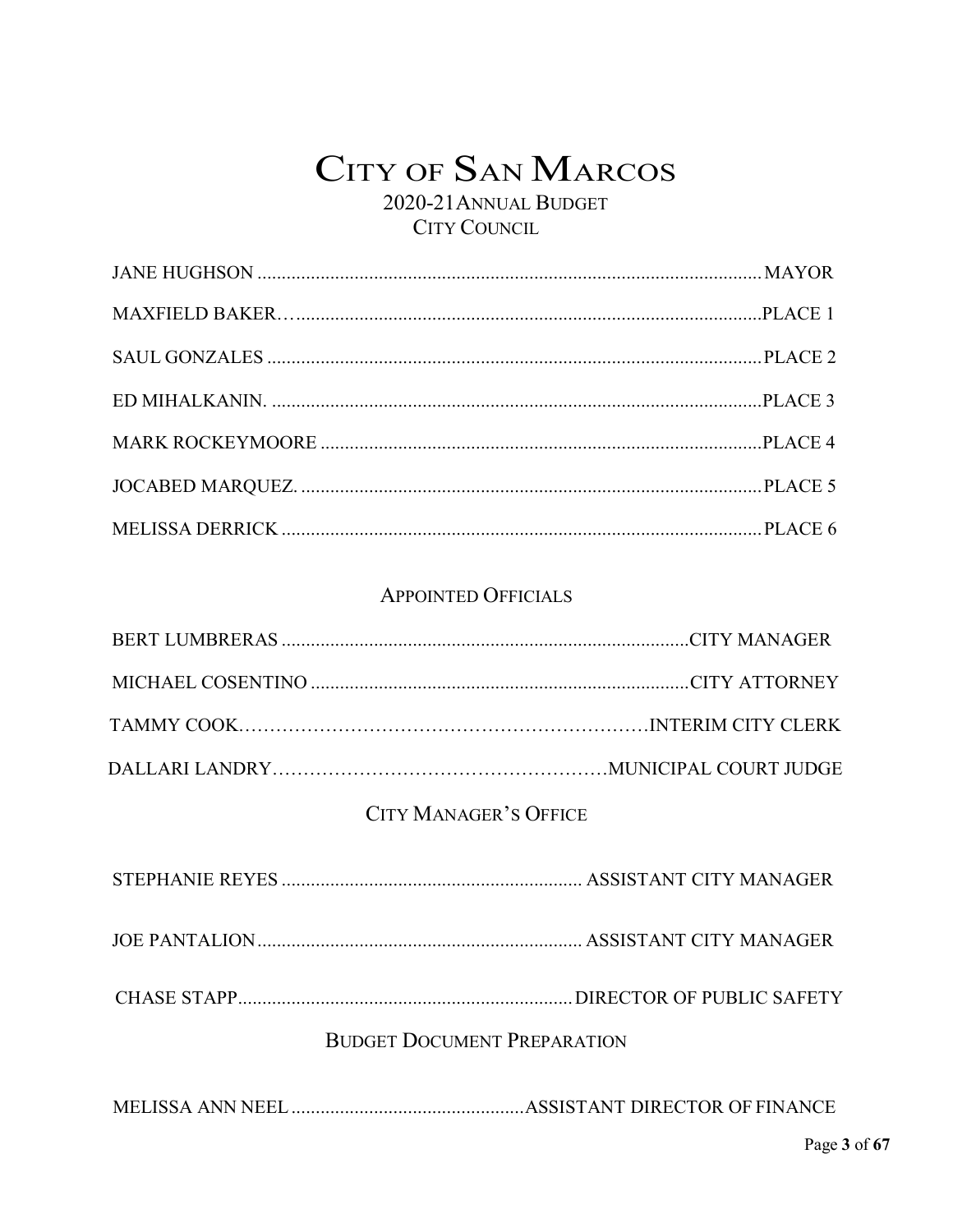# CITY OF SAN MARCOS

## 2020-21ANNUAL BUDGET

## CITY COUNCIL

JANE HUGHSON ........................................................................................................ MAYOR

MAXFIELD BAKER… ................................................................................................ PLACE 1

SAUL GONZALES ..................................................................................................... PLACE 2

ED MIHALKANIN. .................................................................................................... PLACE 3

MARK ROCKEYMOORE .......................................................................................... PLACE 4

JOCABED MARQUEZ. ............................................................................................... PLACE 5

MELISSA DERRICK .................................................................................................. PLACE 6

## APPOINTED OFFICIALS

BERT LUMBRERAS ................................................................................... CITY MANAGER

MICHAEL COSENTINO ............................................................................. CITY ATTORNEY

TAMMY COOK………………………………………………………….INTERIM CITY CLERK

DALLARI LANDRY…………………………………………….MUNICIPAL COURT JUDGE

## CITY MANAGER'S OFFICE

STEPHANIE REYES .............................................................. ASSISTANT CITY MANAGER

JOE PANTALION ................................................................... ASSISTANT CITY MANAGER

CHASE STAPP ..................................................................... DIRECTOR OF PUBLIC SAFETY

## BUDGET DOCUMENT PREPARATION

MELISSA ANN NEEL ................................................ ASSISTANT DIRECTOR OF FINANCE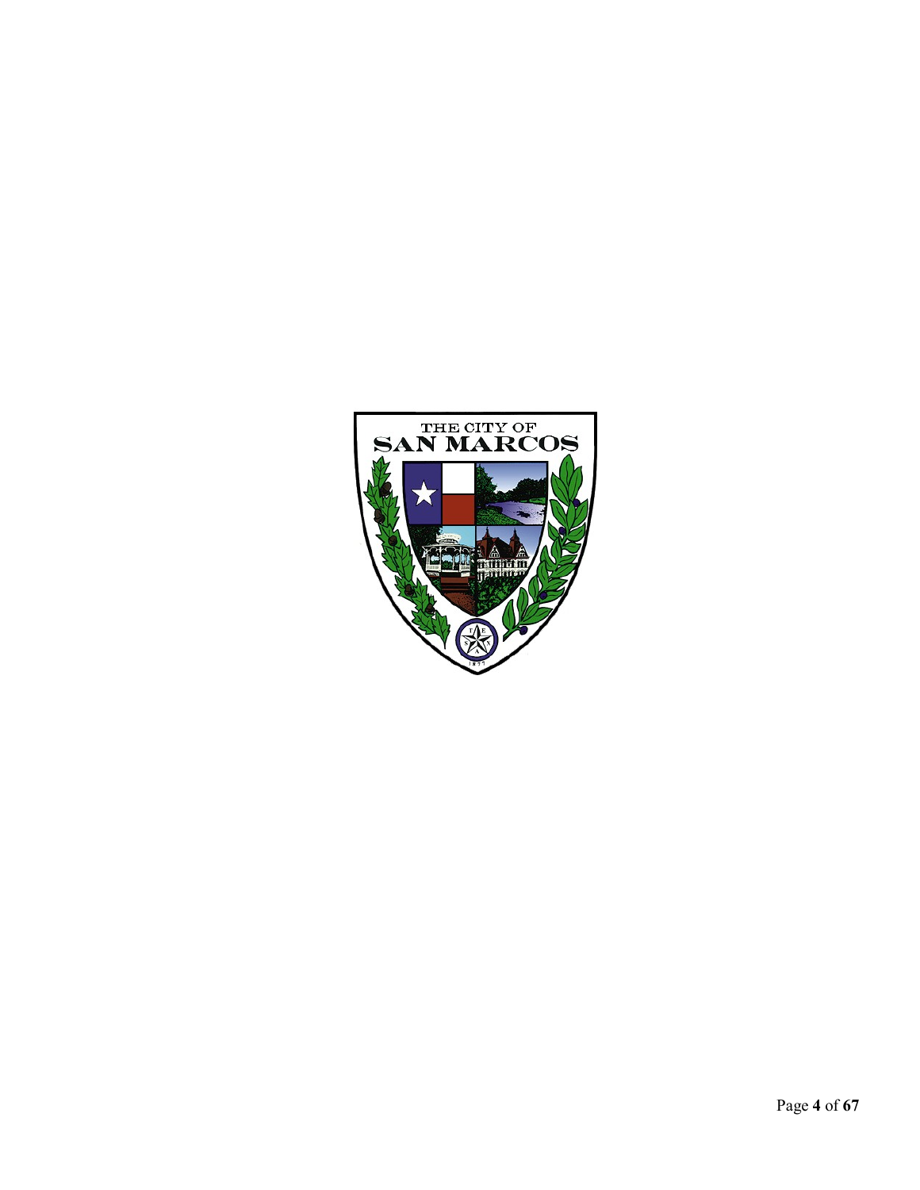THE CITY OF
SAN MARCOS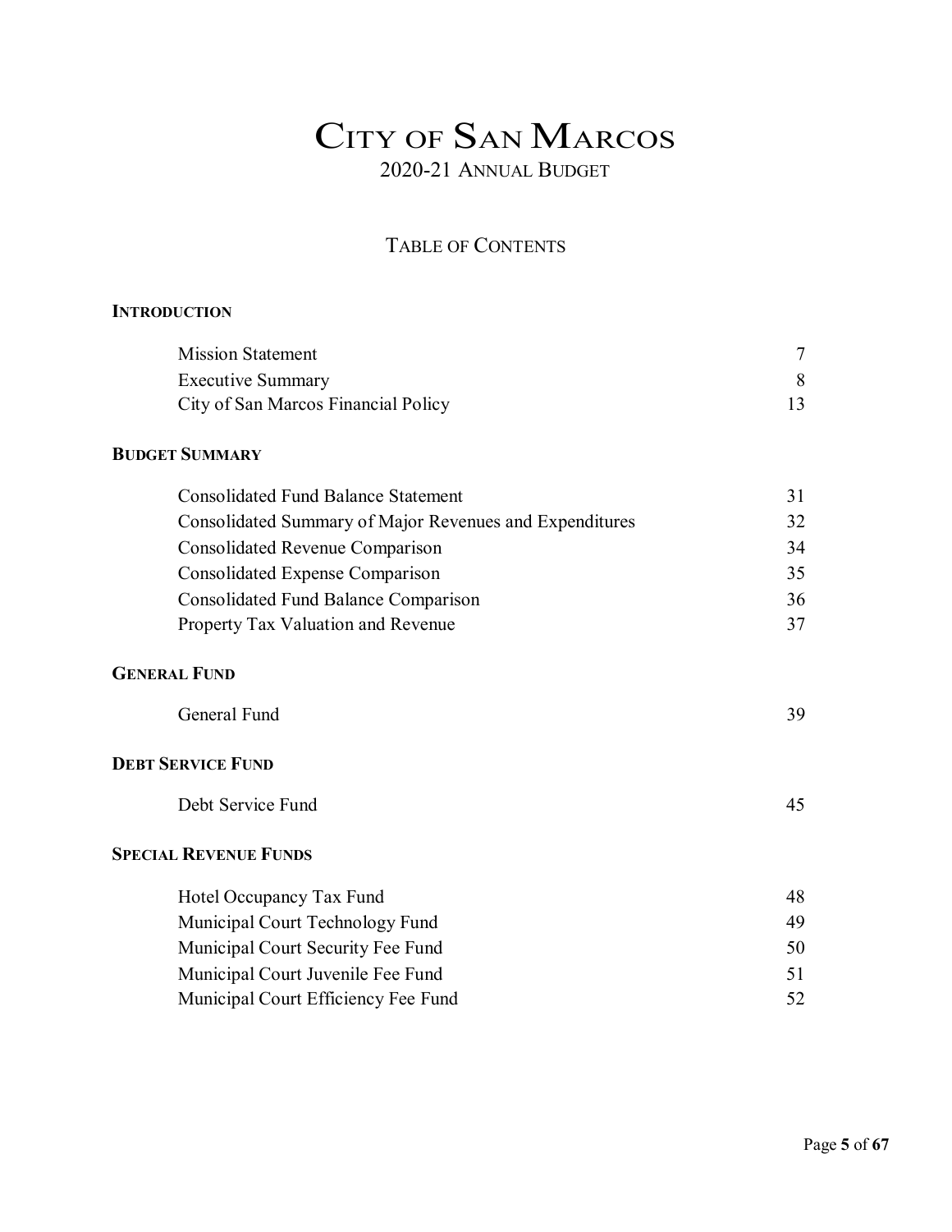# City of San Marcos

## 2020-21 Annual Budget

### Table of Contents

**Introduction**

| | |
|---|---|
| Mission Statement | 7 |
| Executive Summary | 8 |
| City of San Marcos Financial Policy | 13 |

**Budget Summary**

| | |
|---|---|
| Consolidated Fund Balance Statement | 31 |
| Consolidated Summary of Major Revenues and Expenditures | 32 |
| Consolidated Revenue Comparison | 34 |
| Consolidated Expense Comparison | 35 |
| Consolidated Fund Balance Comparison | 36 |
| Property Tax Valuation and Revenue | 37 |

**General Fund**

| | |
|---|---|
| General Fund | 39 |

**Debt Service Fund**

| | |
|---|---|
| Debt Service Fund | 45 |

**Special Revenue Funds**

| | |
|---|---|
| Hotel Occupancy Tax Fund | 48 |
| Municipal Court Technology Fund | 49 |
| Municipal Court Security Fee Fund | 50 |
| Municipal Court Juvenile Fee Fund | 51 |
| Municipal Court Efficiency Fee Fund | 52 |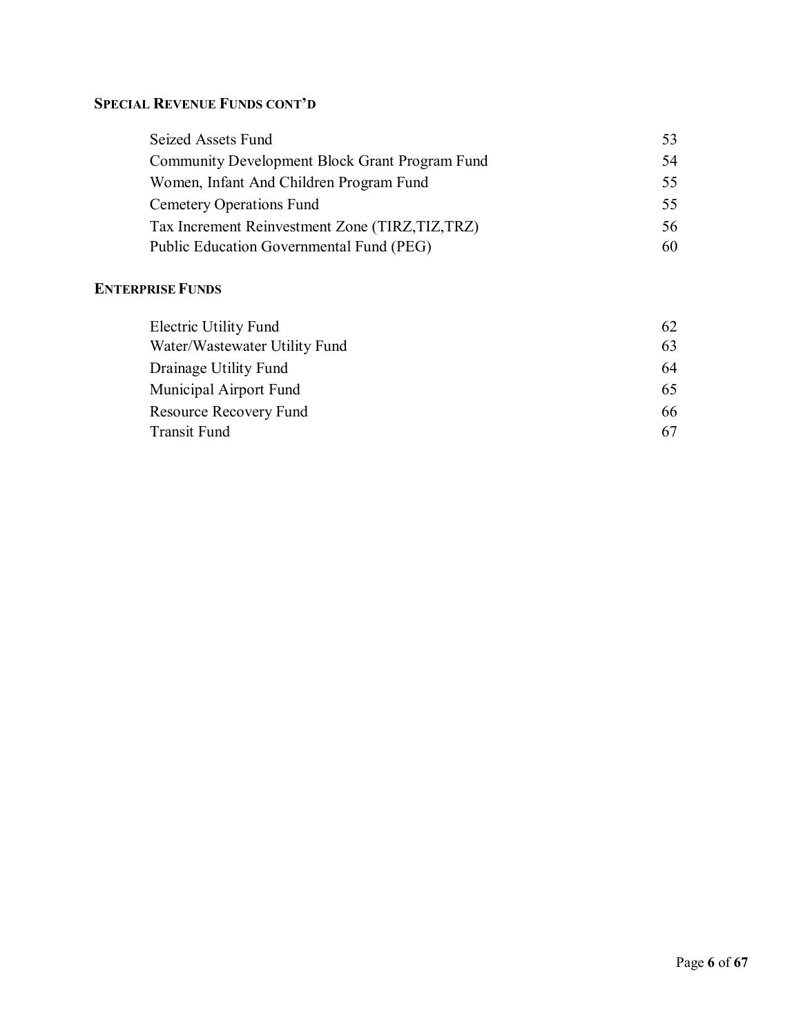**SPECIAL REVENUE FUNDS CONT'D**

| | |
|---|---|
| Seized Assets Fund | 53 |
| Community Development Block Grant Program Fund | 54 |
| Women, Infant And Children Program Fund | 55 |
| Cemetery Operations Fund | 55 |
| Tax Increment Reinvestment Zone (TIRZ,TIZ,TRZ) | 56 |
| Public Education Governmental Fund (PEG) | 60 |

**ENTERPRISE FUNDS**

| | |
|---|---|
| Electric Utility Fund | 62 |
| Water/Wastewater Utility Fund | 63 |
| Drainage Utility Fund | 64 |
| Municipal Airport Fund | 65 |
| Resource Recovery Fund | 66 |
| Transit Fund | 67 |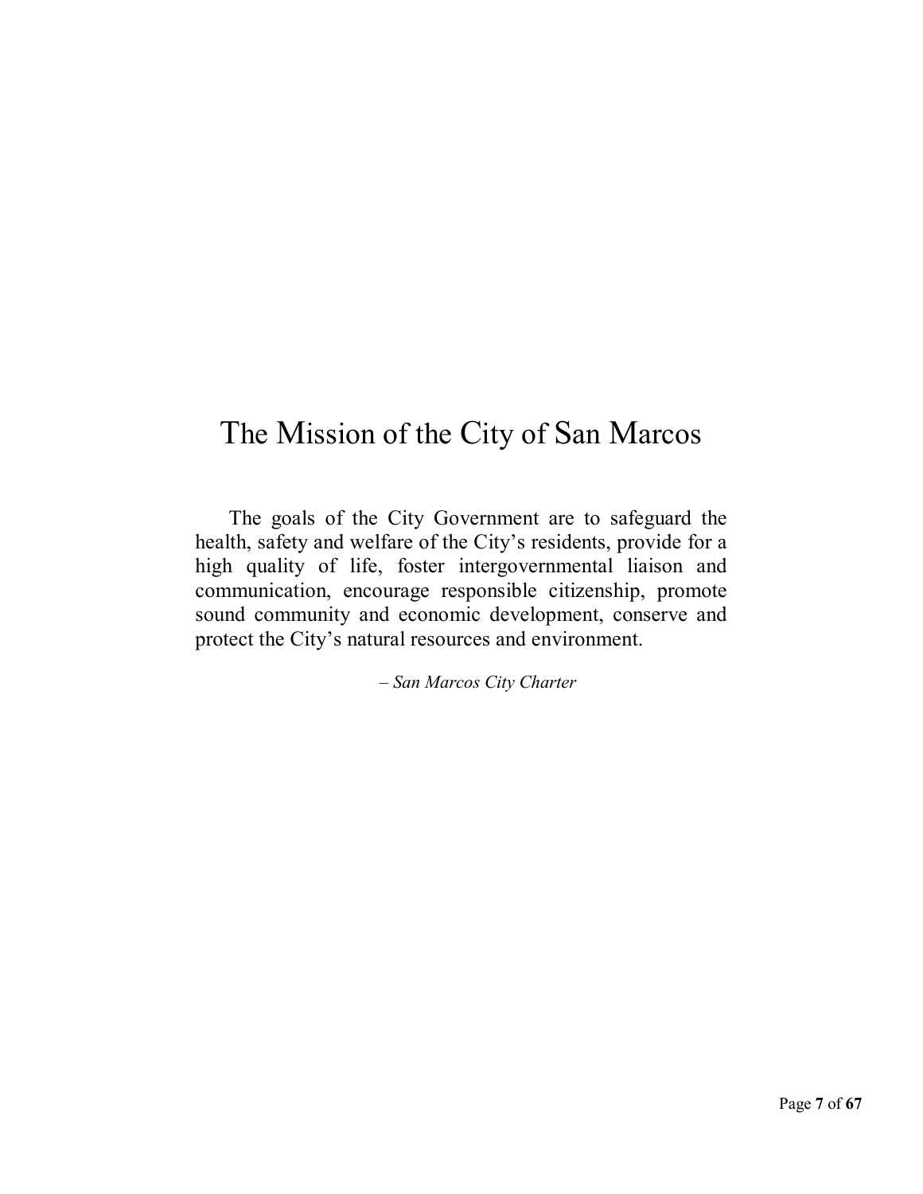# The Mission of the City of San Marcos

The goals of the City Government are to safeguard the health, safety and welfare of the City's residents, provide for a high quality of life, foster intergovernmental liaison and communication, encourage responsible citizenship, promote sound community and economic development, conserve and protect the City's natural resources and environment.

*– San Marcos City Charter*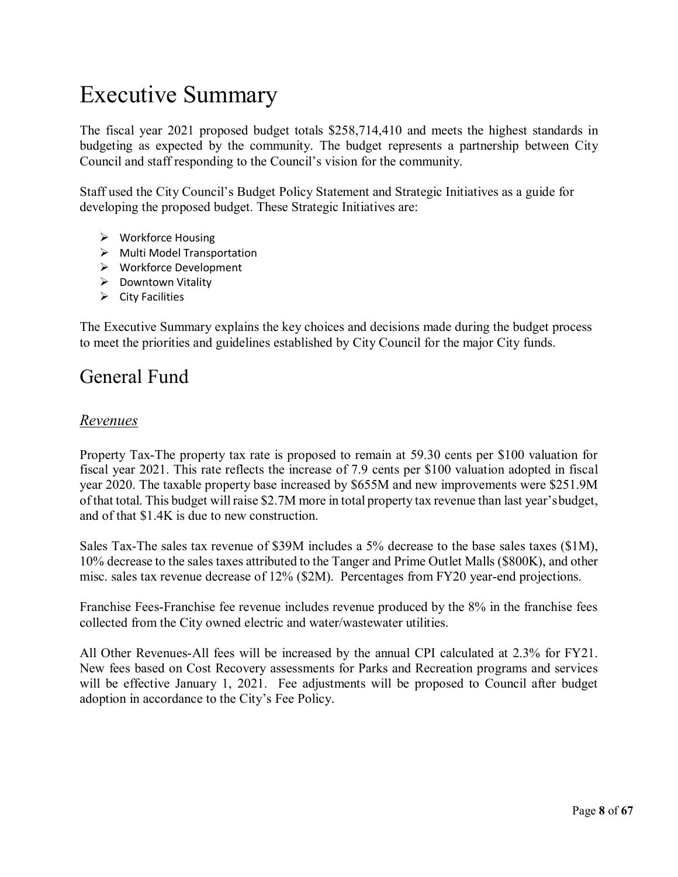# Executive Summary

The fiscal year 2021 proposed budget totals $258,714,410 and meets the highest standards in budgeting as expected by the community. The budget represents a partnership between City Council and staff responding to the Council's vision for the community.

Staff used the City Council's Budget Policy Statement and Strategic Initiatives as a guide for developing the proposed budget. These Strategic Initiatives are:

- Workforce Housing
- Multi Model Transportation
- Workforce Development
- Downtown Vitality
- City Facilities

The Executive Summary explains the key choices and decisions made during the budget process to meet the priorities and guidelines established by City Council for the major City funds.

# General Fund

## *Revenues*

Property Tax-The property tax rate is proposed to remain at 59.30 cents per $100 valuation for fiscal year 2021. This rate reflects the increase of 7.9 cents per $100 valuation adopted in fiscal year 2020. The taxable property base increased by $655M and new improvements were $251.9M of that total. This budget will raise $2.7M more in total property tax revenue than last year's budget, and of that $1.4K is due to new construction.

Sales Tax-The sales tax revenue of $39M includes a 5% decrease to the base sales taxes ($1M), 10% decrease to the sales taxes attributed to the Tanger and Prime Outlet Malls ($800K), and other misc. sales tax revenue decrease of 12% ($2M). Percentages from FY20 year-end projections.

Franchise Fees-Franchise fee revenue includes revenue produced by the 8% in the franchise fees collected from the City owned electric and water/wastewater utilities.

All Other Revenues-All fees will be increased by the annual CPI calculated at 2.3% for FY21. New fees based on Cost Recovery assessments for Parks and Recreation programs and services will be effective January 1, 2021. Fee adjustments will be proposed to Council after budget adoption in accordance to the City's Fee Policy.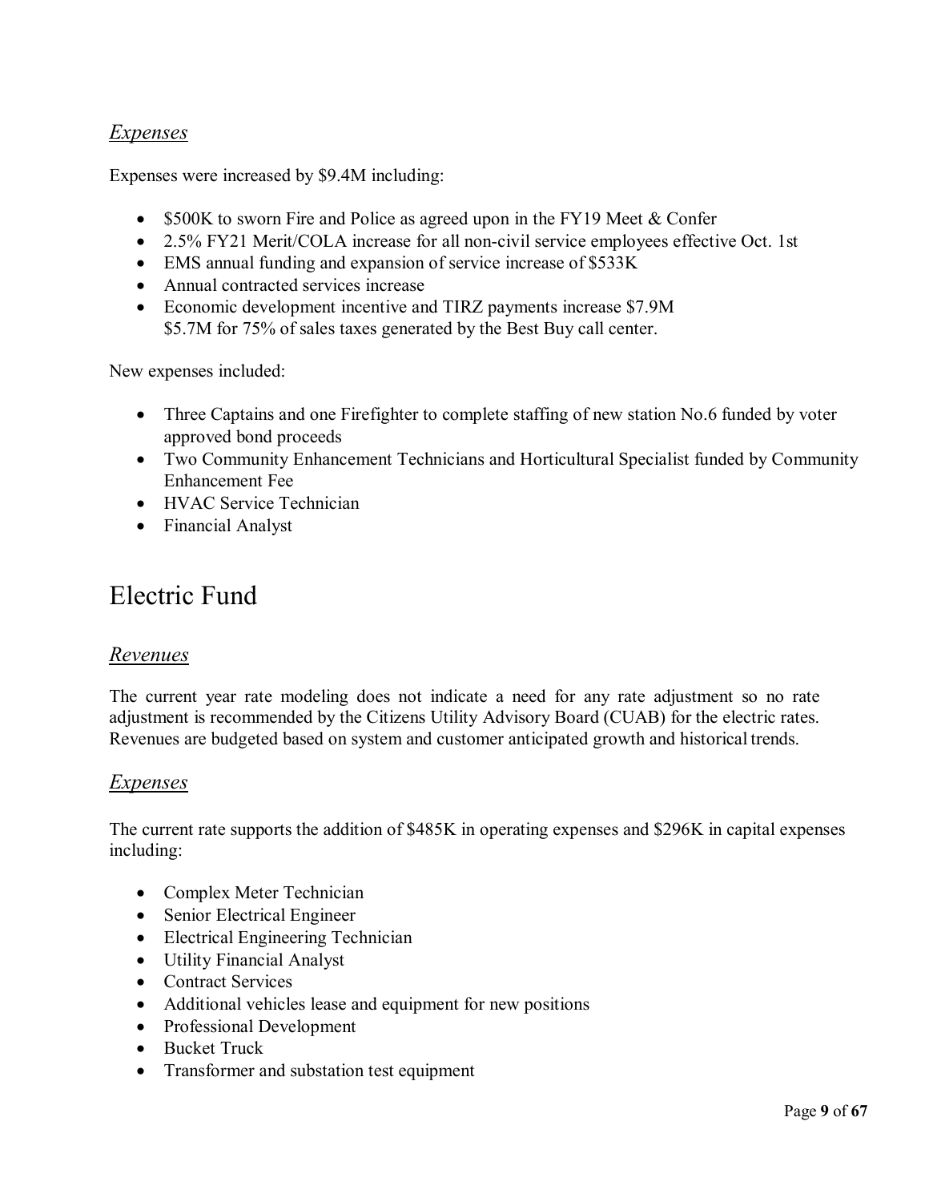### *Expenses*

Expenses were increased by $9.4M including:

- $500K to sworn Fire and Police as agreed upon in the FY19 Meet & Confer
- 2.5% FY21 Merit/COLA increase for all non-civil service employees effective Oct. 1st
- EMS annual funding and expansion of service increase of $533K
- Annual contracted services increase
- Economic development incentive and TIRZ payments increase $7.9M
  $5.7M for 75% of sales taxes generated by the Best Buy call center.

New expenses included:

- Three Captains and one Firefighter to complete staffing of new station No.6 funded by voter approved bond proceeds
- Two Community Enhancement Technicians and Horticultural Specialist funded by Community Enhancement Fee
- HVAC Service Technician
- Financial Analyst

# Electric Fund

### *Revenues*

The current year rate modeling does not indicate a need for any rate adjustment so no rate adjustment is recommended by the Citizens Utility Advisory Board (CUAB) for the electric rates. Revenues are budgeted based on system and customer anticipated growth and historical trends.

### *Expenses*

The current rate supports the addition of $485K in operating expenses and $296K in capital expenses including:

- Complex Meter Technician
- Senior Electrical Engineer
- Electrical Engineering Technician
- Utility Financial Analyst
- Contract Services
- Additional vehicles lease and equipment for new positions
- Professional Development
- Bucket Truck
- Transformer and substation test equipment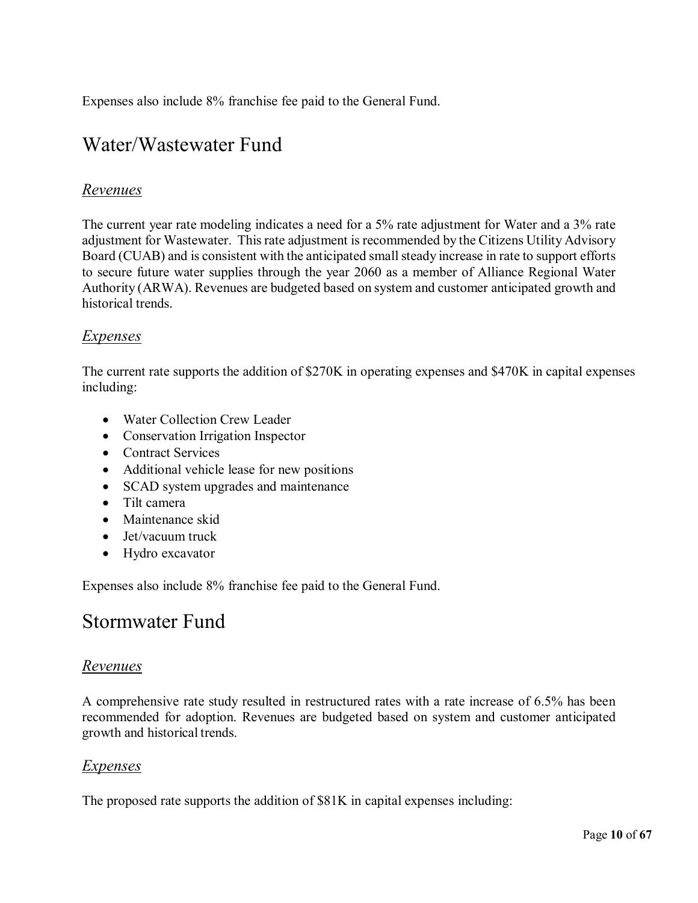Expenses also include 8% franchise fee paid to the General Fund.

## Water/Wastewater Fund

### *Revenues*

The current year rate modeling indicates a need for a 5% rate adjustment for Water and a 3% rate adjustment for Wastewater. This rate adjustment is recommended by the Citizens Utility Advisory Board (CUAB) and is consistent with the anticipated small steady increase in rate to support efforts to secure future water supplies through the year 2060 as a member of Alliance Regional Water Authority (ARWA). Revenues are budgeted based on system and customer anticipated growth and historical trends.

### *Expenses*

The current rate supports the addition of $270K in operating expenses and $470K in capital expenses including:

- Water Collection Crew Leader
- Conservation Irrigation Inspector
- Contract Services
- Additional vehicle lease for new positions
- SCAD system upgrades and maintenance
- Tilt camera
- Maintenance skid
- Jet/vacuum truck
- Hydro excavator

Expenses also include 8% franchise fee paid to the General Fund.

## Stormwater Fund

### *Revenues*

A comprehensive rate study resulted in restructured rates with a rate increase of 6.5% has been recommended for adoption. Revenues are budgeted based on system and customer anticipated growth and historical trends.

### *Expenses*

The proposed rate supports the addition of $81K in capital expenses including: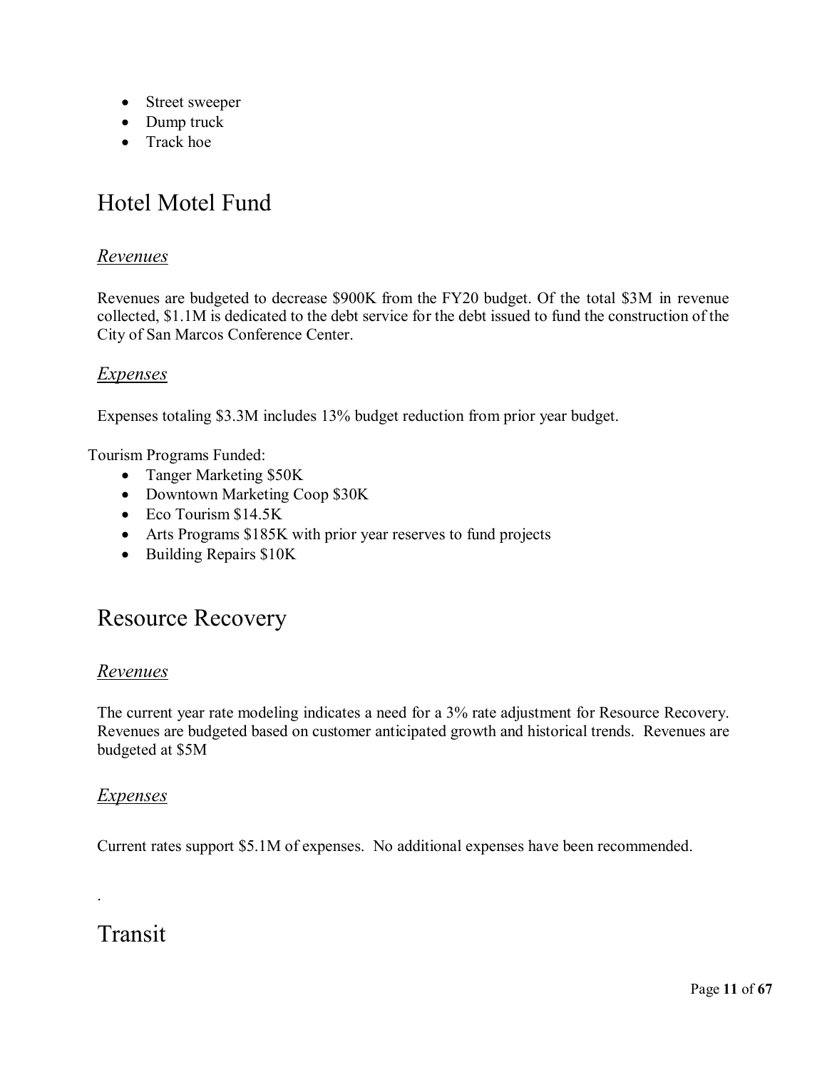- Street sweeper
- Dump truck
- Track hoe

## Hotel Motel Fund

### *Revenues*

Revenues are budgeted to decrease $900K from the FY20 budget. Of the total $3M in revenue collected, $1.1M is dedicated to the debt service for the debt issued to fund the construction of the City of San Marcos Conference Center.

### *Expenses*

Expenses totaling $3.3M includes 13% budget reduction from prior year budget.

Tourism Programs Funded:

- Tanger Marketing $50K
- Downtown Marketing Coop $30K
- Eco Tourism $14.5K
- Arts Programs $185K with prior year reserves to fund projects
- Building Repairs $10K

## Resource Recovery

### *Revenues*

The current year rate modeling indicates a need for a 3% rate adjustment for Resource Recovery. Revenues are budgeted based on customer anticipated growth and historical trends. Revenues are budgeted at $5M

### *Expenses*

Current rates support $5.1M of expenses. No additional expenses have been recommended.

.

## Transit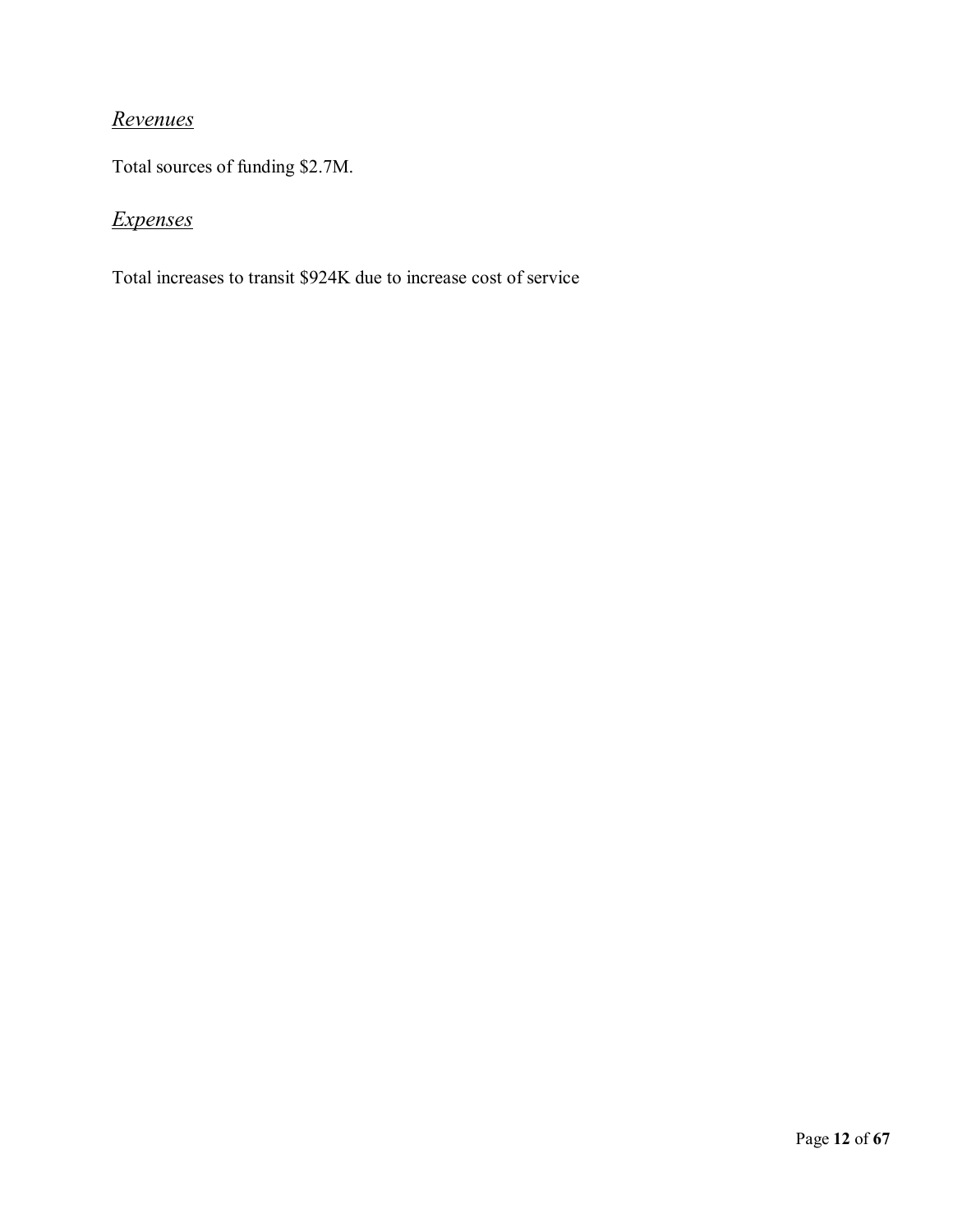*Revenues*

Total sources of funding $2.7M.

*Expenses*

Total increases to transit $924K due to increase cost of service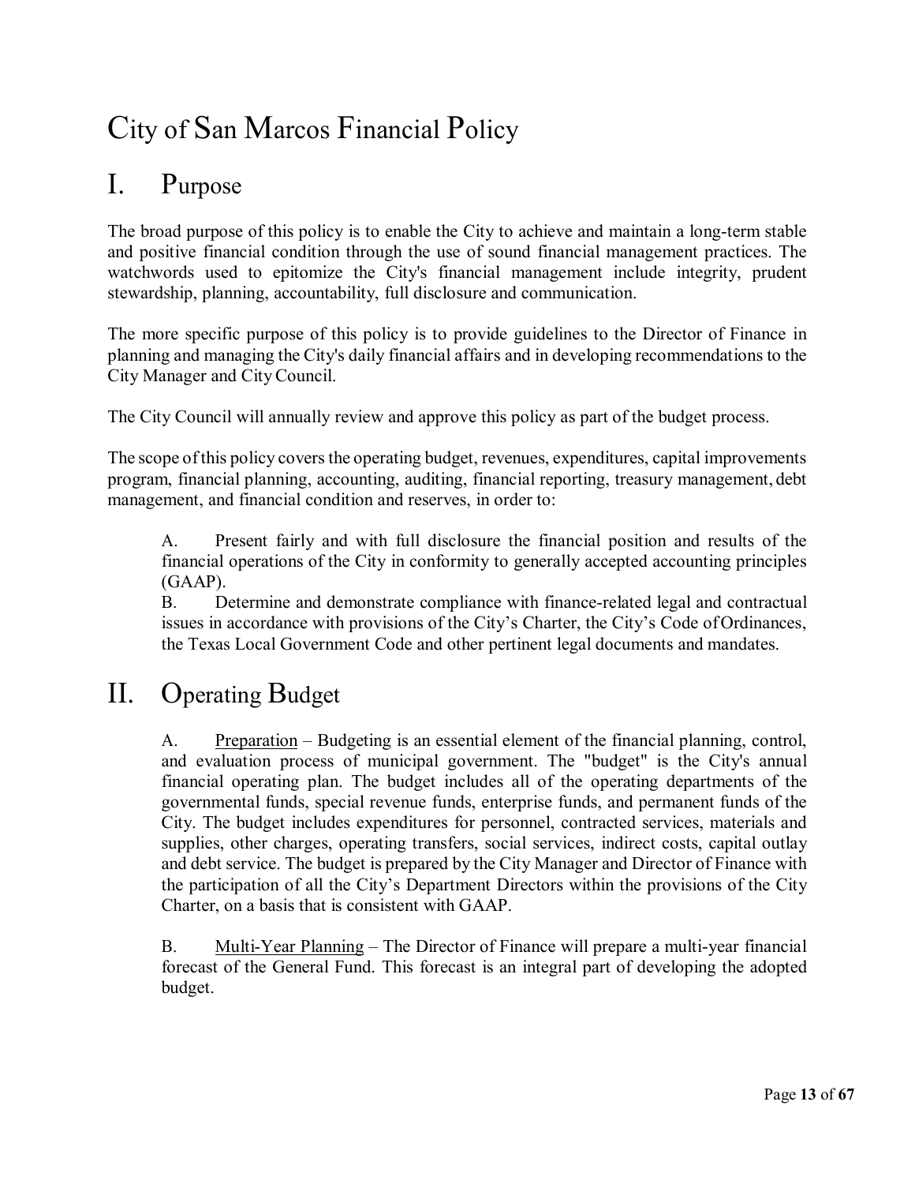# City of San Marcos Financial Policy

## I. Purpose

The broad purpose of this policy is to enable the City to achieve and maintain a long-term stable and positive financial condition through the use of sound financial management practices. The watchwords used to epitomize the City's financial management include integrity, prudent stewardship, planning, accountability, full disclosure and communication.

The more specific purpose of this policy is to provide guidelines to the Director of Finance in planning and managing the City's daily financial affairs and in developing recommendations to the City Manager and City Council.

The City Council will annually review and approve this policy as part of the budget process.

The scope of this policy covers the operating budget, revenues, expenditures, capital improvements program, financial planning, accounting, auditing, financial reporting, treasury management, debt management, and financial condition and reserves, in order to:

A. Present fairly and with full disclosure the financial position and results of the financial operations of the City in conformity to generally accepted accounting principles (GAAP).

B. Determine and demonstrate compliance with finance-related legal and contractual issues in accordance with provisions of the City's Charter, the City's Code of Ordinances, the Texas Local Government Code and other pertinent legal documents and mandates.

## II. Operating Budget

A. Preparation – Budgeting is an essential element of the financial planning, control, and evaluation process of municipal government. The "budget" is the City's annual financial operating plan. The budget includes all of the operating departments of the governmental funds, special revenue funds, enterprise funds, and permanent funds of the City. The budget includes expenditures for personnel, contracted services, materials and supplies, other charges, operating transfers, social services, indirect costs, capital outlay and debt service. The budget is prepared by the City Manager and Director of Finance with the participation of all the City's Department Directors within the provisions of the City Charter, on a basis that is consistent with GAAP.

B. Multi-Year Planning – The Director of Finance will prepare a multi-year financial forecast of the General Fund. This forecast is an integral part of developing the adopted budget.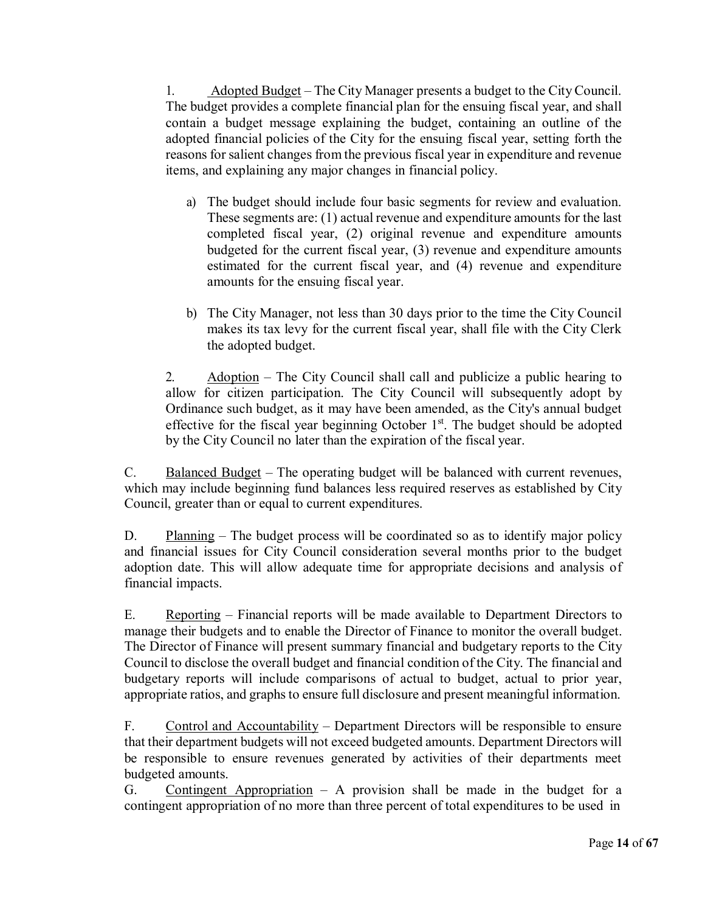1. <u>Adopted Budget</u> – The City Manager presents a budget to the City Council. The budget provides a complete financial plan for the ensuing fiscal year, and shall contain a budget message explaining the budget, containing an outline of the adopted financial policies of the City for the ensuing fiscal year, setting forth the reasons for salient changes from the previous fiscal year in expenditure and revenue items, and explaining any major changes in financial policy.

   a) The budget should include four basic segments for review and evaluation. These segments are: (1) actual revenue and expenditure amounts for the last completed fiscal year, (2) original revenue and expenditure amounts budgeted for the current fiscal year, (3) revenue and expenditure amounts estimated for the current fiscal year, and (4) revenue and expenditure amounts for the ensuing fiscal year.

   b) The City Manager, not less than 30 days prior to the time the City Council makes its tax levy for the current fiscal year, shall file with the City Clerk the adopted budget.

2. <u>Adoption</u> – The City Council shall call and publicize a public hearing to allow for citizen participation. The City Council will subsequently adopt by Ordinance such budget, as it may have been amended, as the City's annual budget effective for the fiscal year beginning October 1st. The budget should be adopted by the City Council no later than the expiration of the fiscal year.

C. <u>Balanced Budget</u> – The operating budget will be balanced with current revenues, which may include beginning fund balances less required reserves as established by City Council, greater than or equal to current expenditures.

D. <u>Planning</u> – The budget process will be coordinated so as to identify major policy and financial issues for City Council consideration several months prior to the budget adoption date. This will allow adequate time for appropriate decisions and analysis of financial impacts.

E. <u>Reporting</u> – Financial reports will be made available to Department Directors to manage their budgets and to enable the Director of Finance to monitor the overall budget. The Director of Finance will present summary financial and budgetary reports to the City Council to disclose the overall budget and financial condition of the City. The financial and budgetary reports will include comparisons of actual to budget, actual to prior year, appropriate ratios, and graphs to ensure full disclosure and present meaningful information.

F. <u>Control and Accountability</u> – Department Directors will be responsible to ensure that their department budgets will not exceed budgeted amounts. Department Directors will be responsible to ensure revenues generated by activities of their departments meet budgeted amounts.

G. <u>Contingent Appropriation</u> – A provision shall be made in the budget for a contingent appropriation of no more than three percent of total expenditures to be used in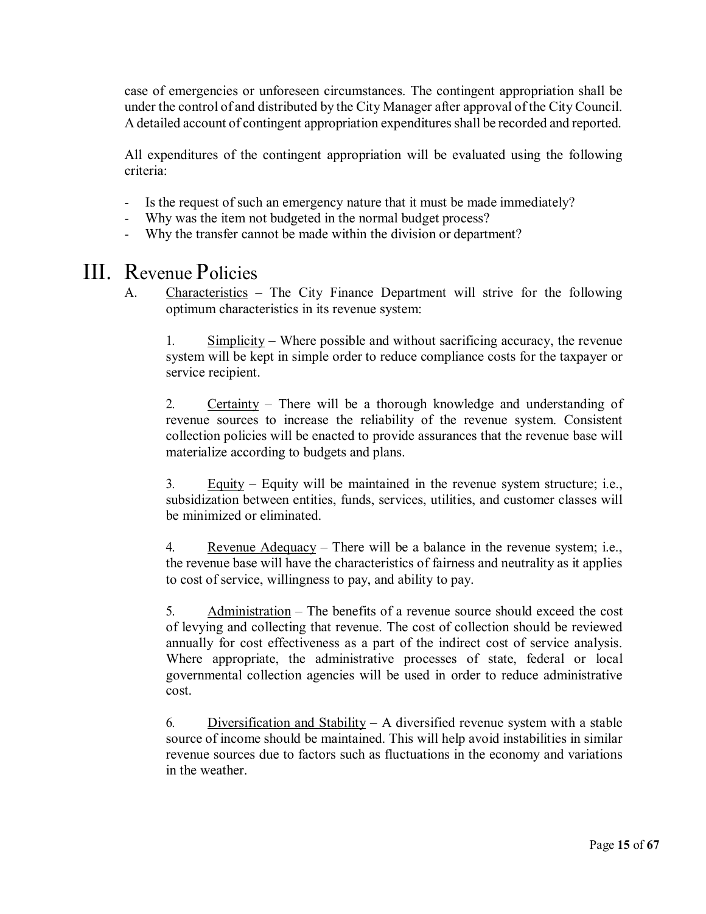case of emergencies or unforeseen circumstances. The contingent appropriation shall be under the control of and distributed by the City Manager after approval of the City Council. A detailed account of contingent appropriation expenditures shall be recorded and reported.

All expenditures of the contingent appropriation will be evaluated using the following criteria:

- Is the request of such an emergency nature that it must be made immediately?
- Why was the item not budgeted in the normal budget process?
- Why the transfer cannot be made within the division or department?

# III. Revenue Policies

A. Characteristics – The City Finance Department will strive for the following optimum characteristics in its revenue system:

1. Simplicity – Where possible and without sacrificing accuracy, the revenue system will be kept in simple order to reduce compliance costs for the taxpayer or service recipient.

2. Certainty – There will be a thorough knowledge and understanding of revenue sources to increase the reliability of the revenue system. Consistent collection policies will be enacted to provide assurances that the revenue base will materialize according to budgets and plans.

3. Equity – Equity will be maintained in the revenue system structure; i.e., subsidization between entities, funds, services, utilities, and customer classes will be minimized or eliminated.

4. Revenue Adequacy – There will be a balance in the revenue system; i.e., the revenue base will have the characteristics of fairness and neutrality as it applies to cost of service, willingness to pay, and ability to pay.

5. Administration – The benefits of a revenue source should exceed the cost of levying and collecting that revenue. The cost of collection should be reviewed annually for cost effectiveness as a part of the indirect cost of service analysis. Where appropriate, the administrative processes of state, federal or local governmental collection agencies will be used in order to reduce administrative cost.

6. Diversification and Stability – A diversified revenue system with a stable source of income should be maintained. This will help avoid instabilities in similar revenue sources due to factors such as fluctuations in the economy and variations in the weather.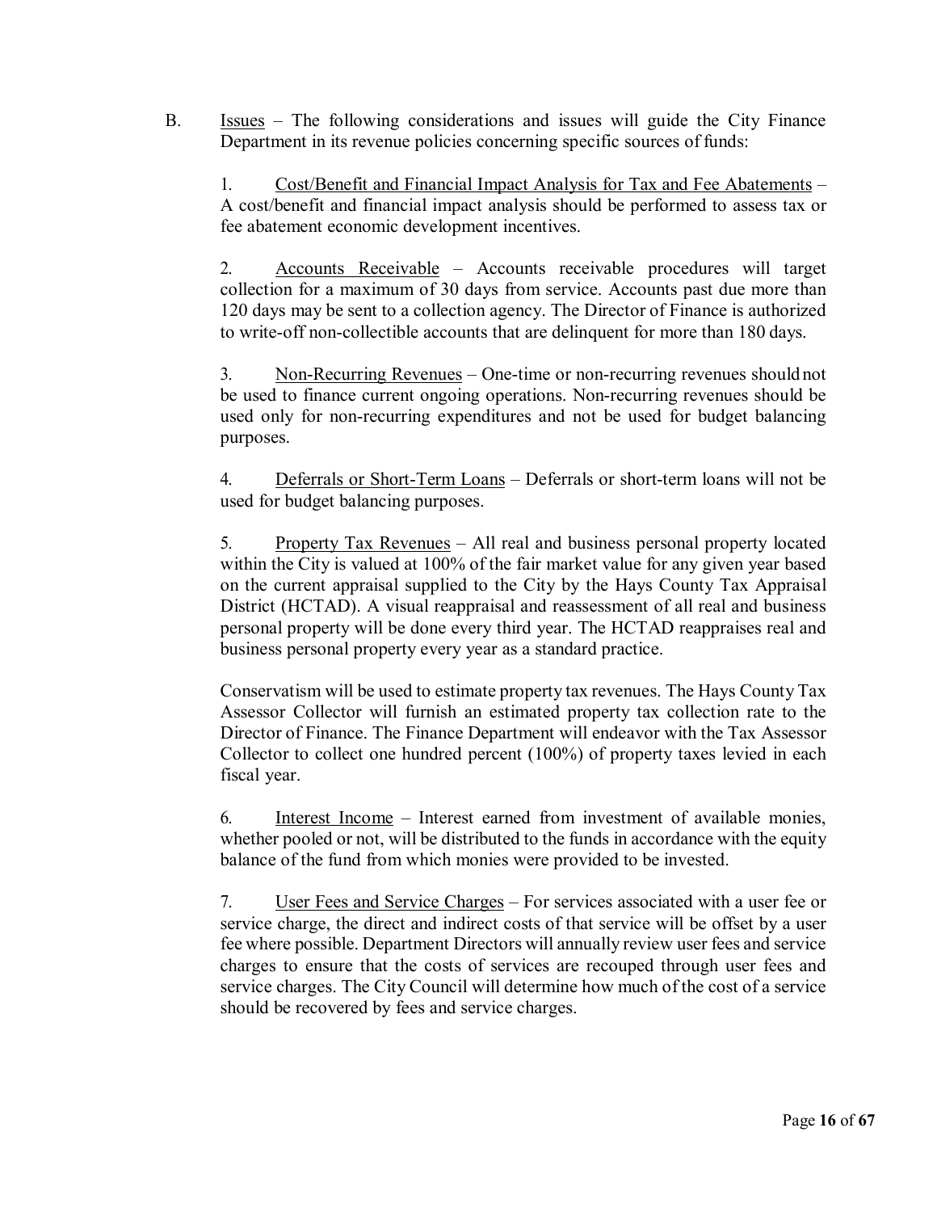B. Issues – The following considerations and issues will guide the City Finance Department in its revenue policies concerning specific sources of funds:

1. Cost/Benefit and Financial Impact Analysis for Tax and Fee Abatements – A cost/benefit and financial impact analysis should be performed to assess tax or fee abatement economic development incentives.

2. Accounts Receivable – Accounts receivable procedures will target collection for a maximum of 30 days from service. Accounts past due more than 120 days may be sent to a collection agency. The Director of Finance is authorized to write-off non-collectible accounts that are delinquent for more than 180 days.

3. Non-Recurring Revenues – One-time or non-recurring revenues should not be used to finance current ongoing operations. Non-recurring revenues should be used only for non-recurring expenditures and not be used for budget balancing purposes.

4. Deferrals or Short-Term Loans – Deferrals or short-term loans will not be used for budget balancing purposes.

5. Property Tax Revenues – All real and business personal property located within the City is valued at 100% of the fair market value for any given year based on the current appraisal supplied to the City by the Hays County Tax Appraisal District (HCTAD). A visual reappraisal and reassessment of all real and business personal property will be done every third year. The HCTAD reappraises real and business personal property every year as a standard practice.

Conservatism will be used to estimate property tax revenues. The Hays County Tax Assessor Collector will furnish an estimated property tax collection rate to the Director of Finance. The Finance Department will endeavor with the Tax Assessor Collector to collect one hundred percent (100%) of property taxes levied in each fiscal year.

6. Interest Income – Interest earned from investment of available monies, whether pooled or not, will be distributed to the funds in accordance with the equity balance of the fund from which monies were provided to be invested.

7. User Fees and Service Charges – For services associated with a user fee or service charge, the direct and indirect costs of that service will be offset by a user fee where possible. Department Directors will annually review user fees and service charges to ensure that the costs of services are recouped through user fees and service charges. The City Council will determine how much of the cost of a service should be recovered by fees and service charges.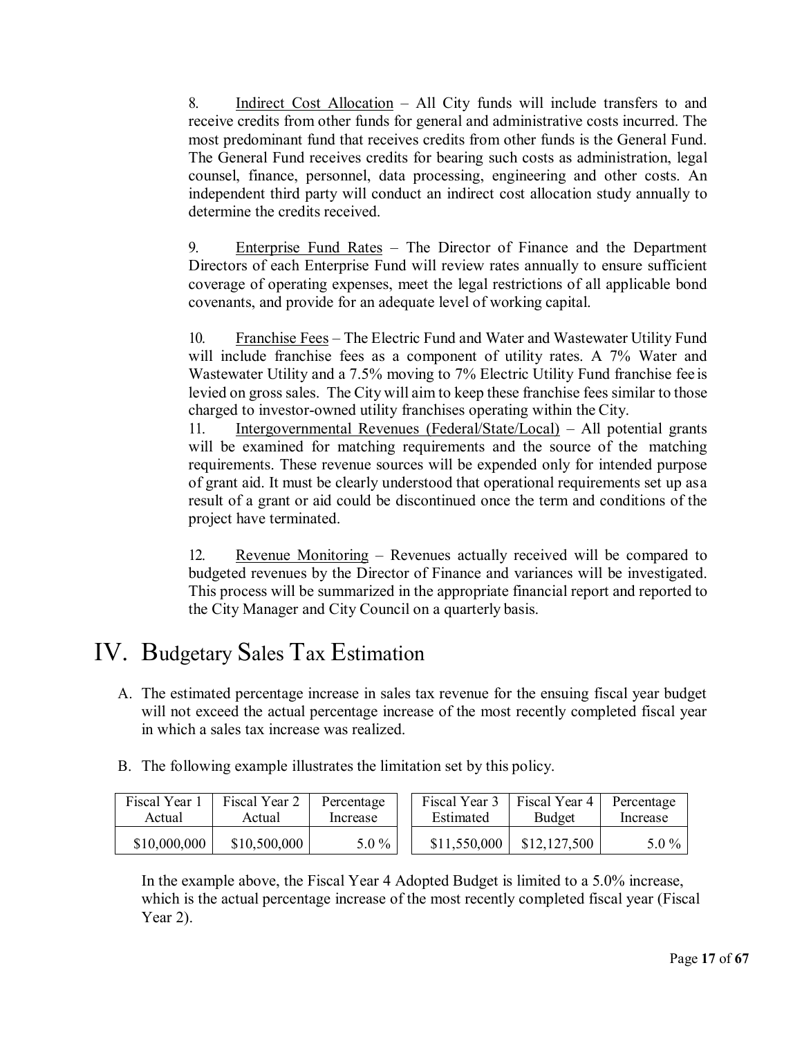8. Indirect Cost Allocation – All City funds will include transfers to and receive credits from other funds for general and administrative costs incurred. The most predominant fund that receives credits from other funds is the General Fund. The General Fund receives credits for bearing such costs as administration, legal counsel, finance, personnel, data processing, engineering and other costs. An independent third party will conduct an indirect cost allocation study annually to determine the credits received.

9. Enterprise Fund Rates – The Director of Finance and the Department Directors of each Enterprise Fund will review rates annually to ensure sufficient coverage of operating expenses, meet the legal restrictions of all applicable bond covenants, and provide for an adequate level of working capital.

10. Franchise Fees – The Electric Fund and Water and Wastewater Utility Fund will include franchise fees as a component of utility rates. A 7% Water and Wastewater Utility and a 7.5% moving to 7% Electric Utility Fund franchise fee is levied on gross sales. The City will aim to keep these franchise fees similar to those charged to investor-owned utility franchises operating within the City.

11. Intergovernmental Revenues (Federal/State/Local) – All potential grants will be examined for matching requirements and the source of the matching requirements. These revenue sources will be expended only for intended purpose of grant aid. It must be clearly understood that operational requirements set up as a result of a grant or aid could be discontinued once the term and conditions of the project have terminated.

12. Revenue Monitoring – Revenues actually received will be compared to budgeted revenues by the Director of Finance and variances will be investigated. This process will be summarized in the appropriate financial report and reported to the City Manager and City Council on a quarterly basis.

# IV. Budgetary Sales Tax Estimation

A. The estimated percentage increase in sales tax revenue for the ensuing fiscal year budget will not exceed the actual percentage increase of the most recently completed fiscal year in which a sales tax increase was realized.

B. The following example illustrates the limitation set by this policy.

| Fiscal Year 1 Actual | Fiscal Year 2 Actual | Percentage Increase |
|---|---|---|
| $10,000,000 | $10,500,000 | 5.0 % |

| Fiscal Year 3 Estimated | Fiscal Year 4 Budget | Percentage Increase |
|---|---|---|
| $11,550,000 | $12,127,500 | 5.0 % |

In the example above, the Fiscal Year 4 Adopted Budget is limited to a 5.0% increase, which is the actual percentage increase of the most recently completed fiscal year (Fiscal Year 2).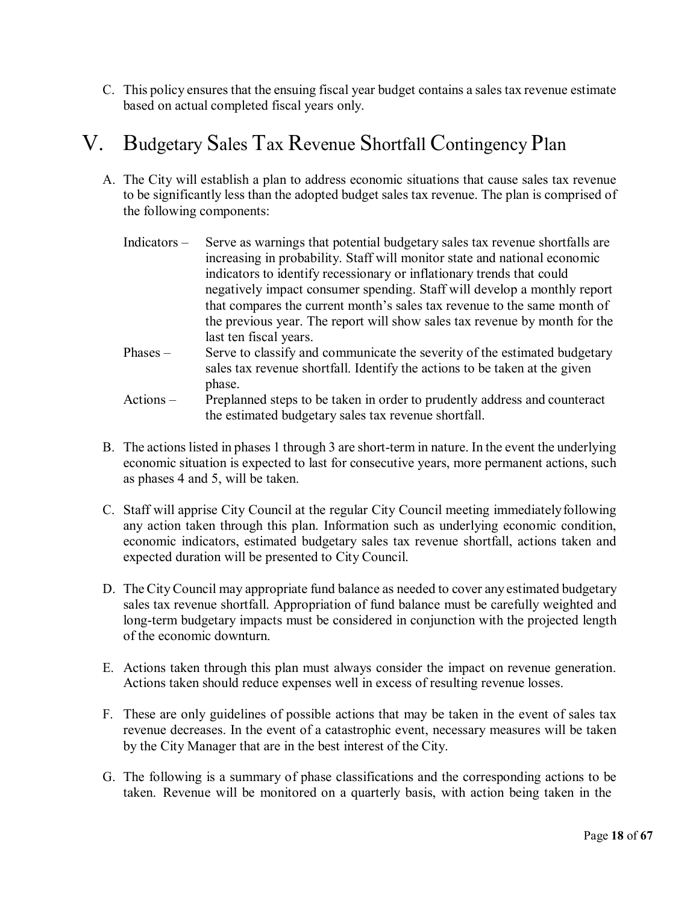C. This policy ensures that the ensuing fiscal year budget contains a sales tax revenue estimate based on actual completed fiscal years only.

# V. Budgetary Sales Tax Revenue Shortfall Contingency Plan

A. The City will establish a plan to address economic situations that cause sales tax revenue to be significantly less than the adopted budget sales tax revenue. The plan is comprised of the following components:

   Indicators – Serve as warnings that potential budgetary sales tax revenue shortfalls are increasing in probability. Staff will monitor state and national economic indicators to identify recessionary or inflationary trends that could negatively impact consumer spending. Staff will develop a monthly report that compares the current month's sales tax revenue to the same month of the previous year. The report will show sales tax revenue by month for the last ten fiscal years.

   Phases – Serve to classify and communicate the severity of the estimated budgetary sales tax revenue shortfall. Identify the actions to be taken at the given phase.

   Actions – Preplanned steps to be taken in order to prudently address and counteract the estimated budgetary sales tax revenue shortfall.

B. The actions listed in phases 1 through 3 are short-term in nature. In the event the underlying economic situation is expected to last for consecutive years, more permanent actions, such as phases 4 and 5, will be taken.

C. Staff will apprise City Council at the regular City Council meeting immediately following any action taken through this plan. Information such as underlying economic condition, economic indicators, estimated budgetary sales tax revenue shortfall, actions taken and expected duration will be presented to City Council.

D. The City Council may appropriate fund balance as needed to cover any estimated budgetary sales tax revenue shortfall. Appropriation of fund balance must be carefully weighted and long-term budgetary impacts must be considered in conjunction with the projected length of the economic downturn.

E. Actions taken through this plan must always consider the impact on revenue generation. Actions taken should reduce expenses well in excess of resulting revenue losses.

F. These are only guidelines of possible actions that may be taken in the event of sales tax revenue decreases. In the event of a catastrophic event, necessary measures will be taken by the City Manager that are in the best interest of the City.

G. The following is a summary of phase classifications and the corresponding actions to be taken. Revenue will be monitored on a quarterly basis, with action being taken in the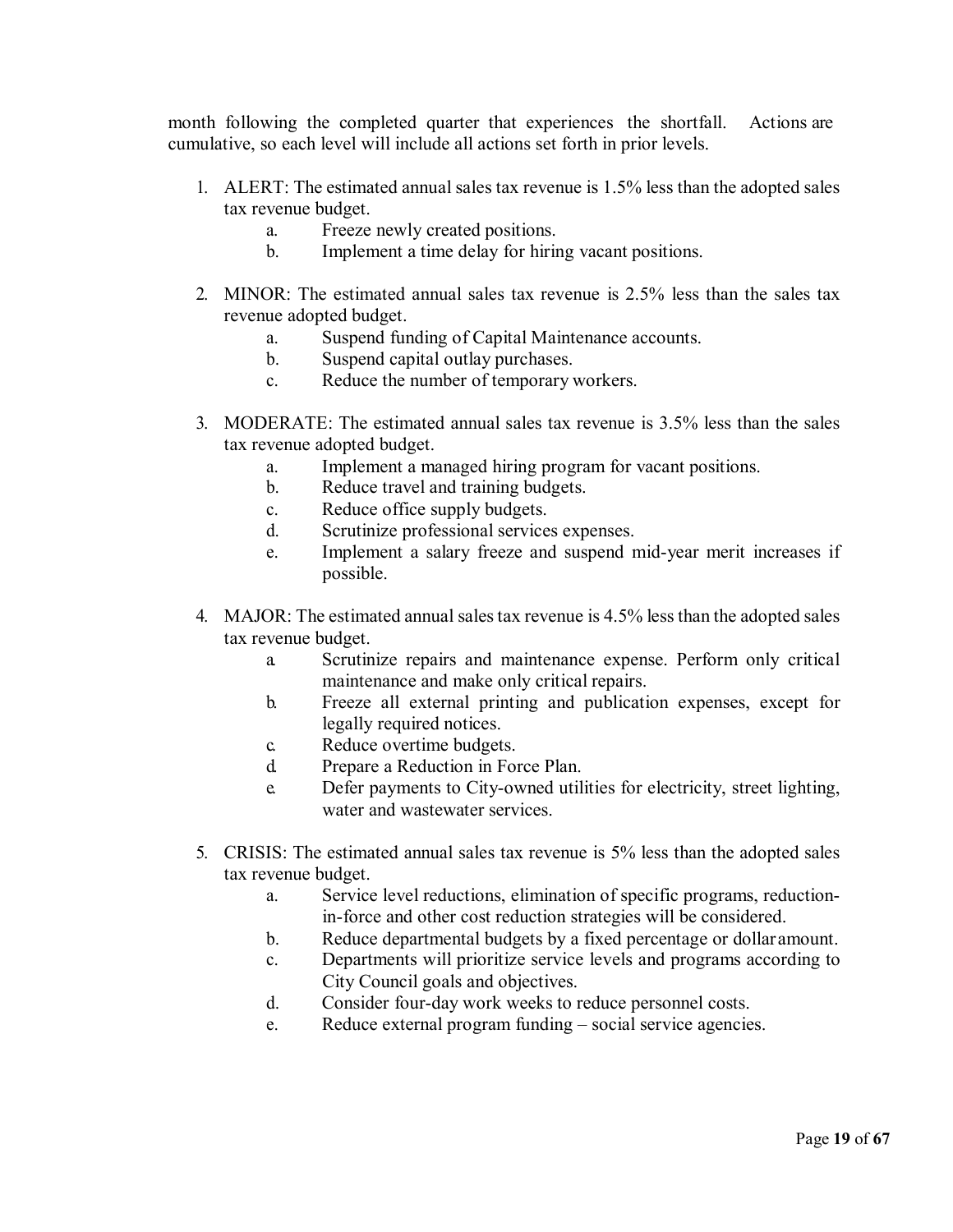month following the completed quarter that experiences the shortfall. Actions are cumulative, so each level will include all actions set forth in prior levels.

1. ALERT: The estimated annual sales tax revenue is 1.5% less than the adopted sales tax revenue budget.
   a. Freeze newly created positions.
   b. Implement a time delay for hiring vacant positions.

2. MINOR: The estimated annual sales tax revenue is 2.5% less than the sales tax revenue adopted budget.
   a. Suspend funding of Capital Maintenance accounts.
   b. Suspend capital outlay purchases.
   c. Reduce the number of temporary workers.

3. MODERATE: The estimated annual sales tax revenue is 3.5% less than the sales tax revenue adopted budget.
   a. Implement a managed hiring program for vacant positions.
   b. Reduce travel and training budgets.
   c. Reduce office supply budgets.
   d. Scrutinize professional services expenses.
   e. Implement a salary freeze and suspend mid-year merit increases if possible.

4. MAJOR: The estimated annual sales tax revenue is 4.5% less than the adopted sales tax revenue budget.
   a. Scrutinize repairs and maintenance expense. Perform only critical maintenance and make only critical repairs.
   b. Freeze all external printing and publication expenses, except for legally required notices.
   c. Reduce overtime budgets.
   d. Prepare a Reduction in Force Plan.
   e. Defer payments to City-owned utilities for electricity, street lighting, water and wastewater services.

5. CRISIS: The estimated annual sales tax revenue is 5% less than the adopted sales tax revenue budget.
   a. Service level reductions, elimination of specific programs, reduction-in-force and other cost reduction strategies will be considered.
   b. Reduce departmental budgets by a fixed percentage or dollar amount.
   c. Departments will prioritize service levels and programs according to City Council goals and objectives.
   d. Consider four-day work weeks to reduce personnel costs.
   e. Reduce external program funding – social service agencies.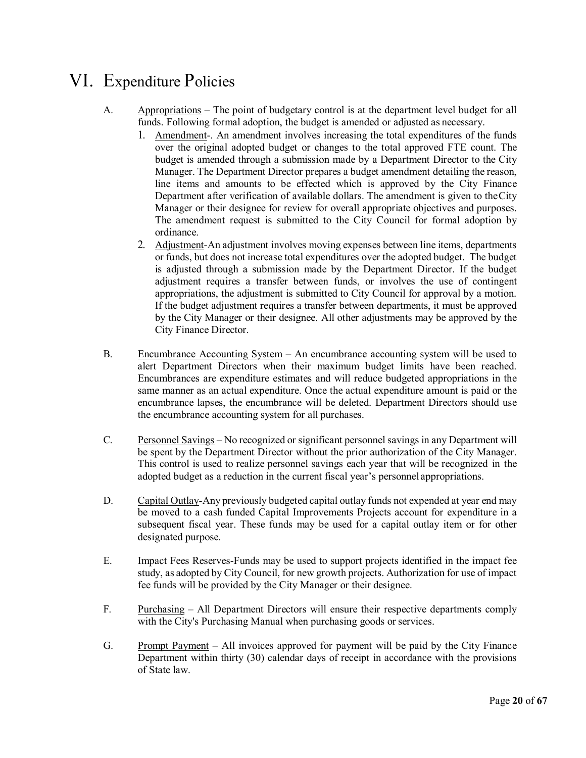# VI. Expenditure Policies

A. Appropriations – The point of budgetary control is at the department level budget for all funds. Following formal adoption, the budget is amended or adjusted as necessary.

1. Amendment-. An amendment involves increasing the total expenditures of the funds over the original adopted budget or changes to the total approved FTE count. The budget is amended through a submission made by a Department Director to the City Manager. The Department Director prepares a budget amendment detailing the reason, line items and amounts to be effected which is approved by the City Finance Department after verification of available dollars. The amendment is given to the City Manager or their designee for review for overall appropriate objectives and purposes. The amendment request is submitted to the City Council for formal adoption by ordinance.
2. Adjustment-An adjustment involves moving expenses between line items, departments or funds, but does not increase total expenditures over the adopted budget. The budget is adjusted through a submission made by the Department Director. If the budget adjustment requires a transfer between funds, or involves the use of contingent appropriations, the adjustment is submitted to City Council for approval by a motion. If the budget adjustment requires a transfer between departments, it must be approved by the City Manager or their designee. All other adjustments may be approved by the City Finance Director.

B. Encumbrance Accounting System – An encumbrance accounting system will be used to alert Department Directors when their maximum budget limits have been reached. Encumbrances are expenditure estimates and will reduce budgeted appropriations in the same manner as an actual expenditure. Once the actual expenditure amount is paid or the encumbrance lapses, the encumbrance will be deleted. Department Directors should use the encumbrance accounting system for all purchases.

C. Personnel Savings – No recognized or significant personnel savings in any Department will be spent by the Department Director without the prior authorization of the City Manager. This control is used to realize personnel savings each year that will be recognized in the adopted budget as a reduction in the current fiscal year's personnel appropriations.

D. Capital Outlay-Any previously budgeted capital outlay funds not expended at year end may be moved to a cash funded Capital Improvements Projects account for expenditure in a subsequent fiscal year. These funds may be used for a capital outlay item or for other designated purpose.

E. Impact Fees Reserves-Funds may be used to support projects identified in the impact fee study, as adopted by City Council, for new growth projects. Authorization for use of impact fee funds will be provided by the City Manager or their designee.

F. Purchasing – All Department Directors will ensure their respective departments comply with the City's Purchasing Manual when purchasing goods or services.

G. Prompt Payment – All invoices approved for payment will be paid by the City Finance Department within thirty (30) calendar days of receipt in accordance with the provisions of State law.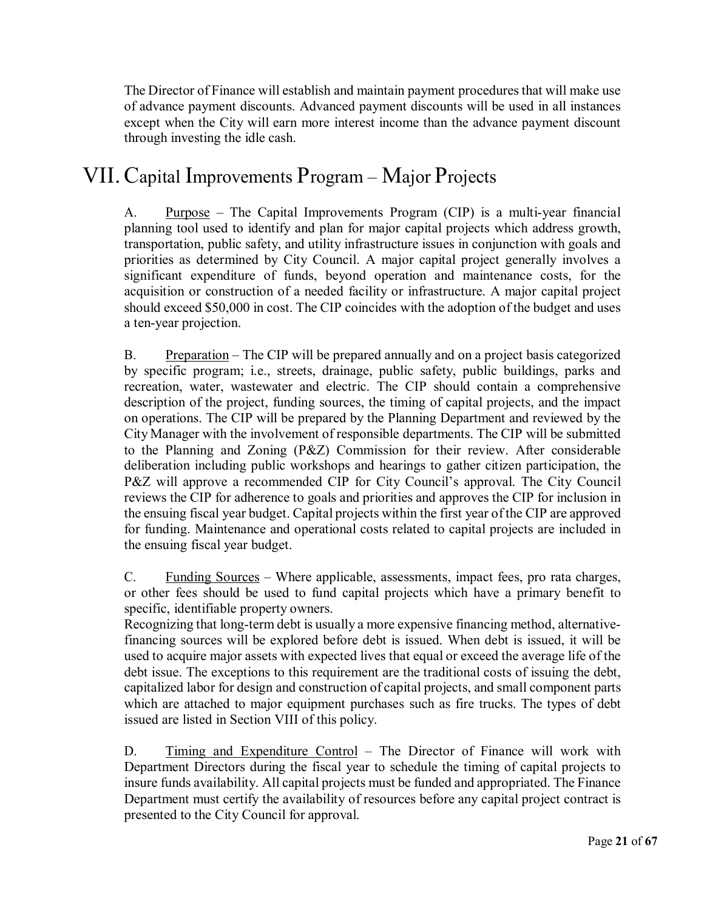The Director of Finance will establish and maintain payment procedures that will make use of advance payment discounts. Advanced payment discounts will be used in all instances except when the City will earn more interest income than the advance payment discount through investing the idle cash.

# VII. Capital Improvements Program – Major Projects

A. Purpose – The Capital Improvements Program (CIP) is a multi-year financial planning tool used to identify and plan for major capital projects which address growth, transportation, public safety, and utility infrastructure issues in conjunction with goals and priorities as determined by City Council. A major capital project generally involves a significant expenditure of funds, beyond operation and maintenance costs, for the acquisition or construction of a needed facility or infrastructure. A major capital project should exceed $50,000 in cost. The CIP coincides with the adoption of the budget and uses a ten-year projection.

B. Preparation – The CIP will be prepared annually and on a project basis categorized by specific program; i.e., streets, drainage, public safety, public buildings, parks and recreation, water, wastewater and electric. The CIP should contain a comprehensive description of the project, funding sources, the timing of capital projects, and the impact on operations. The CIP will be prepared by the Planning Department and reviewed by the City Manager with the involvement of responsible departments. The CIP will be submitted to the Planning and Zoning (P&Z) Commission for their review. After considerable deliberation including public workshops and hearings to gather citizen participation, the P&Z will approve a recommended CIP for City Council's approval. The City Council reviews the CIP for adherence to goals and priorities and approves the CIP for inclusion in the ensuing fiscal year budget. Capital projects within the first year of the CIP are approved for funding. Maintenance and operational costs related to capital projects are included in the ensuing fiscal year budget.

C. Funding Sources – Where applicable, assessments, impact fees, pro rata charges, or other fees should be used to fund capital projects which have a primary benefit to specific, identifiable property owners.
Recognizing that long-term debt is usually a more expensive financing method, alternative-financing sources will be explored before debt is issued. When debt is issued, it will be used to acquire major assets with expected lives that equal or exceed the average life of the debt issue. The exceptions to this requirement are the traditional costs of issuing the debt, capitalized labor for design and construction of capital projects, and small component parts which are attached to major equipment purchases such as fire trucks. The types of debt issued are listed in Section VIII of this policy.

D. Timing and Expenditure Control – The Director of Finance will work with Department Directors during the fiscal year to schedule the timing of capital projects to insure funds availability. All capital projects must be funded and appropriated. The Finance Department must certify the availability of resources before any capital project contract is presented to the City Council for approval.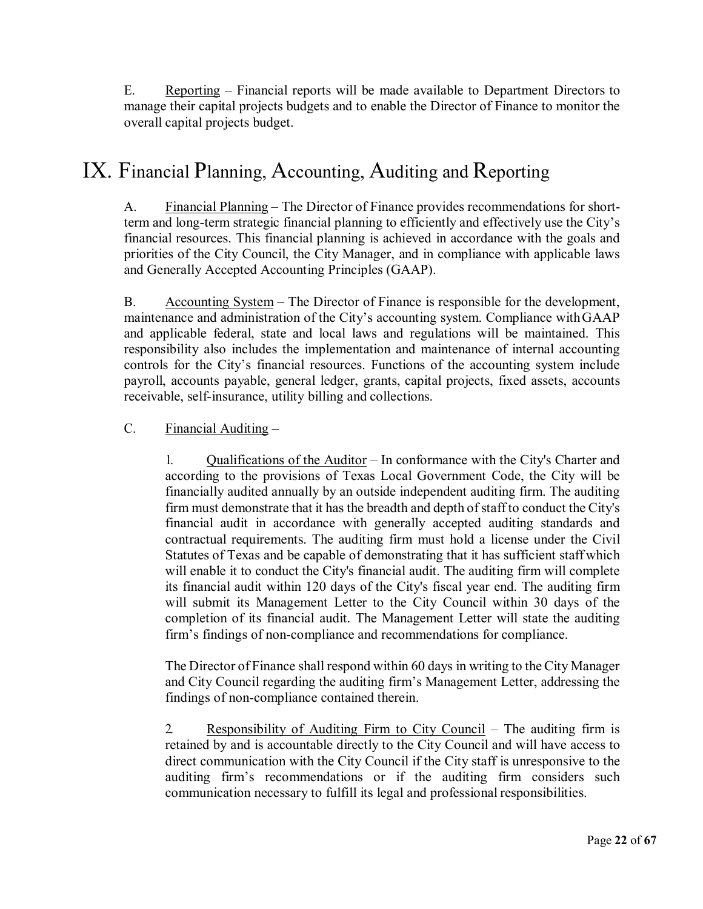E. Reporting – Financial reports will be made available to Department Directors to manage their capital projects budgets and to enable the Director of Finance to monitor the overall capital projects budget.

# IX. Financial Planning, Accounting, Auditing and Reporting

A. Financial Planning – The Director of Finance provides recommendations for short-term and long-term strategic financial planning to efficiently and effectively use the City's financial resources. This financial planning is achieved in accordance with the goals and priorities of the City Council, the City Manager, and in compliance with applicable laws and Generally Accepted Accounting Principles (GAAP).

B. Accounting System – The Director of Finance is responsible for the development, maintenance and administration of the City's accounting system. Compliance with GAAP and applicable federal, state and local laws and regulations will be maintained. This responsibility also includes the implementation and maintenance of internal accounting controls for the City's financial resources. Functions of the accounting system include payroll, accounts payable, general ledger, grants, capital projects, fixed assets, accounts receivable, self-insurance, utility billing and collections.

C. Financial Auditing –

1. Qualifications of the Auditor – In conformance with the City's Charter and according to the provisions of Texas Local Government Code, the City will be financially audited annually by an outside independent auditing firm. The auditing firm must demonstrate that it has the breadth and depth of staff to conduct the City's financial audit in accordance with generally accepted auditing standards and contractual requirements. The auditing firm must hold a license under the Civil Statutes of Texas and be capable of demonstrating that it has sufficient staff which will enable it to conduct the City's financial audit. The auditing firm will complete its financial audit within 120 days of the City's fiscal year end. The auditing firm will submit its Management Letter to the City Council within 30 days of the completion of its financial audit. The Management Letter will state the auditing firm's findings of non-compliance and recommendations for compliance.

The Director of Finance shall respond within 60 days in writing to the City Manager and City Council regarding the auditing firm's Management Letter, addressing the findings of non-compliance contained therein.

2. Responsibility of Auditing Firm to City Council – The auditing firm is retained by and is accountable directly to the City Council and will have access to direct communication with the City Council if the City staff is unresponsive to the auditing firm's recommendations or if the auditing firm considers such communication necessary to fulfill its legal and professional responsibilities.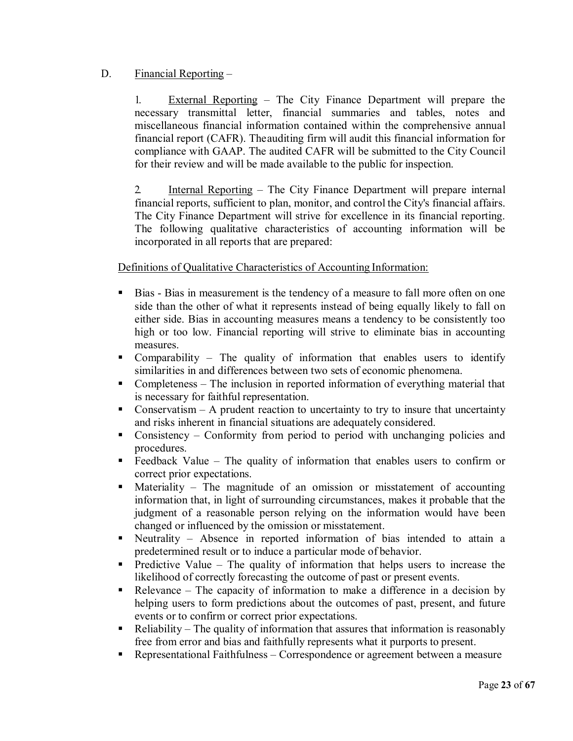D. Financial Reporting –

1. External Reporting – The City Finance Department will prepare the necessary transmittal letter, financial summaries and tables, notes and miscellaneous financial information contained within the comprehensive annual financial report (CAFR). The auditing firm will audit this financial information for compliance with GAAP. The audited CAFR will be submitted to the City Council for their review and will be made available to the public for inspection.

2. Internal Reporting – The City Finance Department will prepare internal financial reports, sufficient to plan, monitor, and control the City's financial affairs. The City Finance Department will strive for excellence in its financial reporting. The following qualitative characteristics of accounting information will be incorporated in all reports that are prepared:

Definitions of Qualitative Characteristics of Accounting Information:

- Bias - Bias in measurement is the tendency of a measure to fall more often on one side than the other of what it represents instead of being equally likely to fall on either side. Bias in accounting measures means a tendency to be consistently too high or too low. Financial reporting will strive to eliminate bias in accounting measures.
- Comparability – The quality of information that enables users to identify similarities in and differences between two sets of economic phenomena.
- Completeness – The inclusion in reported information of everything material that is necessary for faithful representation.
- Conservatism – A prudent reaction to uncertainty to try to insure that uncertainty and risks inherent in financial situations are adequately considered.
- Consistency – Conformity from period to period with unchanging policies and procedures.
- Feedback Value – The quality of information that enables users to confirm or correct prior expectations.
- Materiality – The magnitude of an omission or misstatement of accounting information that, in light of surrounding circumstances, makes it probable that the judgment of a reasonable person relying on the information would have been changed or influenced by the omission or misstatement.
- Neutrality – Absence in reported information of bias intended to attain a predetermined result or to induce a particular mode of behavior.
- Predictive Value – The quality of information that helps users to increase the likelihood of correctly forecasting the outcome of past or present events.
- Relevance – The capacity of information to make a difference in a decision by helping users to form predictions about the outcomes of past, present, and future events or to confirm or correct prior expectations.
- Reliability – The quality of information that assures that information is reasonably free from error and bias and faithfully represents what it purports to present.
- Representational Faithfulness – Correspondence or agreement between a measure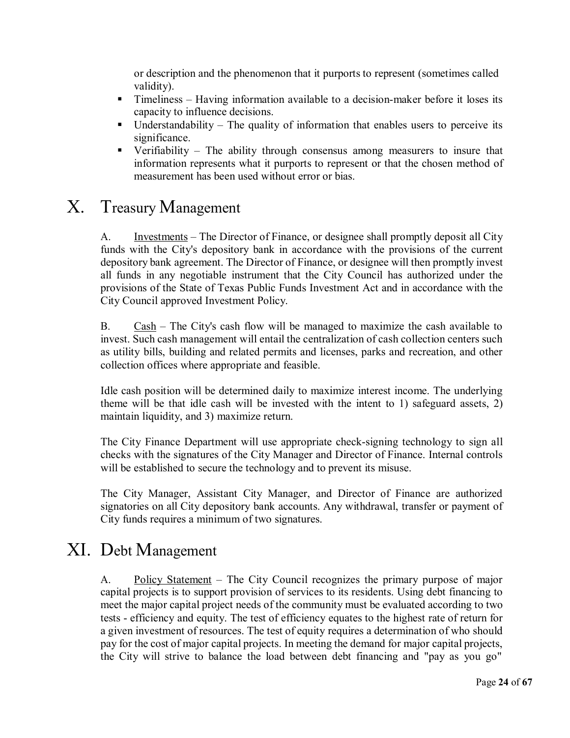or description and the phenomenon that it purports to represent (sometimes called validity).

- Timeliness – Having information available to a decision-maker before it loses its capacity to influence decisions.
- Understandability – The quality of information that enables users to perceive its significance.
- Verifiability – The ability through consensus among measurers to insure that information represents what it purports to represent or that the chosen method of measurement has been used without error or bias.

# X. Treasury Management

A. Investments – The Director of Finance, or designee shall promptly deposit all City funds with the City's depository bank in accordance with the provisions of the current depository bank agreement. The Director of Finance, or designee will then promptly invest all funds in any negotiable instrument that the City Council has authorized under the provisions of the State of Texas Public Funds Investment Act and in accordance with the City Council approved Investment Policy.

B. Cash – The City's cash flow will be managed to maximize the cash available to invest. Such cash management will entail the centralization of cash collection centers such as utility bills, building and related permits and licenses, parks and recreation, and other collection offices where appropriate and feasible.

Idle cash position will be determined daily to maximize interest income. The underlying theme will be that idle cash will be invested with the intent to 1) safeguard assets, 2) maintain liquidity, and 3) maximize return.

The City Finance Department will use appropriate check-signing technology to sign all checks with the signatures of the City Manager and Director of Finance. Internal controls will be established to secure the technology and to prevent its misuse.

The City Manager, Assistant City Manager, and Director of Finance are authorized signatories on all City depository bank accounts. Any withdrawal, transfer or payment of City funds requires a minimum of two signatures.

# XI. Debt Management

A. Policy Statement – The City Council recognizes the primary purpose of major capital projects is to support provision of services to its residents. Using debt financing to meet the major capital project needs of the community must be evaluated according to two tests - efficiency and equity. The test of efficiency equates to the highest rate of return for a given investment of resources. The test of equity requires a determination of who should pay for the cost of major capital projects. In meeting the demand for major capital projects, the City will strive to balance the load between debt financing and "pay as you go"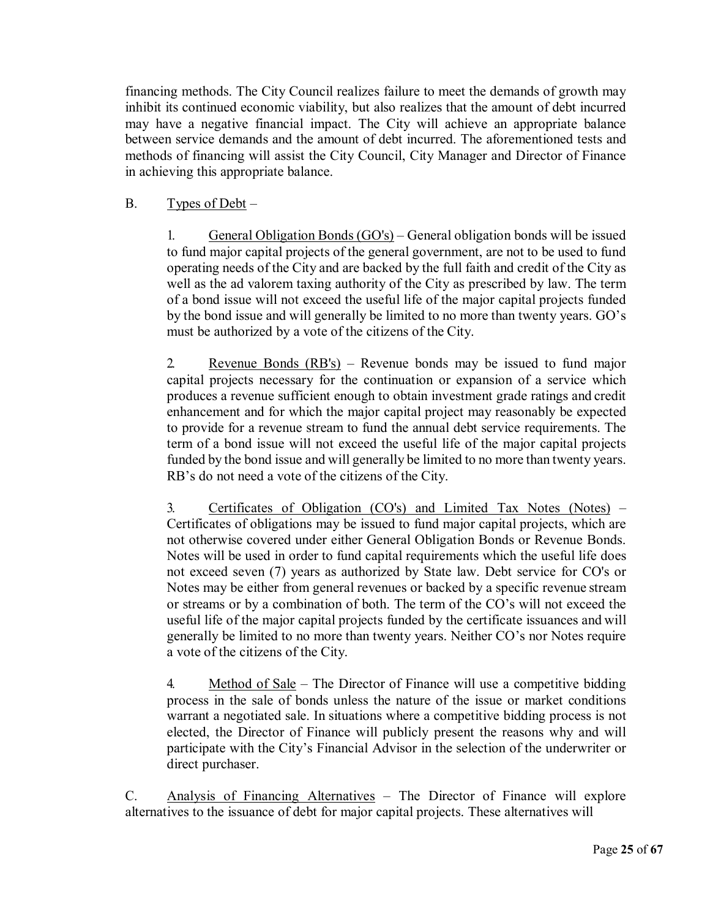financing methods. The City Council realizes failure to meet the demands of growth may inhibit its continued economic viability, but also realizes that the amount of debt incurred may have a negative financial impact. The City will achieve an appropriate balance between service demands and the amount of debt incurred. The aforementioned tests and methods of financing will assist the City Council, City Manager and Director of Finance in achieving this appropriate balance.

B. Types of Debt –

1. General Obligation Bonds (GO's) – General obligation bonds will be issued to fund major capital projects of the general government, are not to be used to fund operating needs of the City and are backed by the full faith and credit of the City as well as the ad valorem taxing authority of the City as prescribed by law. The term of a bond issue will not exceed the useful life of the major capital projects funded by the bond issue and will generally be limited to no more than twenty years. GO's must be authorized by a vote of the citizens of the City.

2. Revenue Bonds (RB's) – Revenue bonds may be issued to fund major capital projects necessary for the continuation or expansion of a service which produces a revenue sufficient enough to obtain investment grade ratings and credit enhancement and for which the major capital project may reasonably be expected to provide for a revenue stream to fund the annual debt service requirements. The term of a bond issue will not exceed the useful life of the major capital projects funded by the bond issue and will generally be limited to no more than twenty years. RB's do not need a vote of the citizens of the City.

3. Certificates of Obligation (CO's) and Limited Tax Notes (Notes) – Certificates of obligations may be issued to fund major capital projects, which are not otherwise covered under either General Obligation Bonds or Revenue Bonds. Notes will be used in order to fund capital requirements which the useful life does not exceed seven (7) years as authorized by State law. Debt service for CO's or Notes may be either from general revenues or backed by a specific revenue stream or streams or by a combination of both. The term of the CO's will not exceed the useful life of the major capital projects funded by the certificate issuances and will generally be limited to no more than twenty years. Neither CO's nor Notes require a vote of the citizens of the City.

4. Method of Sale – The Director of Finance will use a competitive bidding process in the sale of bonds unless the nature of the issue or market conditions warrant a negotiated sale. In situations where a competitive bidding process is not elected, the Director of Finance will publicly present the reasons why and will participate with the City's Financial Advisor in the selection of the underwriter or direct purchaser.

C. Analysis of Financing Alternatives – The Director of Finance will explore alternatives to the issuance of debt for major capital projects. These alternatives will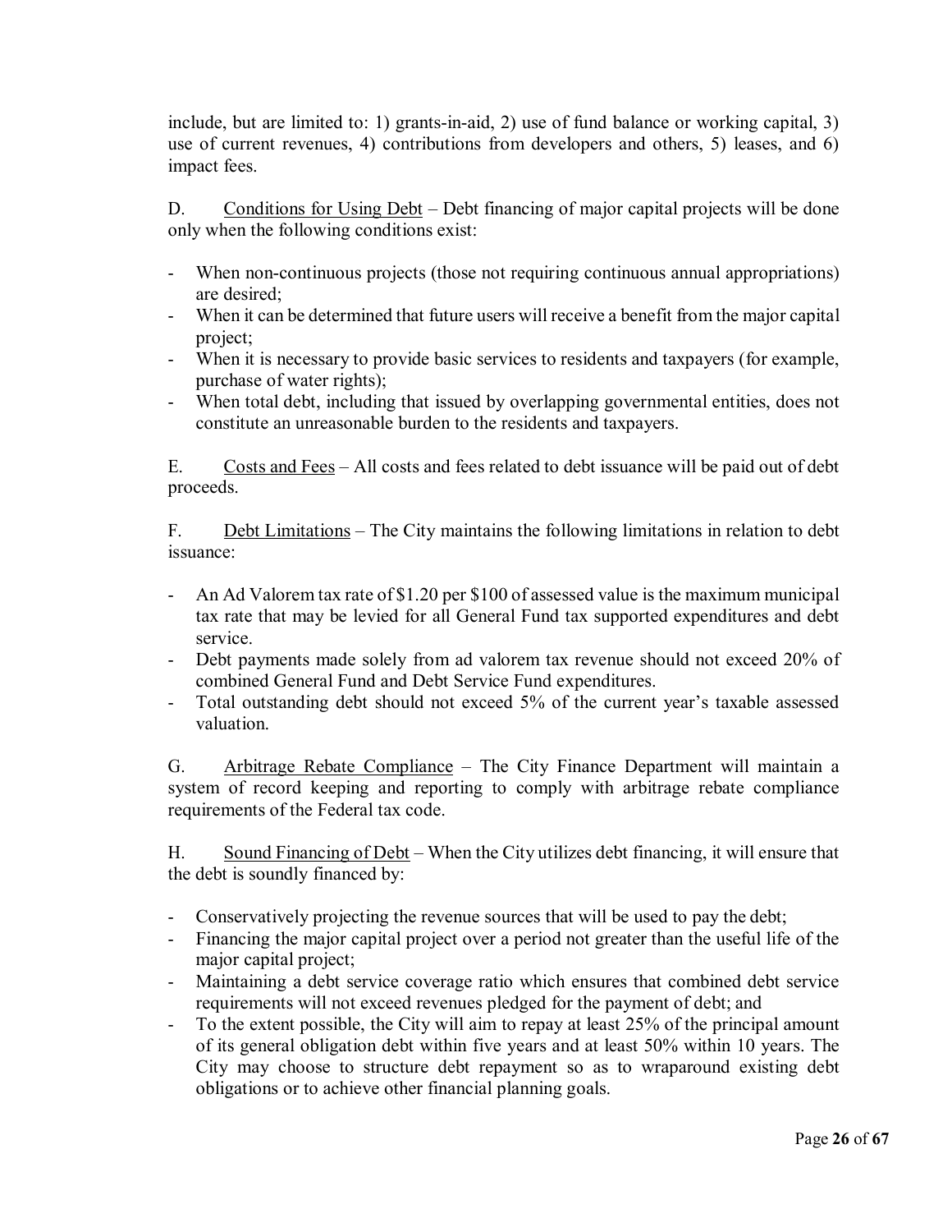include, but are limited to: 1) grants-in-aid, 2) use of fund balance or working capital, 3) use of current revenues, 4) contributions from developers and others, 5) leases, and 6) impact fees.

D. Conditions for Using Debt – Debt financing of major capital projects will be done only when the following conditions exist:

- When non-continuous projects (those not requiring continuous annual appropriations) are desired;
- When it can be determined that future users will receive a benefit from the major capital project;
- When it is necessary to provide basic services to residents and taxpayers (for example, purchase of water rights);
- When total debt, including that issued by overlapping governmental entities, does not constitute an unreasonable burden to the residents and taxpayers.

E. Costs and Fees – All costs and fees related to debt issuance will be paid out of debt proceeds.

F. Debt Limitations – The City maintains the following limitations in relation to debt issuance:

- An Ad Valorem tax rate of $1.20 per $100 of assessed value is the maximum municipal tax rate that may be levied for all General Fund tax supported expenditures and debt service.
- Debt payments made solely from ad valorem tax revenue should not exceed 20% of combined General Fund and Debt Service Fund expenditures.
- Total outstanding debt should not exceed 5% of the current year's taxable assessed valuation.

G. Arbitrage Rebate Compliance – The City Finance Department will maintain a system of record keeping and reporting to comply with arbitrage rebate compliance requirements of the Federal tax code.

H. Sound Financing of Debt – When the City utilizes debt financing, it will ensure that the debt is soundly financed by:

- Conservatively projecting the revenue sources that will be used to pay the debt;
- Financing the major capital project over a period not greater than the useful life of the major capital project;
- Maintaining a debt service coverage ratio which ensures that combined debt service requirements will not exceed revenues pledged for the payment of debt; and
- To the extent possible, the City will aim to repay at least 25% of the principal amount of its general obligation debt within five years and at least 50% within 10 years. The City may choose to structure debt repayment so as to wraparound existing debt obligations or to achieve other financial planning goals.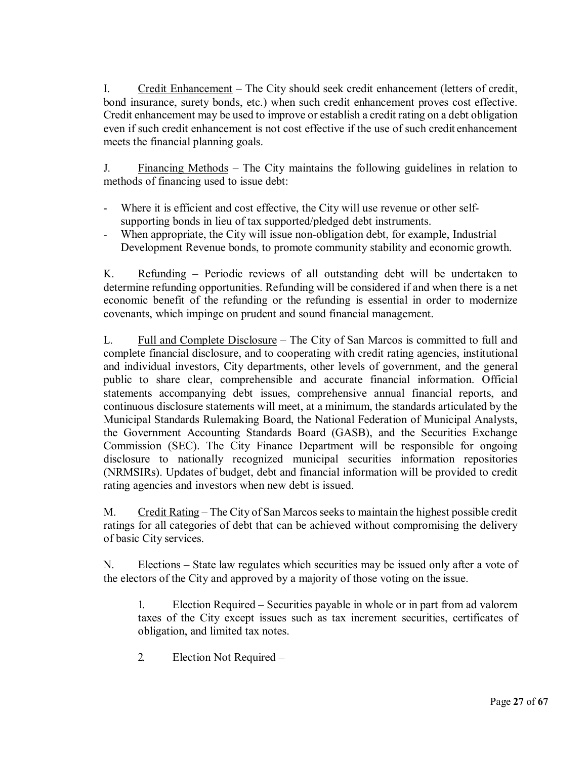I. Credit Enhancement – The City should seek credit enhancement (letters of credit, bond insurance, surety bonds, etc.) when such credit enhancement proves cost effective. Credit enhancement may be used to improve or establish a credit rating on a debt obligation even if such credit enhancement is not cost effective if the use of such credit enhancement meets the financial planning goals.

J. Financing Methods – The City maintains the following guidelines in relation to methods of financing used to issue debt:

- Where it is efficient and cost effective, the City will use revenue or other self-supporting bonds in lieu of tax supported/pledged debt instruments.
- When appropriate, the City will issue non-obligation debt, for example, Industrial Development Revenue bonds, to promote community stability and economic growth.

K. Refunding – Periodic reviews of all outstanding debt will be undertaken to determine refunding opportunities. Refunding will be considered if and when there is a net economic benefit of the refunding or the refunding is essential in order to modernize covenants, which impinge on prudent and sound financial management.

L. Full and Complete Disclosure – The City of San Marcos is committed to full and complete financial disclosure, and to cooperating with credit rating agencies, institutional and individual investors, City departments, other levels of government, and the general public to share clear, comprehensible and accurate financial information. Official statements accompanying debt issues, comprehensive annual financial reports, and continuous disclosure statements will meet, at a minimum, the standards articulated by the Municipal Standards Rulemaking Board, the National Federation of Municipal Analysts, the Government Accounting Standards Board (GASB), and the Securities Exchange Commission (SEC). The City Finance Department will be responsible for ongoing disclosure to nationally recognized municipal securities information repositories (NRMSIRs). Updates of budget, debt and financial information will be provided to credit rating agencies and investors when new debt is issued.

M. Credit Rating – The City of San Marcos seeks to maintain the highest possible credit ratings for all categories of debt that can be achieved without compromising the delivery of basic City services.

N. Elections – State law regulates which securities may be issued only after a vote of the electors of the City and approved by a majority of those voting on the issue.

1. Election Required – Securities payable in whole or in part from ad valorem taxes of the City except issues such as tax increment securities, certificates of obligation, and limited tax notes.

2. Election Not Required –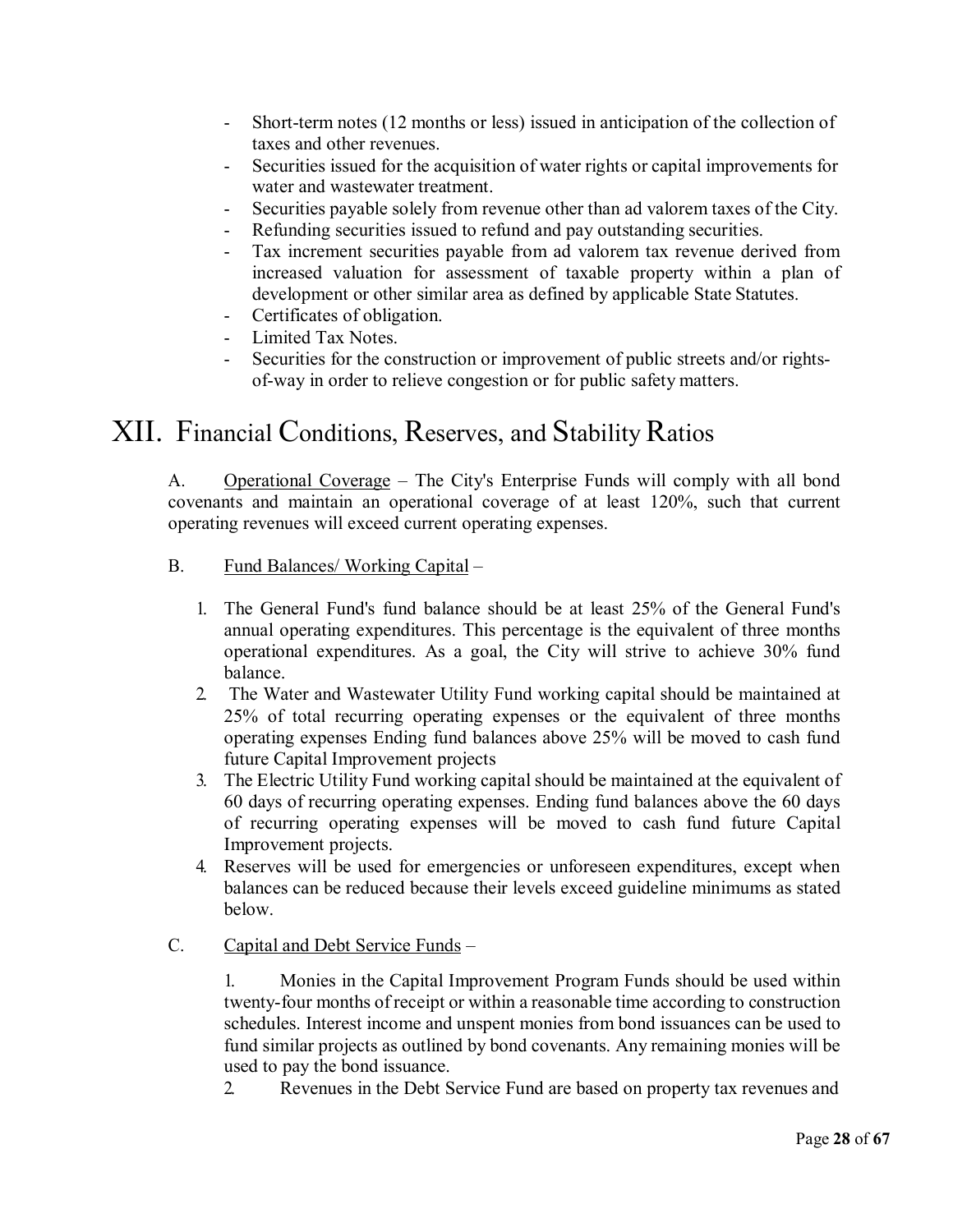- Short-term notes (12 months or less) issued in anticipation of the collection of taxes and other revenues.
- Securities issued for the acquisition of water rights or capital improvements for water and wastewater treatment.
- Securities payable solely from revenue other than ad valorem taxes of the City.
- Refunding securities issued to refund and pay outstanding securities.
- Tax increment securities payable from ad valorem tax revenue derived from increased valuation for assessment of taxable property within a plan of development or other similar area as defined by applicable State Statutes.
- Certificates of obligation.
- Limited Tax Notes.
- Securities for the construction or improvement of public streets and/or rights-of-way in order to relieve congestion or for public safety matters.

# XII. Financial Conditions, Reserves, and Stability Ratios

A. Operational Coverage – The City's Enterprise Funds will comply with all bond covenants and maintain an operational coverage of at least 120%, such that current operating revenues will exceed current operating expenses.

B. Fund Balances/ Working Capital –

1. The General Fund's fund balance should be at least 25% of the General Fund's annual operating expenditures. This percentage is the equivalent of three months operational expenditures. As a goal, the City will strive to achieve 30% fund balance.
2. The Water and Wastewater Utility Fund working capital should be maintained at 25% of total recurring operating expenses or the equivalent of three months operating expenses Ending fund balances above 25% will be moved to cash fund future Capital Improvement projects
3. The Electric Utility Fund working capital should be maintained at the equivalent of 60 days of recurring operating expenses. Ending fund balances above the 60 days of recurring operating expenses will be moved to cash fund future Capital Improvement projects.
4. Reserves will be used for emergencies or unforeseen expenditures, except when balances can be reduced because their levels exceed guideline minimums as stated below.

C. Capital and Debt Service Funds –

1. Monies in the Capital Improvement Program Funds should be used within twenty-four months of receipt or within a reasonable time according to construction schedules. Interest income and unspent monies from bond issuances can be used to fund similar projects as outlined by bond covenants. Any remaining monies will be used to pay the bond issuance.
2. Revenues in the Debt Service Fund are based on property tax revenues and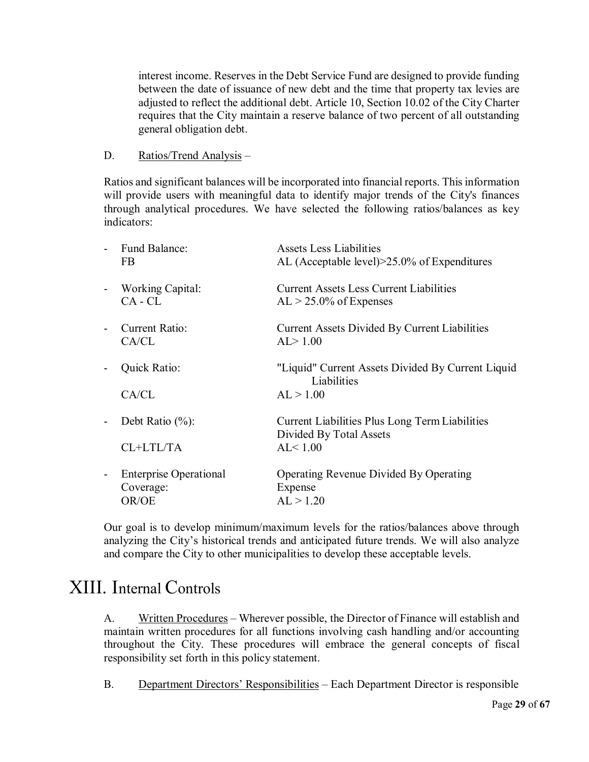interest income. Reserves in the Debt Service Fund are designed to provide funding between the date of issuance of new debt and the time that property tax levies are adjusted to reflect the additional debt. Article 10, Section 10.02 of the City Charter requires that the City maintain a reserve balance of two percent of all outstanding general obligation debt.

D. Ratios/Trend Analysis –

Ratios and significant balances will be incorporated into financial reports. This information will provide users with meaningful data to identify major trends of the City's finances through analytical procedures. We have selected the following ratios/balances as key indicators:

- Fund Balance: FB — Assets Less Liabilities; AL (Acceptable level)>25.0% of Expenditures
- Working Capital: CA - CL — Current Assets Less Current Liabilities; AL > 25.0% of Expenses
- Current Ratio: CA/CL — Current Assets Divided By Current Liabilities; AL> 1.00
- Quick Ratio: CA/CL — "Liquid" Current Assets Divided By Current Liquid Liabilities; AL > 1.00
- Debt Ratio (%): CL+LTL/TA — Current Liabilities Plus Long Term Liabilities Divided By Total Assets; AL< 1.00
- Enterprise Operational Coverage: OR/OE — Operating Revenue Divided By Operating Expense; AL > 1.20

Our goal is to develop minimum/maximum levels for the ratios/balances above through analyzing the City's historical trends and anticipated future trends. We will also analyze and compare the City to other municipalities to develop these acceptable levels.

# XIII. Internal Controls

A. Written Procedures – Wherever possible, the Director of Finance will establish and maintain written procedures for all functions involving cash handling and/or accounting throughout the City. These procedures will embrace the general concepts of fiscal responsibility set forth in this policy statement.

B. Department Directors' Responsibilities – Each Department Director is responsible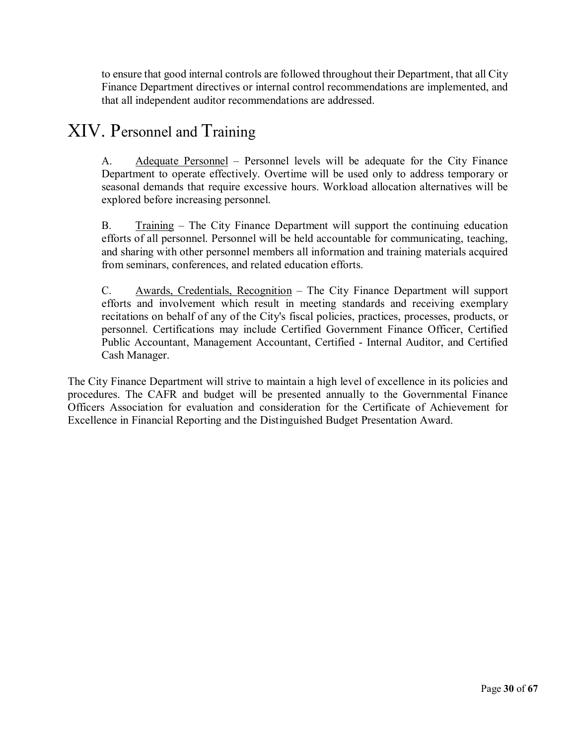to ensure that good internal controls are followed throughout their Department, that all City Finance Department directives or internal control recommendations are implemented, and that all independent auditor recommendations are addressed.

# XIV. Personnel and Training

A. Adequate Personnel – Personnel levels will be adequate for the City Finance Department to operate effectively. Overtime will be used only to address temporary or seasonal demands that require excessive hours. Workload allocation alternatives will be explored before increasing personnel.

B. Training – The City Finance Department will support the continuing education efforts of all personnel. Personnel will be held accountable for communicating, teaching, and sharing with other personnel members all information and training materials acquired from seminars, conferences, and related education efforts.

C. Awards, Credentials, Recognition – The City Finance Department will support efforts and involvement which result in meeting standards and receiving exemplary recitations on behalf of any of the City's fiscal policies, practices, processes, products, or personnel. Certifications may include Certified Government Finance Officer, Certified Public Accountant, Management Accountant, Certified - Internal Auditor, and Certified Cash Manager.

The City Finance Department will strive to maintain a high level of excellence in its policies and procedures. The CAFR and budget will be presented annually to the Governmental Finance Officers Association for evaluation and consideration for the Certificate of Achievement for Excellence in Financial Reporting and the Distinguished Budget Presentation Award.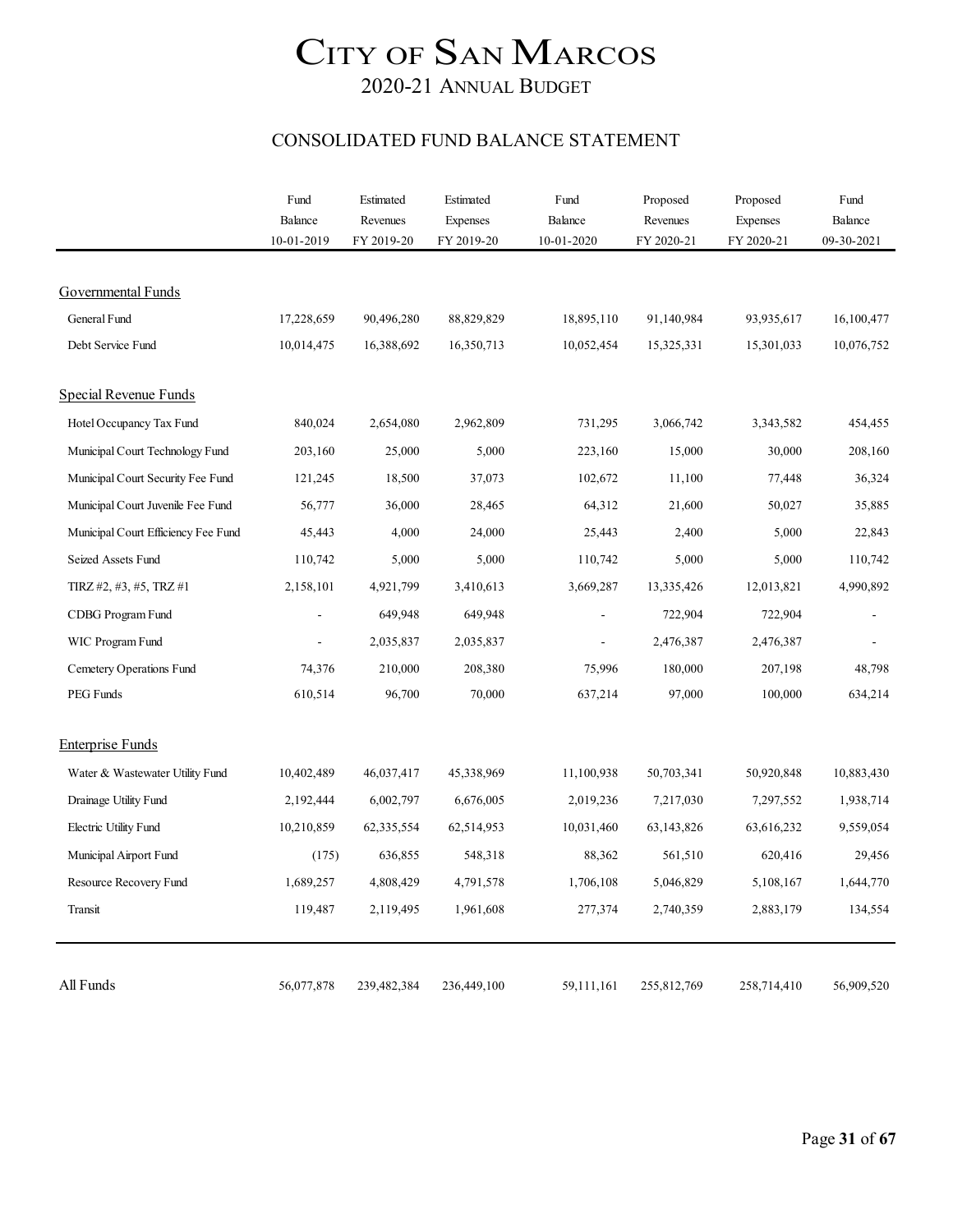# CITY OF SAN MARCOS

## 2020-21 ANNUAL BUDGET

### CONSOLIDATED FUND BALANCE STATEMENT

| | Fund Balance 10-01-2019 | Estimated Revenues FY 2019-20 | Estimated Expenses FY 2019-20 | Fund Balance 10-01-2020 | Proposed Revenues FY 2020-21 | Proposed Expenses FY 2020-21 | Fund Balance 09-30-2021 |
|---|---|---|---|---|---|---|---|
| **Governmental Funds** | | | | | | | |
| General Fund | 17,228,659 | 90,496,280 | 88,829,829 | 18,895,110 | 91,140,984 | 93,935,617 | 16,100,477 |
| Debt Service Fund | 10,014,475 | 16,388,692 | 16,350,713 | 10,052,454 | 15,325,331 | 15,301,033 | 10,076,752 |
| **Special Revenue Funds** | | | | | | | |
| Hotel Occupancy Tax Fund | 840,024 | 2,654,080 | 2,962,809 | 731,295 | 3,066,742 | 3,343,582 | 454,455 |
| Municipal Court Technology Fund | 203,160 | 25,000 | 5,000 | 223,160 | 15,000 | 30,000 | 208,160 |
| Municipal Court Security Fee Fund | 121,245 | 18,500 | 37,073 | 102,672 | 11,100 | 77,448 | 36,324 |
| Municipal Court Juvenile Fee Fund | 56,777 | 36,000 | 28,465 | 64,312 | 21,600 | 50,027 | 35,885 |
| Municipal Court Efficiency Fee Fund | 45,443 | 4,000 | 24,000 | 25,443 | 2,400 | 5,000 | 22,843 |
| Seized Assets Fund | 110,742 | 5,000 | 5,000 | 110,742 | 5,000 | 5,000 | 110,742 |
| TIRZ #2, #3, #5, TRZ #1 | 2,158,101 | 4,921,799 | 3,410,613 | 3,669,287 | 13,335,426 | 12,013,821 | 4,990,892 |
| CDBG Program Fund | - | 649,948 | 649,948 | - | 722,904 | 722,904 | - |
| WIC Program Fund | - | 2,035,837 | 2,035,837 | - | 2,476,387 | 2,476,387 | - |
| Cemetery Operations Fund | 74,376 | 210,000 | 208,380 | 75,996 | 180,000 | 207,198 | 48,798 |
| PEG Funds | 610,514 | 96,700 | 70,000 | 637,214 | 97,000 | 100,000 | 634,214 |
| **Enterprise Funds** | | | | | | | |
| Water & Wastewater Utility Fund | 10,402,489 | 46,037,417 | 45,338,969 | 11,100,938 | 50,703,341 | 50,920,848 | 10,883,430 |
| Drainage Utility Fund | 2,192,444 | 6,002,797 | 6,676,005 | 2,019,236 | 7,217,030 | 7,297,552 | 1,938,714 |
| Electric Utility Fund | 10,210,859 | 62,335,554 | 62,514,953 | 10,031,460 | 63,143,826 | 63,616,232 | 9,559,054 |
| Municipal Airport Fund | (175) | 636,855 | 548,318 | 88,362 | 561,510 | 620,416 | 29,456 |
| Resource Recovery Fund | 1,689,257 | 4,808,429 | 4,791,578 | 1,706,108 | 5,046,829 | 5,108,167 | 1,644,770 |
| Transit | 119,487 | 2,119,495 | 1,961,608 | 277,374 | 2,740,359 | 2,883,179 | 134,554 |
| All Funds | 56,077,878 | 239,482,384 | 236,449,100 | 59,111,161 | 255,812,769 | 258,714,410 | 56,909,520 |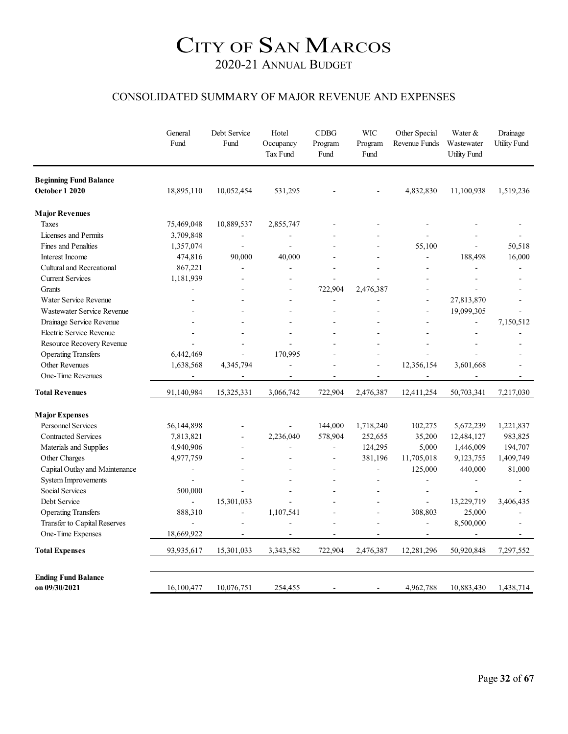# CITY OF SAN MARCOS

## 2020-21 ANNUAL BUDGET

### CONSOLIDATED SUMMARY OF MAJOR REVENUE AND EXPENSES

| | General Fund | Debt Service Fund | Hotel Occupancy Tax Fund | CDBG Program Fund | WIC Program Fund | Other Special Revenue Funds | Water & Wastewater Utility Fund | Drainage Utility Fund |
|---|---|---|---|---|---|---|---|---|
| **Beginning Fund Balance October 1 2020** | 18,895,110 | 10,052,454 | 531,295 | - | - | 4,832,830 | 11,100,938 | 1,519,236 |
| **Major Revenues** | | | | | | | | |
| Taxes | 75,469,048 | 10,889,537 | 2,855,747 | - | - | - | - | - |
| Licenses and Permits | 3,709,848 | - | - | - | - | - | - | - |
| Fines and Penalties | 1,357,074 | - | - | - | - | 55,100 | - | 50,518 |
| Interest Income | 474,816 | 90,000 | 40,000 | - | - | - | 188,498 | 16,000 |
| Cultural and Recreational | 867,221 | - | - | - | - | - | - | - |
| Current Services | 1,181,939 | - | - | - | - | - | - | - |
| Grants | - | - | - | 722,904 | 2,476,387 | - | - | - |
| Water Service Revenue | - | - | - | - | - | - | 27,813,870 | - |
| Wastewater Service Revenue | - | - | - | - | - | - | 19,099,305 | - |
| Drainage Service Revenue | - | - | - | - | - | - | - | 7,150,512 |
| Electric Service Revenue | - | - | - | - | - | - | - | - |
| Resource Recovery Revenue | - | - | - | - | - | - | - | - |
| Operating Transfers | 6,442,469 | - | 170,995 | - | - | - | - | - |
| Other Revenues | 1,638,568 | 4,345,794 | - | - | - | 12,356,154 | 3,601,668 | - |
| One-Time Revenues | - | - | - | - | - | - | - | - |
| **Total Revenues** | 91,140,984 | 15,325,331 | 3,066,742 | 722,904 | 2,476,387 | 12,411,254 | 50,703,341 | 7,217,030 |
| **Major Expenses** | | | | | | | | |
| Personnel Services | 56,144,898 | - | - | 144,000 | 1,718,240 | 102,275 | 5,672,239 | 1,221,837 |
| Contracted Services | 7,813,821 | - | 2,236,040 | 578,904 | 252,655 | 35,200 | 12,484,127 | 983,825 |
| Materials and Supplies | 4,940,906 | - | - | - | 124,295 | 5,000 | 1,446,009 | 194,707 |
| Other Charges | 4,977,759 | - | - | - | 381,196 | 11,705,018 | 9,123,755 | 1,409,749 |
| Capital Outlay and Maintenance | - | - | - | - | - | 125,000 | 440,000 | 81,000 |
| System Improvements | - | - | - | - | - | - | - | - |
| Social Services | 500,000 | - | - | - | - | - | - | - |
| Debt Service | - | 15,301,033 | - | - | - | - | 13,229,719 | 3,406,435 |
| Operating Transfers | 888,310 | - | 1,107,541 | - | - | 308,803 | 25,000 | - |
| Transfer to Capital Reserves | - | - | - | - | - | - | 8,500,000 | - |
| One-Time Expenses | 18,669,922 | - | - | - | - | - | - | - |
| **Total Expenses** | 93,935,617 | 15,301,033 | 3,343,582 | 722,904 | 2,476,387 | 12,281,296 | 50,920,848 | 7,297,552 |
| **Ending Fund Balance on 09/30/2021** | 16,100,477 | 10,076,751 | 254,455 | - | - | 4,962,788 | 10,883,430 | 1,438,714 |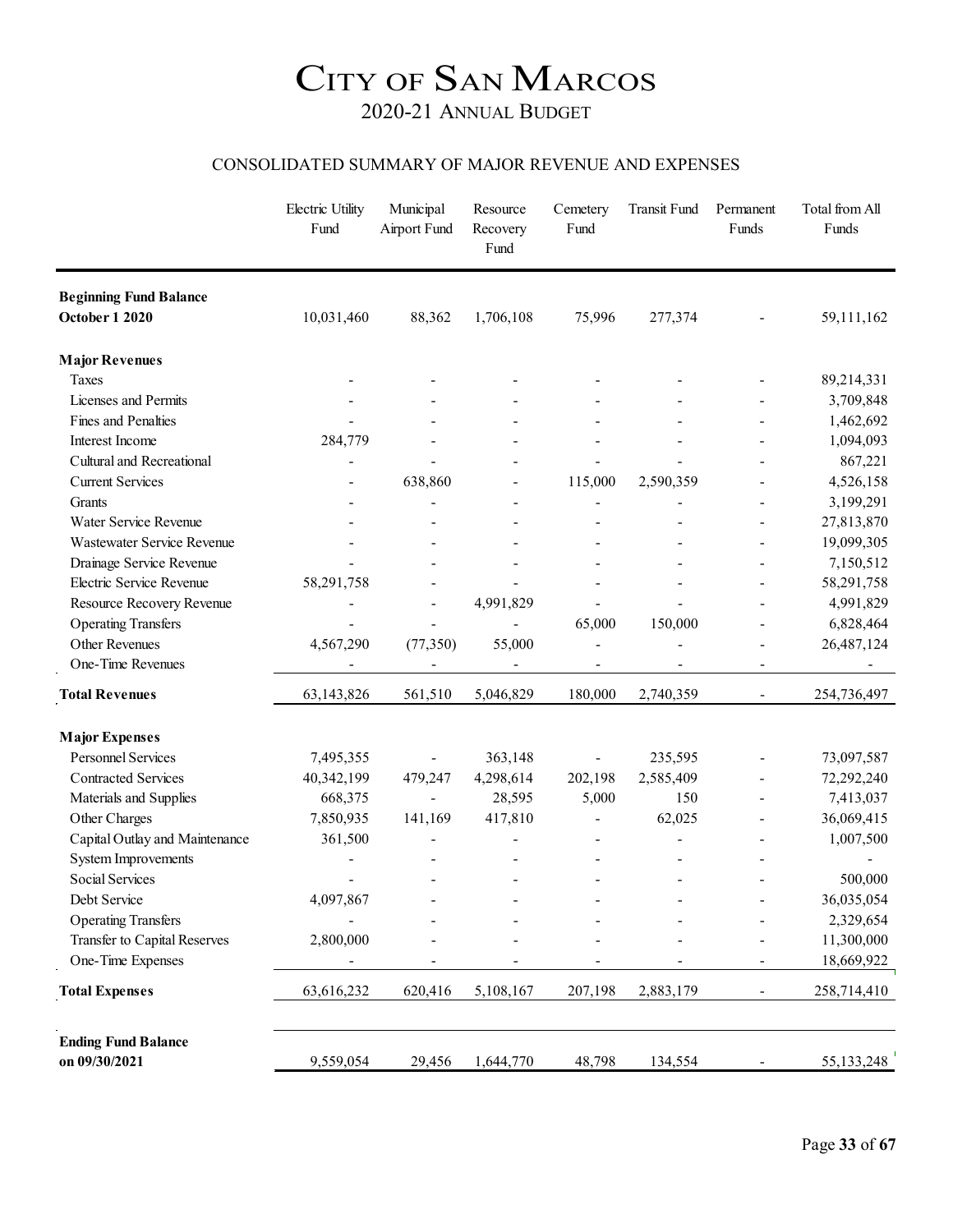# CITY OF SAN MARCOS

## 2020-21 ANNUAL BUDGET

### CONSOLIDATED SUMMARY OF MAJOR REVENUE AND EXPENSES

| | Electric Utility Fund | Municipal Airport Fund | Resource Recovery Fund | Cemetery Fund | Transit Fund | Permanent Funds | Total from All Funds |
|---|---|---|---|---|---|---|---|
| **Beginning Fund Balance October 1 2020** | 10,031,460 | 88,362 | 1,706,108 | 75,996 | 277,374 | - | 59,111,162 |
| **Major Revenues** | | | | | | | |
| Taxes | - | - | - | - | - | - | 89,214,331 |
| Licenses and Permits | - | - | - | - | - | - | 3,709,848 |
| Fines and Penalties | - | - | - | - | - | - | 1,462,692 |
| Interest Income | 284,779 | - | - | - | - | - | 1,094,093 |
| Cultural and Recreational | - | - | - | - | - | - | 867,221 |
| Current Services | - | 638,860 | - | 115,000 | 2,590,359 | - | 4,526,158 |
| Grants | - | - | - | - | - | - | 3,199,291 |
| Water Service Revenue | - | - | - | - | - | - | 27,813,870 |
| Wastewater Service Revenue | - | - | - | - | - | - | 19,099,305 |
| Drainage Service Revenue | - | - | - | - | - | - | 7,150,512 |
| Electric Service Revenue | 58,291,758 | - | - | - | - | - | 58,291,758 |
| Resource Recovery Revenue | - | - | 4,991,829 | - | - | - | 4,991,829 |
| Operating Transfers | - | - | - | 65,000 | 150,000 | - | 6,828,464 |
| Other Revenues | 4,567,290 | (77,350) | 55,000 | - | - | - | 26,487,124 |
| One-Time Revenues | - | - | - | - | - | - | - |
| **Total Revenues** | 63,143,826 | 561,510 | 5,046,829 | 180,000 | 2,740,359 | - | 254,736,497 |
| **Major Expenses** | | | | | | | |
| Personnel Services | 7,495,355 | - | 363,148 | - | 235,595 | - | 73,097,587 |
| Contracted Services | 40,342,199 | 479,247 | 4,298,614 | 202,198 | 2,585,409 | - | 72,292,240 |
| Materials and Supplies | 668,375 | - | 28,595 | 5,000 | 150 | - | 7,413,037 |
| Other Charges | 7,850,935 | 141,169 | 417,810 | - | 62,025 | - | 36,069,415 |
| Capital Outlay and Maintenance | 361,500 | - | - | - | - | - | 1,007,500 |
| System Improvements | - | - | - | - | - | - | - |
| Social Services | - | - | - | - | - | - | 500,000 |
| Debt Service | 4,097,867 | - | - | - | - | - | 36,035,054 |
| Operating Transfers | - | - | - | - | - | - | 2,329,654 |
| Transfer to Capital Reserves | 2,800,000 | - | - | - | - | - | 11,300,000 |
| One-Time Expenses | - | - | - | - | - | - | 18,669,922 |
| **Total Expenses** | 63,616,232 | 620,416 | 5,108,167 | 207,198 | 2,883,179 | - | 258,714,410 |
| **Ending Fund Balance on 09/30/2021** | 9,559,054 | 29,456 | 1,644,770 | 48,798 | 134,554 | - | 55,133,248 |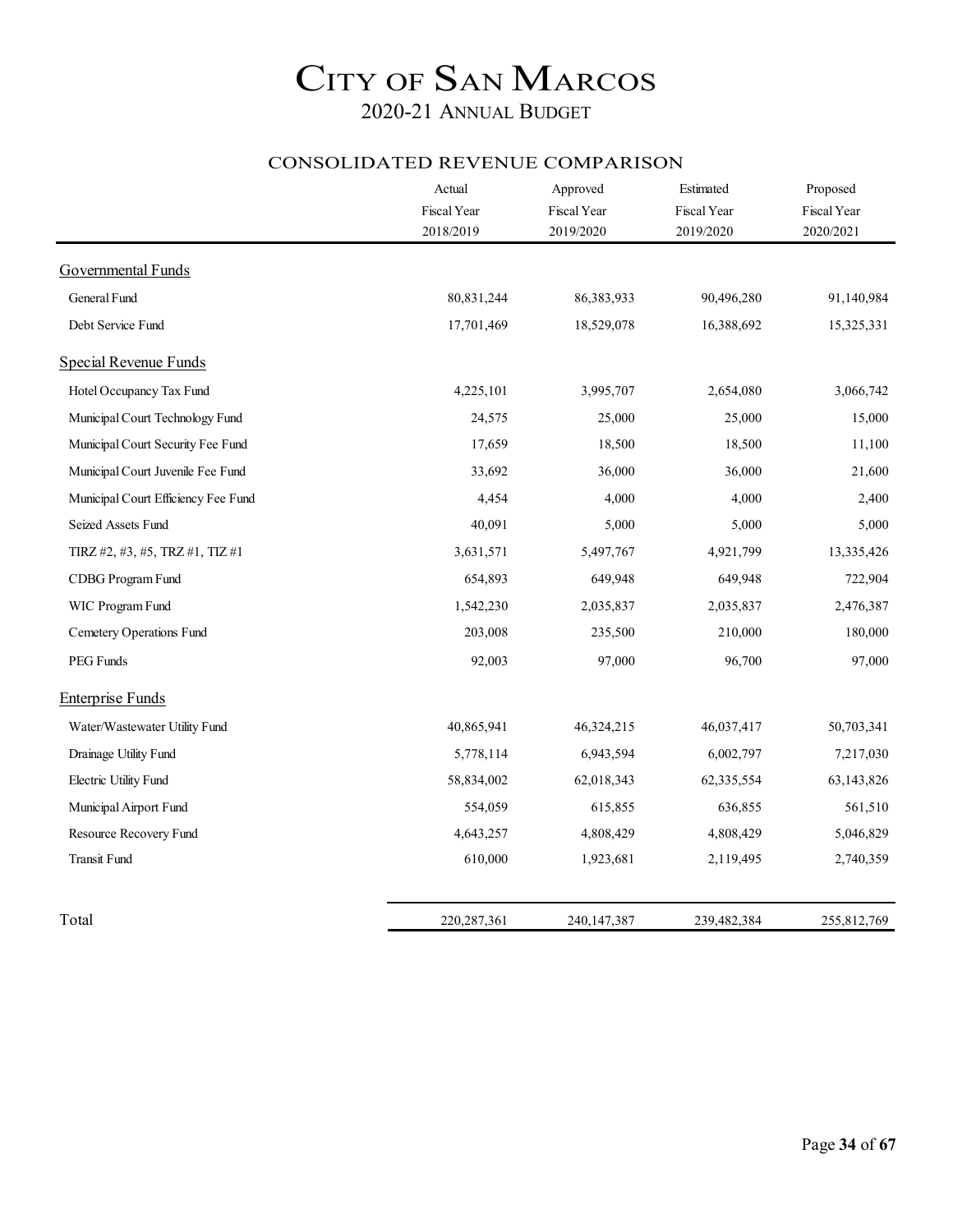# City of San Marcos

## 2020-21 Annual Budget

### CONSOLIDATED REVENUE COMPARISON

| | Actual Fiscal Year 2018/2019 | Approved Fiscal Year 2019/2020 | Estimated Fiscal Year 2019/2020 | Proposed Fiscal Year 2020/2021 |
|---|---|---|---|---|
| **Governmental Funds** | | | | |
| General Fund | 80,831,244 | 86,383,933 | 90,496,280 | 91,140,984 |
| Debt Service Fund | 17,701,469 | 18,529,078 | 16,388,692 | 15,325,331 |
| **Special Revenue Funds** | | | | |
| Hotel Occupancy Tax Fund | 4,225,101 | 3,995,707 | 2,654,080 | 3,066,742 |
| Municipal Court Technology Fund | 24,575 | 25,000 | 25,000 | 15,000 |
| Municipal Court Security Fee Fund | 17,659 | 18,500 | 18,500 | 11,100 |
| Municipal Court Juvenile Fee Fund | 33,692 | 36,000 | 36,000 | 21,600 |
| Municipal Court Efficiency Fee Fund | 4,454 | 4,000 | 4,000 | 2,400 |
| Seized Assets Fund | 40,091 | 5,000 | 5,000 | 5,000 |
| TIRZ #2, #3, #5, TRZ #1, TIZ #1 | 3,631,571 | 5,497,767 | 4,921,799 | 13,335,426 |
| CDBG Program Fund | 654,893 | 649,948 | 649,948 | 722,904 |
| WIC Program Fund | 1,542,230 | 2,035,837 | 2,035,837 | 2,476,387 |
| Cemetery Operations Fund | 203,008 | 235,500 | 210,000 | 180,000 |
| PEG Funds | 92,003 | 97,000 | 96,700 | 97,000 |
| **Enterprise Funds** | | | | |
| Water/Wastewater Utility Fund | 40,865,941 | 46,324,215 | 46,037,417 | 50,703,341 |
| Drainage Utility Fund | 5,778,114 | 6,943,594 | 6,002,797 | 7,217,030 |
| Electric Utility Fund | 58,834,002 | 62,018,343 | 62,335,554 | 63,143,826 |
| Municipal Airport Fund | 554,059 | 615,855 | 636,855 | 561,510 |
| Resource Recovery Fund | 4,643,257 | 4,808,429 | 4,808,429 | 5,046,829 |
| Transit Fund | 610,000 | 1,923,681 | 2,119,495 | 2,740,359 |
| **Total** | 220,287,361 | 240,147,387 | 239,482,384 | 255,812,769 |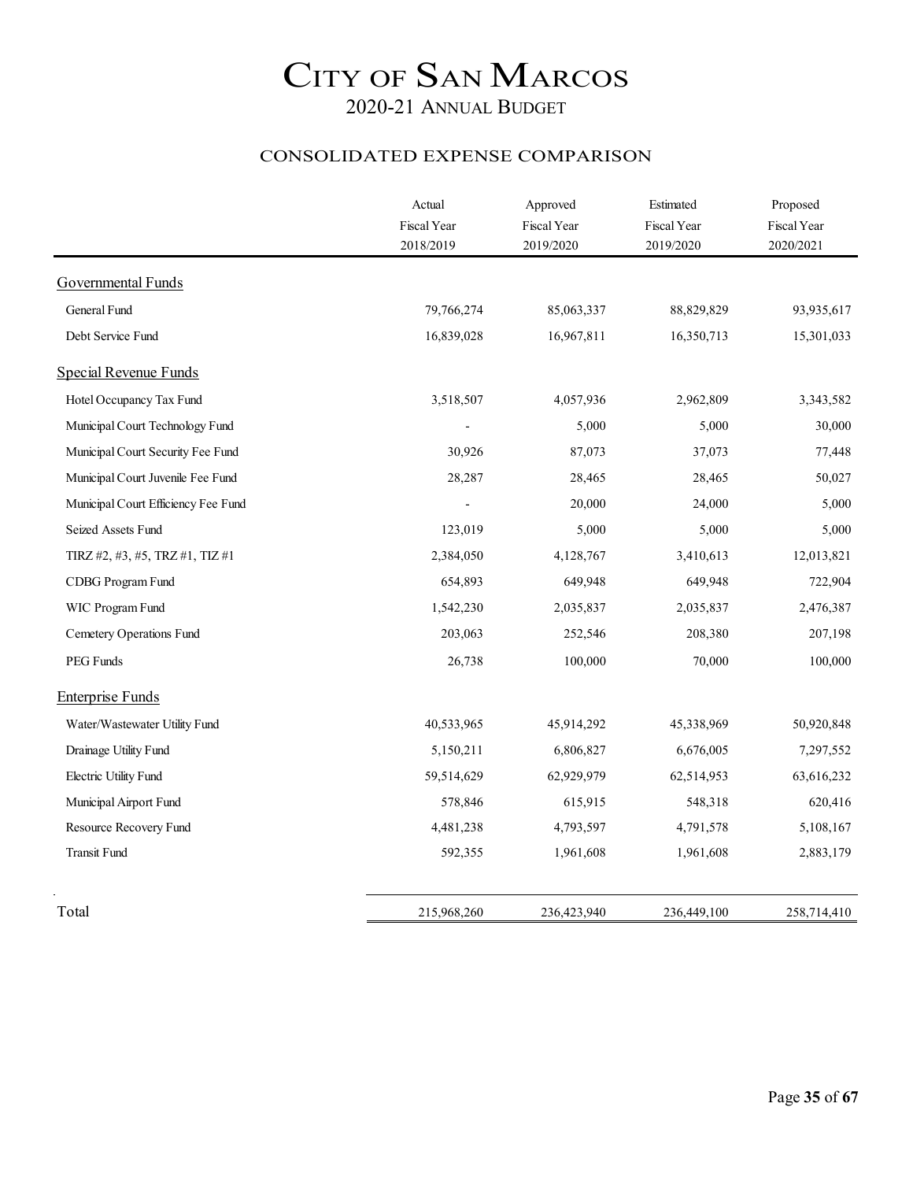# CITY OF SAN MARCOS

## 2020-21 ANNUAL BUDGET

### CONSOLIDATED EXPENSE COMPARISON

| | Actual Fiscal Year 2018/2019 | Approved Fiscal Year 2019/2020 | Estimated Fiscal Year 2019/2020 | Proposed Fiscal Year 2020/2021 |
|---|---|---|---|---|
| **Governmental Funds** | | | | |
| General Fund | 79,766,274 | 85,063,337 | 88,829,829 | 93,935,617 |
| Debt Service Fund | 16,839,028 | 16,967,811 | 16,350,713 | 15,301,033 |
| **Special Revenue Funds** | | | | |
| Hotel Occupancy Tax Fund | 3,518,507 | 4,057,936 | 2,962,809 | 3,343,582 |
| Municipal Court Technology Fund | - | 5,000 | 5,000 | 30,000 |
| Municipal Court Security Fee Fund | 30,926 | 87,073 | 37,073 | 77,448 |
| Municipal Court Juvenile Fee Fund | 28,287 | 28,465 | 28,465 | 50,027 |
| Municipal Court Efficiency Fee Fund | - | 20,000 | 24,000 | 5,000 |
| Seized Assets Fund | 123,019 | 5,000 | 5,000 | 5,000 |
| TIRZ #2, #3, #5, TRZ #1, TIZ #1 | 2,384,050 | 4,128,767 | 3,410,613 | 12,013,821 |
| CDBG Program Fund | 654,893 | 649,948 | 649,948 | 722,904 |
| WIC Program Fund | 1,542,230 | 2,035,837 | 2,035,837 | 2,476,387 |
| Cemetery Operations Fund | 203,063 | 252,546 | 208,380 | 207,198 |
| PEG Funds | 26,738 | 100,000 | 70,000 | 100,000 |
| **Enterprise Funds** | | | | |
| Water/Wastewater Utility Fund | 40,533,965 | 45,914,292 | 45,338,969 | 50,920,848 |
| Drainage Utility Fund | 5,150,211 | 6,806,827 | 6,676,005 | 7,297,552 |
| Electric Utility Fund | 59,514,629 | 62,929,979 | 62,514,953 | 63,616,232 |
| Municipal Airport Fund | 578,846 | 615,915 | 548,318 | 620,416 |
| Resource Recovery Fund | 4,481,238 | 4,793,597 | 4,791,578 | 5,108,167 |
| Transit Fund | 592,355 | 1,961,608 | 1,961,608 | 2,883,179 |
| **Total** | 215,968,260 | 236,423,940 | 236,449,100 | 258,714,410 |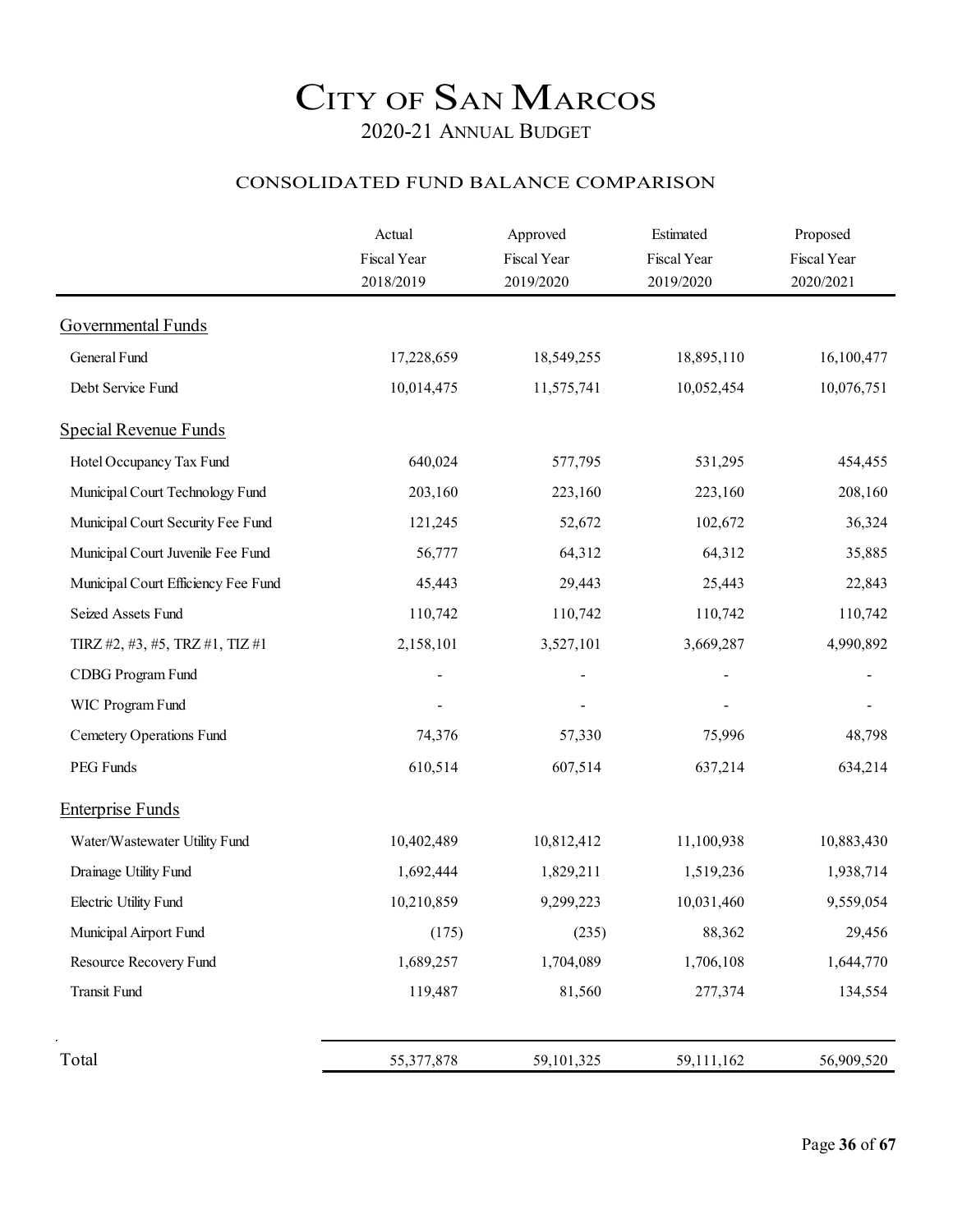# City of San Marcos

## 2020-21 Annual Budget

### CONSOLIDATED FUND BALANCE COMPARISON

| | Actual Fiscal Year 2018/2019 | Approved Fiscal Year 2019/2020 | Estimated Fiscal Year 2019/2020 | Proposed Fiscal Year 2020/2021 |
|---|---|---|---|---|
| **Governmental Funds** | | | | |
| General Fund | 17,228,659 | 18,549,255 | 18,895,110 | 16,100,477 |
| Debt Service Fund | 10,014,475 | 11,575,741 | 10,052,454 | 10,076,751 |
| **Special Revenue Funds** | | | | |
| Hotel Occupancy Tax Fund | 640,024 | 577,795 | 531,295 | 454,455 |
| Municipal Court Technology Fund | 203,160 | 223,160 | 223,160 | 208,160 |
| Municipal Court Security Fee Fund | 121,245 | 52,672 | 102,672 | 36,324 |
| Municipal Court Juvenile Fee Fund | 56,777 | 64,312 | 64,312 | 35,885 |
| Municipal Court Efficiency Fee Fund | 45,443 | 29,443 | 25,443 | 22,843 |
| Seized Assets Fund | 110,742 | 110,742 | 110,742 | 110,742 |
| TIRZ #2, #3, #5, TRZ #1, TIZ #1 | 2,158,101 | 3,527,101 | 3,669,287 | 4,990,892 |
| CDBG Program Fund | - | - | - | - |
| WIC Program Fund | - | - | - | - |
| Cemetery Operations Fund | 74,376 | 57,330 | 75,996 | 48,798 |
| PEG Funds | 610,514 | 607,514 | 637,214 | 634,214 |
| **Enterprise Funds** | | | | |
| Water/Wastewater Utility Fund | 10,402,489 | 10,812,412 | 11,100,938 | 10,883,430 |
| Drainage Utility Fund | 1,692,444 | 1,829,211 | 1,519,236 | 1,938,714 |
| Electric Utility Fund | 10,210,859 | 9,299,223 | 10,031,460 | 9,559,054 |
| Municipal Airport Fund | (175) | (235) | 88,362 | 29,456 |
| Resource Recovery Fund | 1,689,257 | 1,704,089 | 1,706,108 | 1,644,770 |
| Transit Fund | 119,487 | 81,560 | 277,374 | 134,554 |
| Total | 55,377,878 | 59,101,325 | 59,111,162 | 56,909,520 |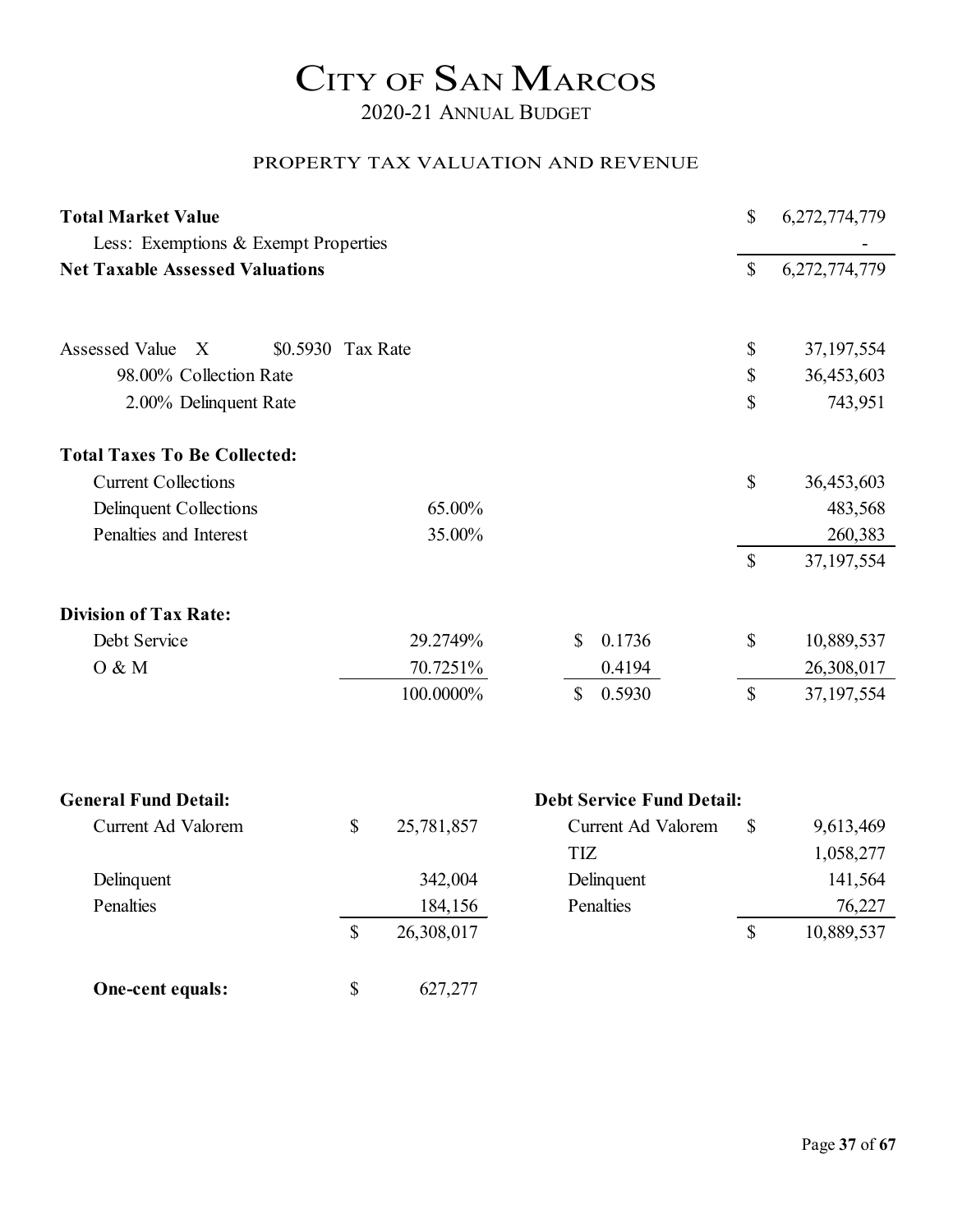# CITY OF SAN MARCOS

## 2020-21 ANNUAL BUDGET

### PROPERTY TAX VALUATION AND REVENUE

| | | | | |
|---|---|---|---|---|
| **Total Market Value** | | | $ | 6,272,774,779 |
| Less: Exemptions & Exempt Properties | | | | - |
| **Net Taxable Assessed Valuations** | | | $ | 6,272,774,779 |

| | | | | |
|---|---|---|---|---|
| Assessed Value X $0.5930 Tax Rate | | | $ | 37,197,554 |
| 98.00% Collection Rate | | | $ | 36,453,603 |
| 2.00% Delinquent Rate | | | $ | 743,951 |

| | | | | |
|---|---|---|---|---|
| **Total Taxes To Be Collected:** | | | | |
| Current Collections | | | $ | 36,453,603 |
| Delinquent Collections | 65.00% | | | 483,568 |
| Penalties and Interest | 35.00% | | | 260,383 |
| | | | $ | 37,197,554 |

| | | | | |
|---|---|---|---|---|
| **Division of Tax Rate:** | | | | |
| Debt Service | 29.2749% | $ 0.1736 | $ | 10,889,537 |
| O & M | 70.7251% | 0.4194 | | 26,308,017 |
| | 100.0000% | $ 0.5930 | $ | 37,197,554 |

| **General Fund Detail:** | | | **Debt Service Fund Detail:** | | |
|---|---|---|---|---|---|
| Current Ad Valorem | $ | 25,781,857 | Current Ad Valorem | $ | 9,613,469 |
| | | | TIZ | | 1,058,277 |
| Delinquent | | 342,004 | Delinquent | | 141,564 |
| Penalties | | 184,156 | Penalties | | 76,227 |
| | $ | 26,308,017 | | $ | 10,889,537 |

| | | |
|---|---|---|
| **One-cent equals:** | $ | 627,277 |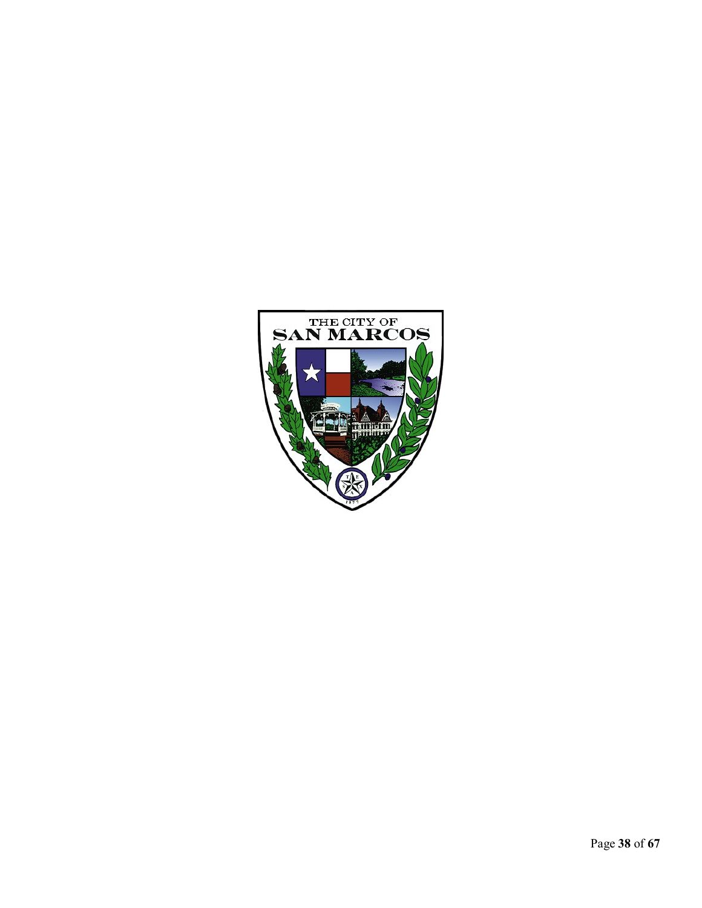THE CITY OF
SAN MARCOS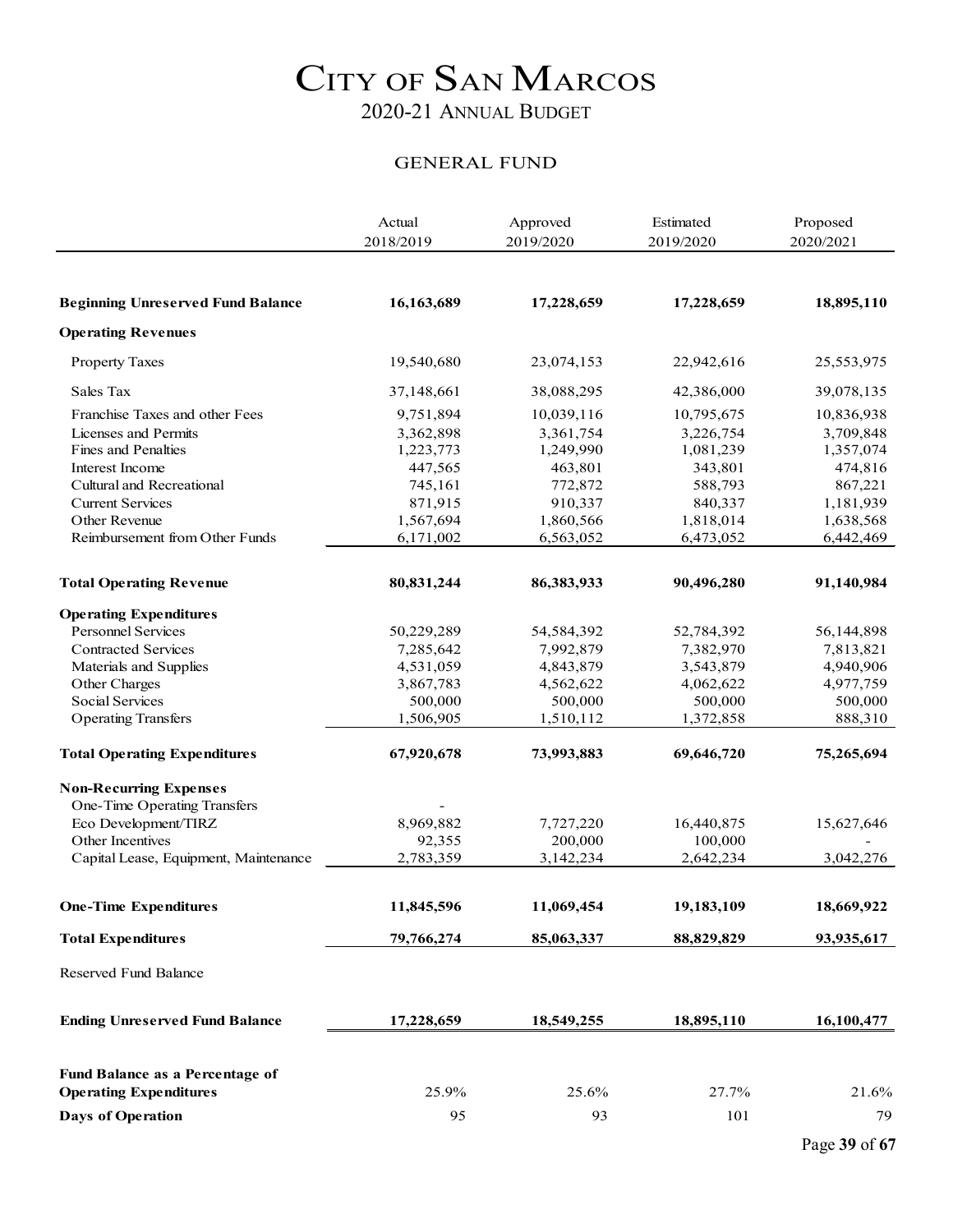# CITY OF SAN MARCOS

## 2020-21 ANNUAL BUDGET

### GENERAL FUND

| | Actual 2018/2019 | Approved 2019/2020 | Estimated 2019/2020 | Proposed 2020/2021 |
|---|---|---|---|---|
| **Beginning Unreserved Fund Balance** | **16,163,689** | **17,228,659** | **17,228,659** | **18,895,110** |
| **Operating Revenues** | | | | |
| Property Taxes | 19,540,680 | 23,074,153 | 22,942,616 | 25,553,975 |
| Sales Tax | 37,148,661 | 38,088,295 | 42,386,000 | 39,078,135 |
| Franchise Taxes and other Fees | 9,751,894 | 10,039,116 | 10,795,675 | 10,836,938 |
| Licenses and Permits | 3,362,898 | 3,361,754 | 3,226,754 | 3,709,848 |
| Fines and Penalties | 1,223,773 | 1,249,990 | 1,081,239 | 1,357,074 |
| Interest Income | 447,565 | 463,801 | 343,801 | 474,816 |
| Cultural and Recreational | 745,161 | 772,872 | 588,793 | 867,221 |
| Current Services | 871,915 | 910,337 | 840,337 | 1,181,939 |
| Other Revenue | 1,567,694 | 1,860,566 | 1,818,014 | 1,638,568 |
| Reimbursement from Other Funds | 6,171,002 | 6,563,052 | 6,473,052 | 6,442,469 |
| **Total Operating Revenue** | **80,831,244** | **86,383,933** | **90,496,280** | **91,140,984** |
| **Operating Expenditures** | | | | |
| Personnel Services | 50,229,289 | 54,584,392 | 52,784,392 | 56,144,898 |
| Contracted Services | 7,285,642 | 7,992,879 | 7,382,970 | 7,813,821 |
| Materials and Supplies | 4,531,059 | 4,843,879 | 3,543,879 | 4,940,906 |
| Other Charges | 3,867,783 | 4,562,622 | 4,062,622 | 4,977,759 |
| Social Services | 500,000 | 500,000 | 500,000 | 500,000 |
| Operating Transfers | 1,506,905 | 1,510,112 | 1,372,858 | 888,310 |
| **Total Operating Expenditures** | **67,920,678** | **73,993,883** | **69,646,720** | **75,265,694** |
| **Non-Recurring Expenses** | | | | |
| One-Time Operating Transfers | - | | | |
| Eco Development/TIRZ | 8,969,882 | 7,727,220 | 16,440,875 | 15,627,646 |
| Other Incentives | 92,355 | 200,000 | 100,000 | - |
| Capital Lease, Equipment, Maintenance | 2,783,359 | 3,142,234 | 2,642,234 | 3,042,276 |
| **One-Time Expenditures** | **11,845,596** | **11,069,454** | **19,183,109** | **18,669,922** |
| **Total Expenditures** | **79,766,274** | **85,063,337** | **88,829,829** | **93,935,617** |
| Reserved Fund Balance | | | | |
| **Ending Unreserved Fund Balance** | **17,228,659** | **18,549,255** | **18,895,110** | **16,100,477** |
| **Fund Balance as a Percentage of Operating Expenditures** | 25.9% | 25.6% | 27.7% | 21.6% |
| **Days of Operation** | 95 | 93 | 101 | 79 |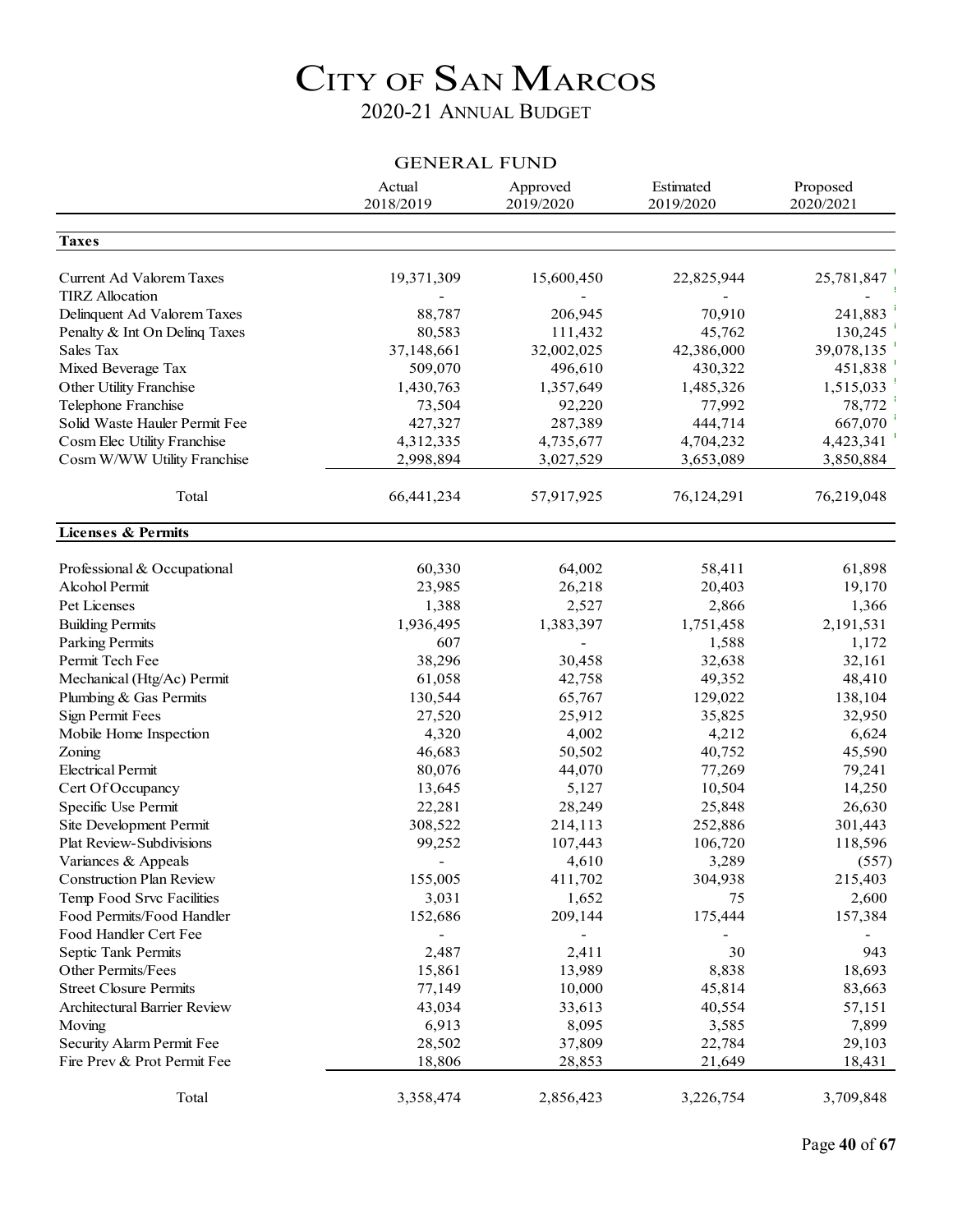# CITY OF SAN MARCOS

## 2020-21 ANNUAL BUDGET

### GENERAL FUND

| | Actual 2018/2019 | Approved 2019/2020 | Estimated 2019/2020 | Proposed 2020/2021 |
|---|---|---|---|---|
| **Taxes** | | | | |
| Current Ad Valorem Taxes | 19,371,309 | 15,600,450 | 22,825,944 | 25,781,847 |
| TIRZ Allocation | - | - | - | - |
| Delinquent Ad Valorem Taxes | 88,787 | 206,945 | 70,910 | 241,883 |
| Penalty & Int On Delinq Taxes | 80,583 | 111,432 | 45,762 | 130,245 |
| Sales Tax | 37,148,661 | 32,002,025 | 42,386,000 | 39,078,135 |
| Mixed Beverage Tax | 509,070 | 496,610 | 430,322 | 451,838 |
| Other Utility Franchise | 1,430,763 | 1,357,649 | 1,485,326 | 1,515,033 |
| Telephone Franchise | 73,504 | 92,220 | 77,992 | 78,772 |
| Solid Waste Hauler Permit Fee | 427,327 | 287,389 | 444,714 | 667,070 |
| Cosm Elec Utility Franchise | 4,312,335 | 4,735,677 | 4,704,232 | 4,423,341 |
| Cosm W/WW Utility Franchise | 2,998,894 | 3,027,529 | 3,653,089 | 3,850,884 |
| Total | 66,441,234 | 57,917,925 | 76,124,291 | 76,219,048 |
| **Licenses & Permits** | | | | |
| Professional & Occupational | 60,330 | 64,002 | 58,411 | 61,898 |
| Alcohol Permit | 23,985 | 26,218 | 20,403 | 19,170 |
| Pet Licenses | 1,388 | 2,527 | 2,866 | 1,366 |
| Building Permits | 1,936,495 | 1,383,397 | 1,751,458 | 2,191,531 |
| Parking Permits | 607 | - | 1,588 | 1,172 |
| Permit Tech Fee | 38,296 | 30,458 | 32,638 | 32,161 |
| Mechanical (Htg/Ac) Permit | 61,058 | 42,758 | 49,352 | 48,410 |
| Plumbing & Gas Permits | 130,544 | 65,767 | 129,022 | 138,104 |
| Sign Permit Fees | 27,520 | 25,912 | 35,825 | 32,950 |
| Mobile Home Inspection | 4,320 | 4,002 | 4,212 | 6,624 |
| Zoning | 46,683 | 50,502 | 40,752 | 45,590 |
| Electrical Permit | 80,076 | 44,070 | 77,269 | 79,241 |
| Cert Of Occupancy | 13,645 | 5,127 | 10,504 | 14,250 |
| Specific Use Permit | 22,281 | 28,249 | 25,848 | 26,630 |
| Site Development Permit | 308,522 | 214,113 | 252,886 | 301,443 |
| Plat Review-Subdivisions | 99,252 | 107,443 | 106,720 | 118,596 |
| Variances & Appeals | - | 4,610 | 3,289 | (557) |
| Construction Plan Review | 155,005 | 411,702 | 304,938 | 215,403 |
| Temp Food Srvc Facilities | 3,031 | 1,652 | 75 | 2,600 |
| Food Permits/Food Handler | 152,686 | 209,144 | 175,444 | 157,384 |
| Food Handler Cert Fee | - | - | - | - |
| Septic Tank Permits | 2,487 | 2,411 | 30 | 943 |
| Other Permits/Fees | 15,861 | 13,989 | 8,838 | 18,693 |
| Street Closure Permits | 77,149 | 10,000 | 45,814 | 83,663 |
| Architectural Barrier Review | 43,034 | 33,613 | 40,554 | 57,151 |
| Moving | 6,913 | 8,095 | 3,585 | 7,899 |
| Security Alarm Permit Fee | 28,502 | 37,809 | 22,784 | 29,103 |
| Fire Prev & Prot Permit Fee | 18,806 | 28,853 | 21,649 | 18,431 |
| Total | 3,358,474 | 2,856,423 | 3,226,754 | 3,709,848 |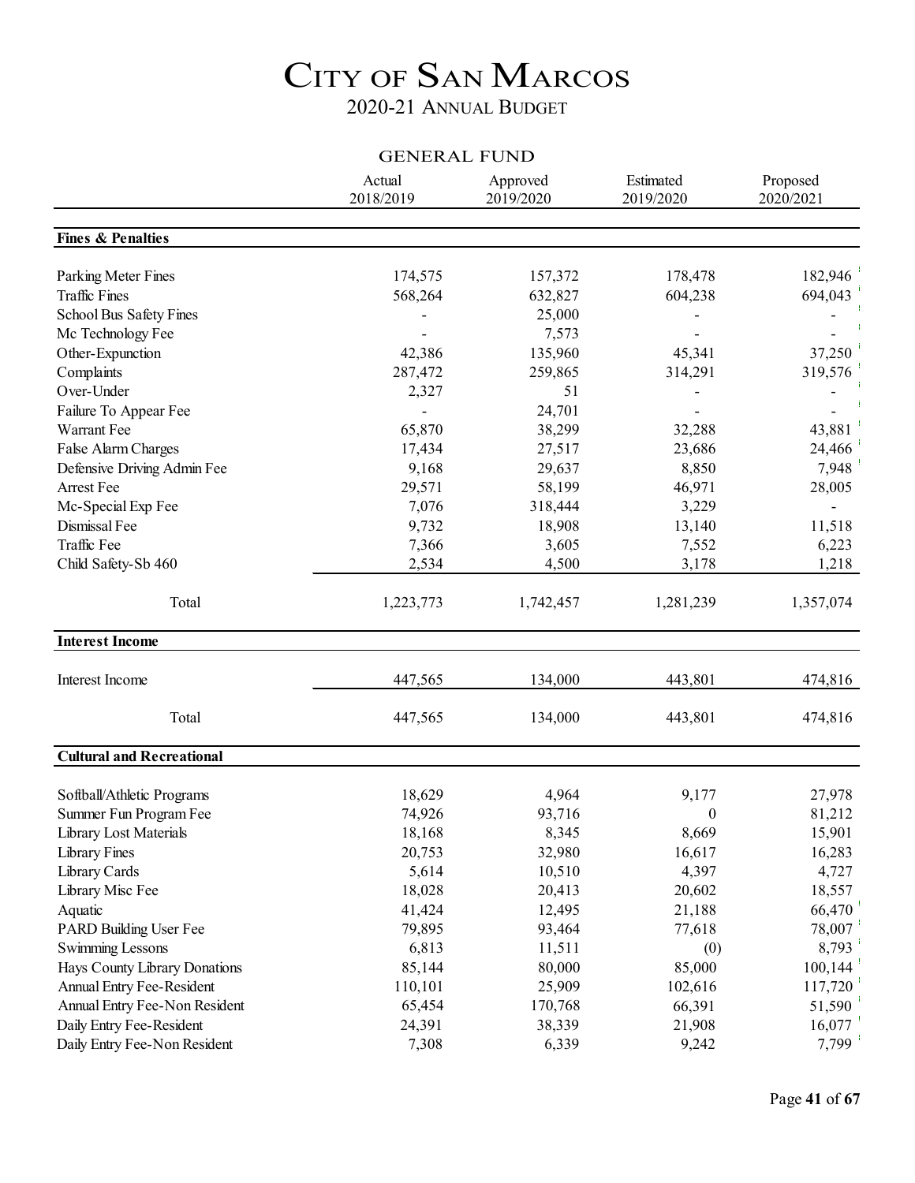# City of San Marcos

## 2020-21 Annual Budget

### General Fund

| | Actual 2018/2019 | Approved 2019/2020 | Estimated 2019/2020 | Proposed 2020/2021 |
|---|---|---|---|---|
| **Fines & Penalties** | | | | |
| Parking Meter Fines | 174,575 | 157,372 | 178,478 | 182,946 |
| Traffic Fines | 568,264 | 632,827 | 604,238 | 694,043 |
| School Bus Safety Fines | - | 25,000 | - | - |
| Mc Technology Fee | - | 7,573 | - | - |
| Other-Expunction | 42,386 | 135,960 | 45,341 | 37,250 |
| Complaints | 287,472 | 259,865 | 314,291 | 319,576 |
| Over-Under | 2,327 | 51 | - | - |
| Failure To Appear Fee | - | 24,701 | - | - |
| Warrant Fee | 65,870 | 38,299 | 32,288 | 43,881 |
| False Alarm Charges | 17,434 | 27,517 | 23,686 | 24,466 |
| Defensive Driving Admin Fee | 9,168 | 29,637 | 8,850 | 7,948 |
| Arrest Fee | 29,571 | 58,199 | 46,971 | 28,005 |
| Mc-Special Exp Fee | 7,076 | 318,444 | 3,229 | - |
| Dismissal Fee | 9,732 | 18,908 | 13,140 | 11,518 |
| Traffic Fee | 7,366 | 3,605 | 7,552 | 6,223 |
| Child Safety-Sb 460 | 2,534 | 4,500 | 3,178 | 1,218 |
| Total | 1,223,773 | 1,742,457 | 1,281,239 | 1,357,074 |
| **Interest Income** | | | | |
| Interest Income | 447,565 | 134,000 | 443,801 | 474,816 |
| Total | 447,565 | 134,000 | 443,801 | 474,816 |
| **Cultural and Recreational** | | | | |
| Softball/Athletic Programs | 18,629 | 4,964 | 9,177 | 27,978 |
| Summer Fun Program Fee | 74,926 | 93,716 | 0 | 81,212 |
| Library Lost Materials | 18,168 | 8,345 | 8,669 | 15,901 |
| Library Fines | 20,753 | 32,980 | 16,617 | 16,283 |
| Library Cards | 5,614 | 10,510 | 4,397 | 4,727 |
| Library Misc Fee | 18,028 | 20,413 | 20,602 | 18,557 |
| Aquatic | 41,424 | 12,495 | 21,188 | 66,470 |
| PARD Building User Fee | 79,895 | 93,464 | 77,618 | 78,007 |
| Swimming Lessons | 6,813 | 11,511 | (0) | 8,793 |
| Hays County Library Donations | 85,144 | 80,000 | 85,000 | 100,144 |
| Annual Entry Fee-Resident | 110,101 | 25,909 | 102,616 | 117,720 |
| Annual Entry Fee-Non Resident | 65,454 | 170,768 | 66,391 | 51,590 |
| Daily Entry Fee-Resident | 24,391 | 38,339 | 21,908 | 16,077 |
| Daily Entry Fee-Non Resident | 7,308 | 6,339 | 9,242 | 7,799 |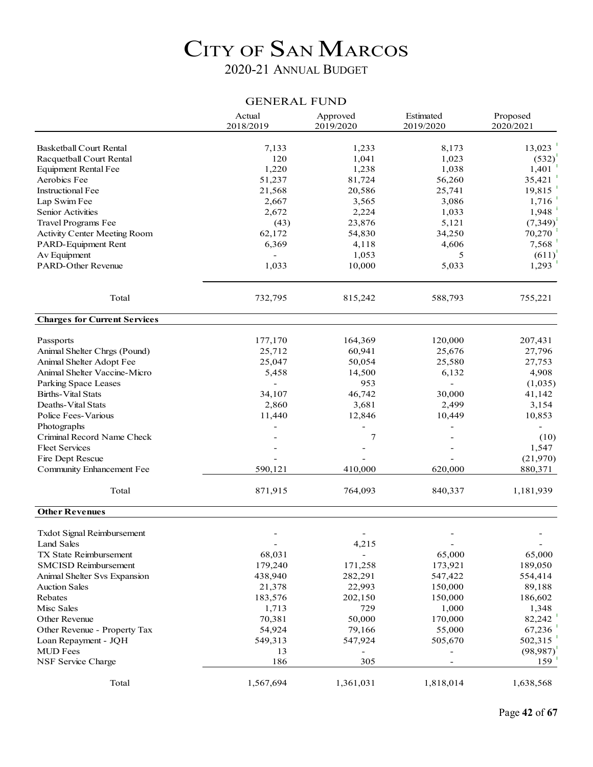# CITY OF SAN MARCOS

## 2020-21 ANNUAL BUDGET

### GENERAL FUND

| | Actual 2018/2019 | Approved 2019/2020 | Estimated 2019/2020 | Proposed 2020/2021 |
|---|---|---|---|---|
| Basketball Court Rental | 7,133 | 1,233 | 8,173 | 13,023 |
| Racquetball Court Rental | 120 | 1,041 | 1,023 | (532) |
| Equipment Rental Fee | 1,220 | 1,238 | 1,038 | 1,401 |
| Aerobics Fee | 51,237 | 81,724 | 56,260 | 35,421 |
| Instructional Fee | 21,568 | 20,586 | 25,741 | 19,815 |
| Lap Swim Fee | 2,667 | 3,565 | 3,086 | 1,716 |
| Senior Activities | 2,672 | 2,224 | 1,033 | 1,948 |
| Travel Programs Fee | (43) | 23,876 | 5,121 | (7,349) |
| Activity Center Meeting Room | 62,172 | 54,830 | 34,250 | 70,270 |
| PARD-Equipment Rent | 6,369 | 4,118 | 4,606 | 7,568 |
| Av Equipment | - | 1,053 | 5 | (611) |
| PARD-Other Revenue | 1,033 | 10,000 | 5,033 | 1,293 |
| Total | 732,795 | 815,242 | 588,793 | 755,221 |
| **Charges for Current Services** | | | | |
| Passports | 177,170 | 164,369 | 120,000 | 207,431 |
| Animal Shelter Chrgs (Pound) | 25,712 | 60,941 | 25,676 | 27,796 |
| Animal Shelter Adopt Fee | 25,047 | 50,054 | 25,580 | 27,753 |
| Animal Shelter Vaccine-Micro | 5,458 | 14,500 | 6,132 | 4,908 |
| Parking Space Leases | - | 953 | - | (1,035) |
| Births-Vital Stats | 34,107 | 46,742 | 30,000 | 41,142 |
| Deaths-Vital Stats | 2,860 | 3,681 | 2,499 | 3,154 |
| Police Fees-Various | 11,440 | 12,846 | 10,449 | 10,853 |
| Photographs | - | - | - | - |
| Criminal Record Name Check | - | 7 | - | (10) |
| Fleet Services | - | - | - | 1,547 |
| Fire Dept Rescue | - | - | - | (21,970) |
| Community Enhancement Fee | 590,121 | 410,000 | 620,000 | 880,371 |
| Total | 871,915 | 764,093 | 840,337 | 1,181,939 |
| **Other Revenues** | | | | |
| Txdot Signal Reimbursement | - | - | - | - |
| Land Sales | - | 4,215 | - | - |
| TX State Reimbursement | 68,031 | - | 65,000 | 65,000 |
| SMCISD Reimbursement | 179,240 | 171,258 | 173,921 | 189,050 |
| Animal Shelter Svs Expansion | 438,940 | 282,291 | 547,422 | 554,414 |
| Auction Sales | 21,378 | 22,993 | 150,000 | 89,188 |
| Rebates | 183,576 | 202,150 | 150,000 | 186,602 |
| Misc Sales | 1,713 | 729 | 1,000 | 1,348 |
| Other Revenue | 70,381 | 50,000 | 170,000 | 82,242 |
| Other Revenue - Property Tax | 54,924 | 79,166 | 55,000 | 67,236 |
| Loan Repayment - JQH | 549,313 | 547,924 | 505,670 | 502,315 |
| MUD Fees | 13 | - | - | (98,987) |
| NSF Service Charge | 186 | 305 | - | 159 |
| Total | 1,567,694 | 1,361,031 | 1,818,014 | 1,638,568 |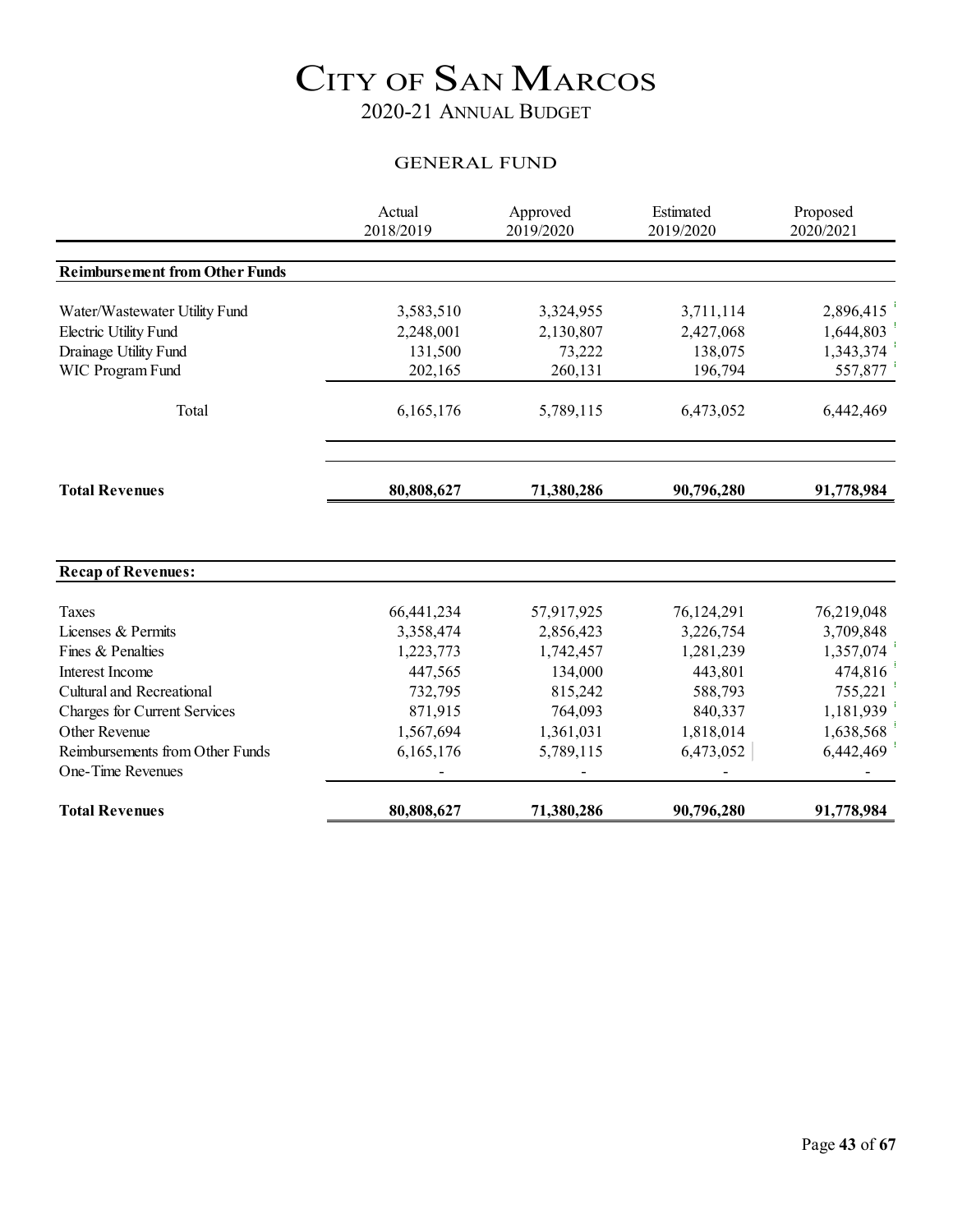# CITY OF SAN MARCOS

## 2020-21 ANNUAL BUDGET

### GENERAL FUND

| | Actual 2018/2019 | Approved 2019/2020 | Estimated 2019/2020 | Proposed 2020/2021 |
|---|---|---|---|---|
| **Reimbursement from Other Funds** | | | | |
| Water/Wastewater Utility Fund | 3,583,510 | 3,324,955 | 3,711,114 | 2,896,415 |
| Electric Utility Fund | 2,248,001 | 2,130,807 | 2,427,068 | 1,644,803 |
| Drainage Utility Fund | 131,500 | 73,222 | 138,075 | 1,343,374 |
| WIC Program Fund | 202,165 | 260,131 | 196,794 | 557,877 |
| Total | 6,165,176 | 5,789,115 | 6,473,052 | 6,442,469 |
| **Total Revenues** | **80,808,627** | **71,380,286** | **90,796,280** | **91,778,984** |

| | Actual 2018/2019 | Approved 2019/2020 | Estimated 2019/2020 | Proposed 2020/2021 |
|---|---|---|---|---|
| **Recap of Revenues:** | | | | |
| Taxes | 66,441,234 | 57,917,925 | 76,124,291 | 76,219,048 |
| Licenses & Permits | 3,358,474 | 2,856,423 | 3,226,754 | 3,709,848 |
| Fines & Penalties | 1,223,773 | 1,742,457 | 1,281,239 | 1,357,074 |
| Interest Income | 447,565 | 134,000 | 443,801 | 474,816 |
| Cultural and Recreational | 732,795 | 815,242 | 588,793 | 755,221 |
| Charges for Current Services | 871,915 | 764,093 | 840,337 | 1,181,939 |
| Other Revenue | 1,567,694 | 1,361,031 | 1,818,014 | 1,638,568 |
| Reimbursements from Other Funds | 6,165,176 | 5,789,115 | 6,473,052 | 6,442,469 |
| One-Time Revenues | - | - | - | - |
| **Total Revenues** | **80,808,627** | **71,380,286** | **90,796,280** | **91,778,984** |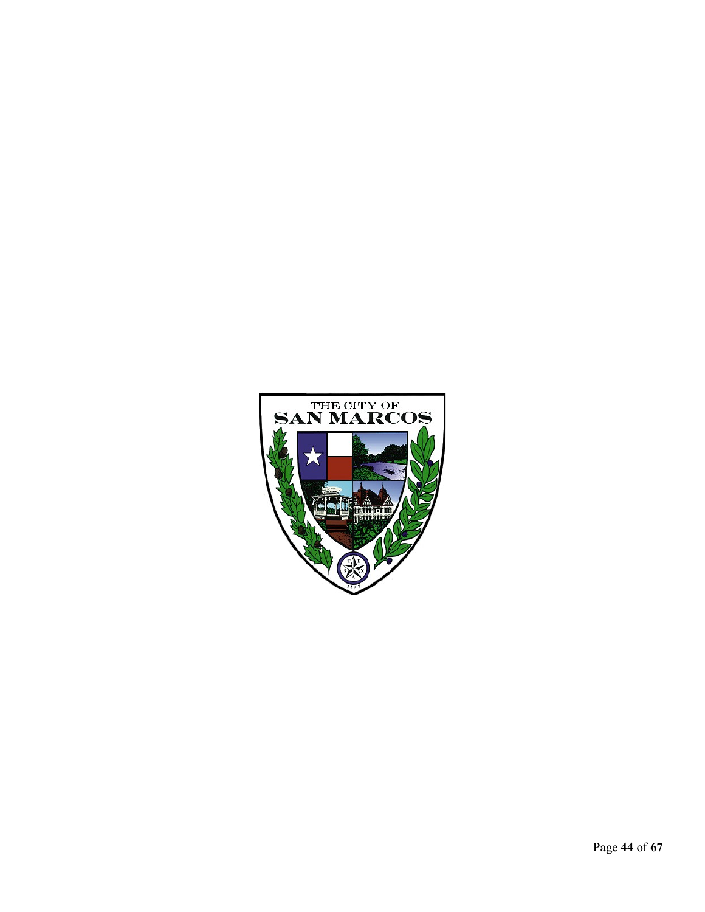THE CITY OF
SAN MARCOS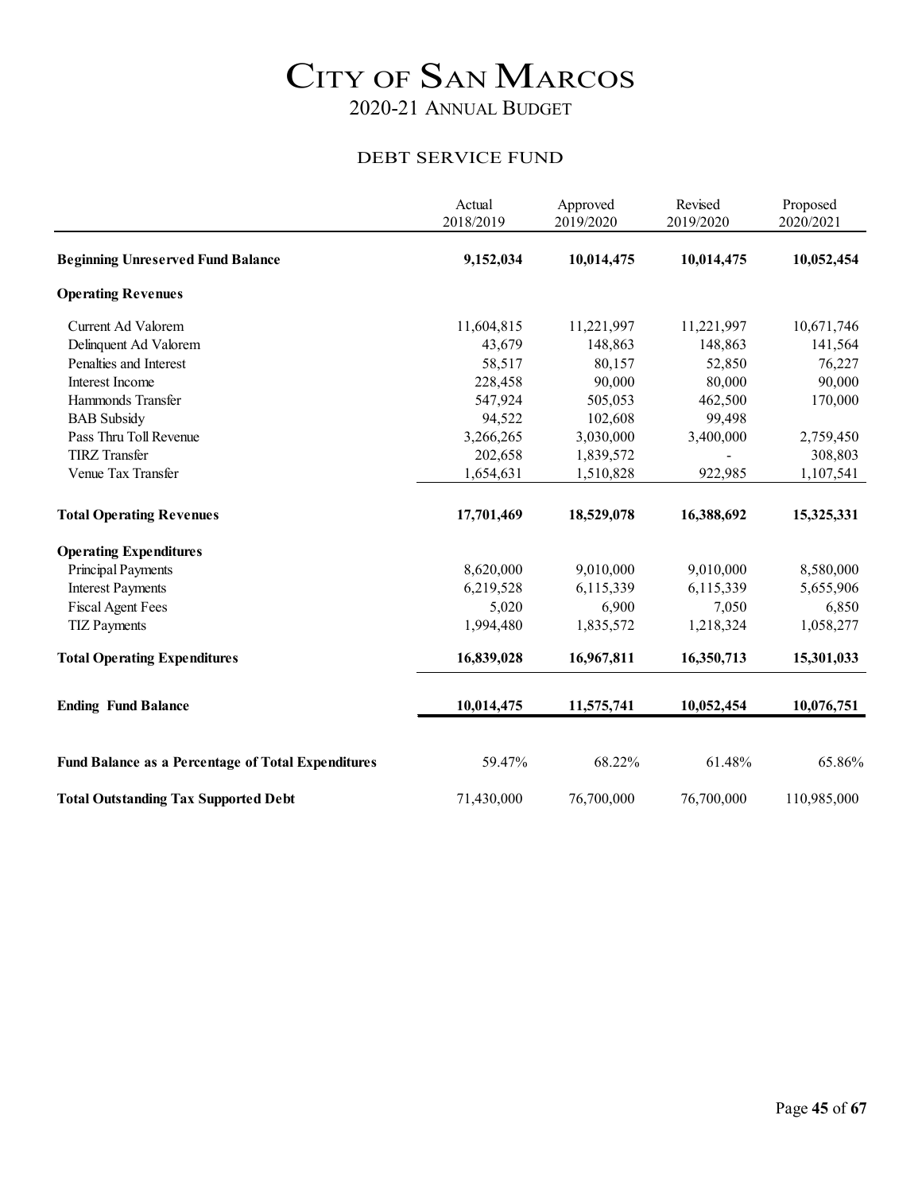# CITY OF SAN MARCOS

## 2020-21 ANNUAL BUDGET

### DEBT SERVICE FUND

| | Actual 2018/2019 | Approved 2019/2020 | Revised 2019/2020 | Proposed 2020/2021 |
|---|---|---|---|---|
| **Beginning Unreserved Fund Balance** | **9,152,034** | **10,014,475** | **10,014,475** | **10,052,454** |
| **Operating Revenues** | | | | |
| Current Ad Valorem | 11,604,815 | 11,221,997 | 11,221,997 | 10,671,746 |
| Delinquent Ad Valorem | 43,679 | 148,863 | 148,863 | 141,564 |
| Penalties and Interest | 58,517 | 80,157 | 52,850 | 76,227 |
| Interest Income | 228,458 | 90,000 | 80,000 | 90,000 |
| Hammonds Transfer | 547,924 | 505,053 | 462,500 | 170,000 |
| BAB Subsidy | 94,522 | 102,608 | 99,498 | |
| Pass Thru Toll Revenue | 3,266,265 | 3,030,000 | 3,400,000 | 2,759,450 |
| TIRZ Transfer | 202,658 | 1,839,572 | - | 308,803 |
| Venue Tax Transfer | 1,654,631 | 1,510,828 | 922,985 | 1,107,541 |
| **Total Operating Revenues** | **17,701,469** | **18,529,078** | **16,388,692** | **15,325,331** |
| **Operating Expenditures** | | | | |
| Principal Payments | 8,620,000 | 9,010,000 | 9,010,000 | 8,580,000 |
| Interest Payments | 6,219,528 | 6,115,339 | 6,115,339 | 5,655,906 |
| Fiscal Agent Fees | 5,020 | 6,900 | 7,050 | 6,850 |
| TIZ Payments | 1,994,480 | 1,835,572 | 1,218,324 | 1,058,277 |
| **Total Operating Expenditures** | **16,839,028** | **16,967,811** | **16,350,713** | **15,301,033** |
| **Ending Fund Balance** | **10,014,475** | **11,575,741** | **10,052,454** | **10,076,751** |
| **Fund Balance as a Percentage of Total Expenditures** | 59.47% | 68.22% | 61.48% | 65.86% |
| **Total Outstanding Tax Supported Debt** | 71,430,000 | 76,700,000 | 76,700,000 | 110,985,000 |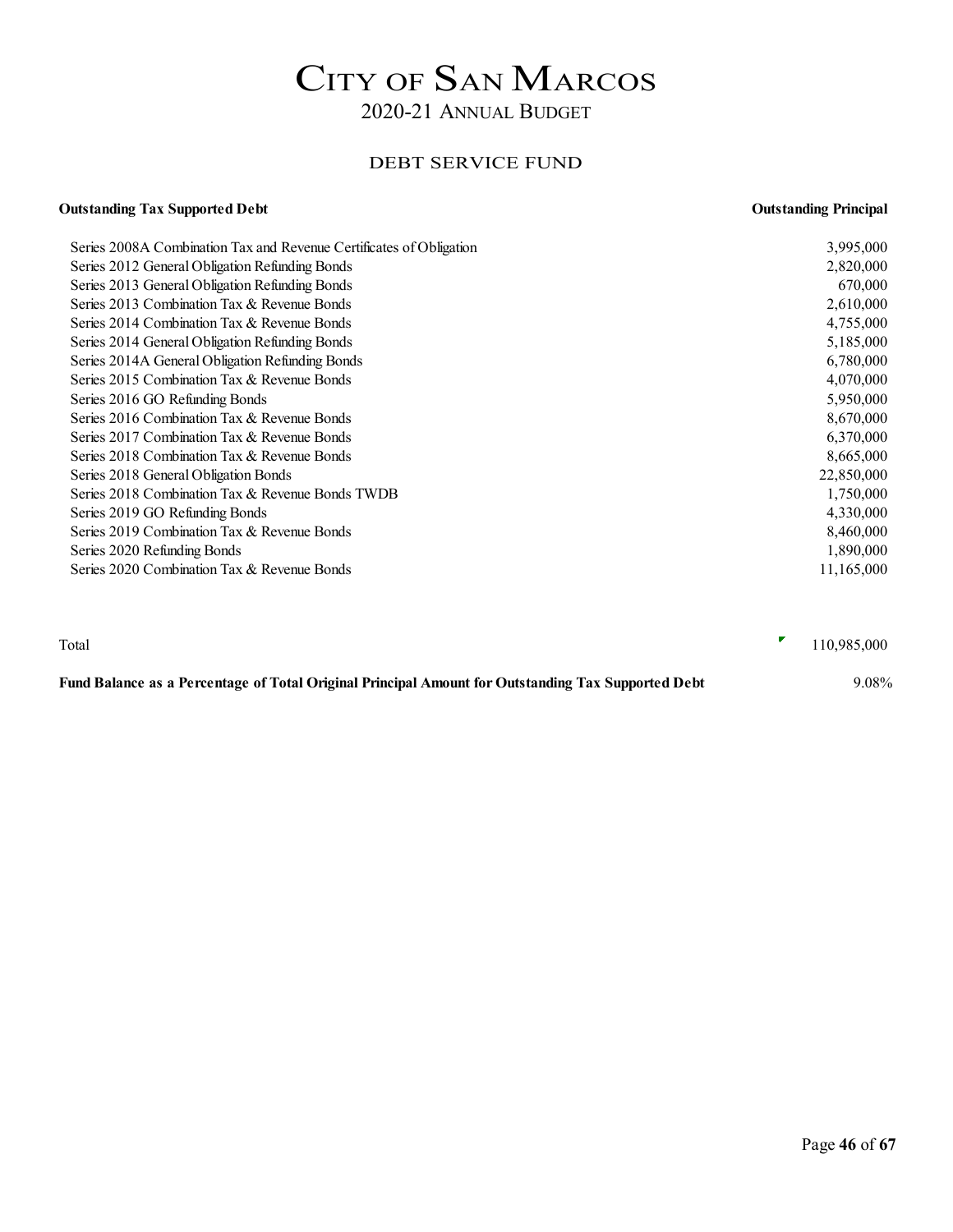# CITY OF SAN MARCOS

## 2020-21 ANNUAL BUDGET

### DEBT SERVICE FUND

| Outstanding Tax Supported Debt | Outstanding Principal |
|---|---|
| Series 2008A Combination Tax and Revenue Certificates of Obligation | 3,995,000 |
| Series 2012 General Obligation Refunding Bonds | 2,820,000 |
| Series 2013 General Obligation Refunding Bonds | 670,000 |
| Series 2013 Combination Tax & Revenue Bonds | 2,610,000 |
| Series 2014 Combination Tax & Revenue Bonds | 4,755,000 |
| Series 2014 General Obligation Refunding Bonds | 5,185,000 |
| Series 2014A General Obligation Refunding Bonds | 6,780,000 |
| Series 2015 Combination Tax & Revenue Bonds | 4,070,000 |
| Series 2016 GO Refunding Bonds | 5,950,000 |
| Series 2016 Combination Tax & Revenue Bonds | 8,670,000 |
| Series 2017 Combination Tax & Revenue Bonds | 6,370,000 |
| Series 2018 Combination Tax & Revenue Bonds | 8,665,000 |
| Series 2018 General Obligation Bonds | 22,850,000 |
| Series 2018 Combination Tax & Revenue Bonds TWDB | 1,750,000 |
| Series 2019 GO Refunding Bonds | 4,330,000 |
| Series 2019 Combination Tax & Revenue Bonds | 8,460,000 |
| Series 2020 Refunding Bonds | 1,890,000 |
| Series 2020 Combination Tax & Revenue Bonds | 11,165,000 |
| Total | 110,985,000 |
| **Fund Balance as a Percentage of Total Original Principal Amount for Outstanding Tax Supported Debt** | 9.08% |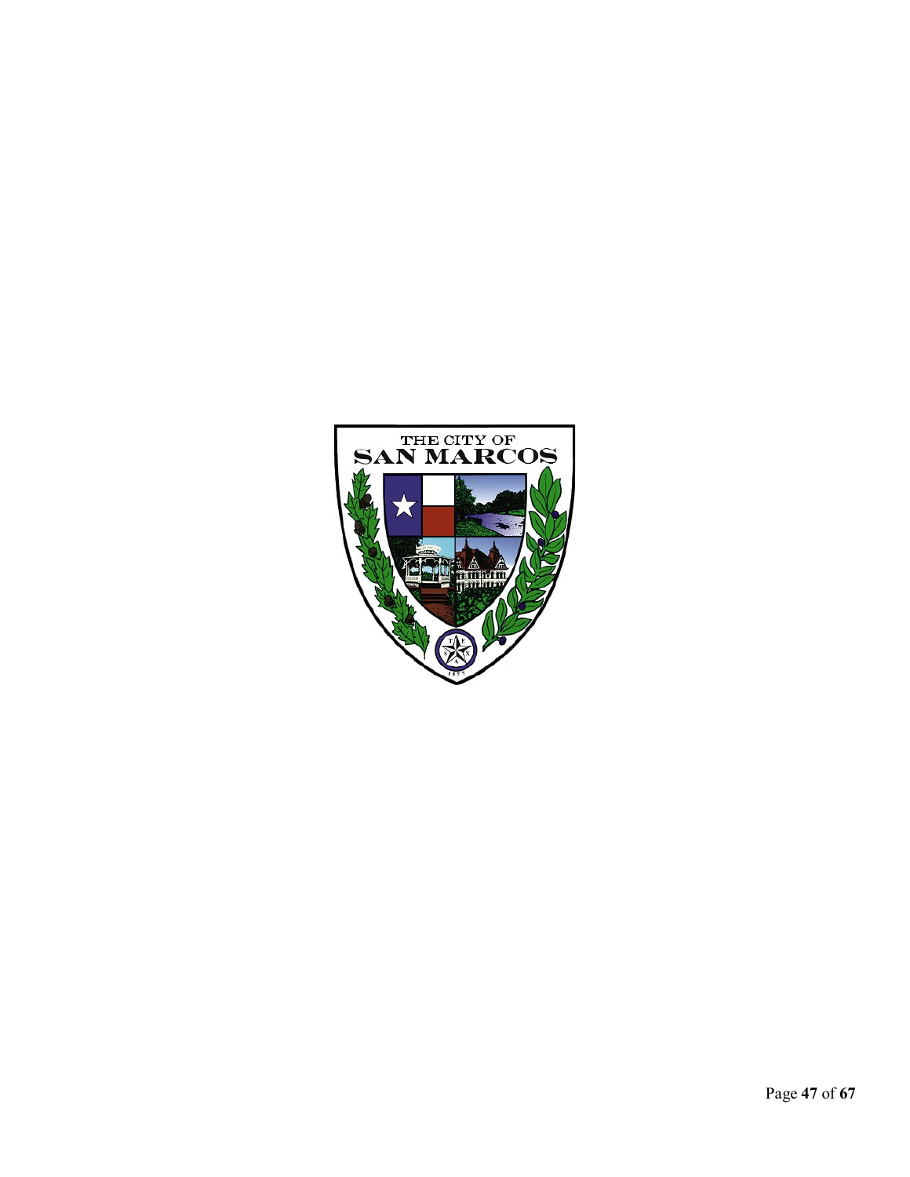THE CITY OF
SAN MARCOS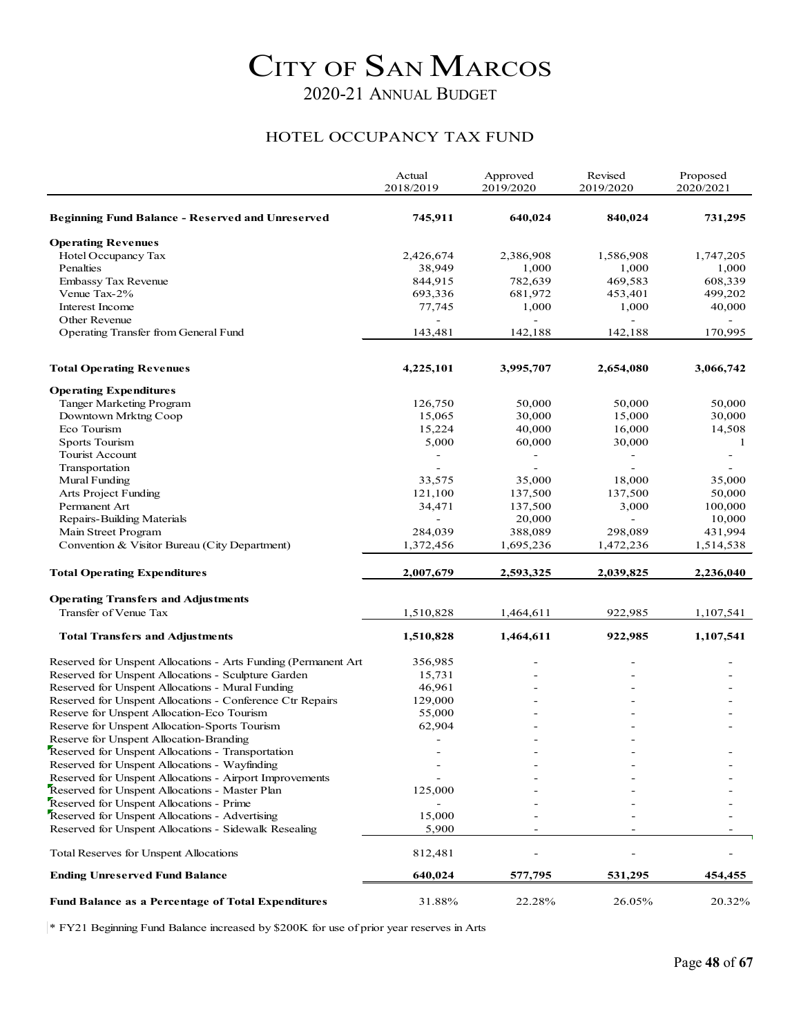# City of San Marcos

## 2020-21 Annual Budget

### HOTEL OCCUPANCY TAX FUND

| | Actual 2018/2019 | Approved 2019/2020 | Revised 2019/2020 | Proposed 2020/2021 |
|---|---|---|---|---|
| **Beginning Fund Balance - Reserved and Unreserved** | **745,911** | **640,024** | **840,024** | **731,295** |
| **Operating Revenues** | | | | |
| Hotel Occupancy Tax | 2,426,674 | 2,386,908 | 1,586,908 | 1,747,205 |
| Penalties | 38,949 | 1,000 | 1,000 | 1,000 |
| Embassy Tax Revenue | 844,915 | 782,639 | 469,583 | 608,339 |
| Venue Tax-2% | 693,336 | 681,972 | 453,401 | 499,202 |
| Interest Income | 77,745 | 1,000 | 1,000 | 40,000 |
| Other Revenue | - | - | - | - |
| Operating Transfer from General Fund | 143,481 | 142,188 | 142,188 | 170,995 |
| **Total Operating Revenues** | **4,225,101** | **3,995,707** | **2,654,080** | **3,066,742** |
| **Operating Expenditures** | | | | |
| Tanger Marketing Program | 126,750 | 50,000 | 50,000 | 50,000 |
| Downtown Mrktng Coop | 15,065 | 30,000 | 15,000 | 30,000 |
| Eco Tourism | 15,224 | 40,000 | 16,000 | 14,508 |
| Sports Tourism | 5,000 | 60,000 | 30,000 | 1 |
| Tourist Account | - | - | - | - |
| Transportation | - | - | - | - |
| Mural Funding | 33,575 | 35,000 | 18,000 | 35,000 |
| Arts Project Funding | 121,100 | 137,500 | 137,500 | 50,000 |
| Permanent Art | 34,471 | 137,500 | 3,000 | 100,000 |
| Repairs-Building Materials | - | 20,000 | - | 10,000 |
| Main Street Program | 284,039 | 388,089 | 298,089 | 431,994 |
| Convention & Visitor Bureau (City Department) | 1,372,456 | 1,695,236 | 1,472,236 | 1,514,538 |
| **Total Operating Expenditures** | **2,007,679** | **2,593,325** | **2,039,825** | **2,236,040** |
| **Operating Transfers and Adjustments** | | | | |
| Transfer of Venue Tax | 1,510,828 | 1,464,611 | 922,985 | 1,107,541 |
| **Total Transfers and Adjustments** | **1,510,828** | **1,464,611** | **922,985** | **1,107,541** |
| Reserved for Unspent Allocations - Arts Funding (Permanent Art | 356,985 | - | - | - |
| Reserved for Unspent Allocations - Sculpture Garden | 15,731 | - | - | - |
| Reserved for Unspent Allocations - Mural Funding | 46,961 | - | - | - |
| Reserved for Unspent Allocations - Conference Ctr Repairs | 129,000 | - | - | - |
| Reserve for Unspent Allocation-Eco Tourism | 55,000 | - | - | - |
| Reserve for Unspent Allocation-Sports Tourism | 62,904 | - | - | - |
| Reserve for Unspent Allocation-Branding | - | - | - | |
| Reserved for Unspent Allocations - Transportation | - | - | - | - |
| Reserved for Unspent Allocations - Wayfinding | - | - | - | - |
| Reserved for Unspent Allocations - Airport Improvements | - | - | - | - |
| Reserved for Unspent Allocations - Master Plan | 125,000 | - | - | - |
| Reserved for Unspent Allocations - Prime | - | - | - | - |
| Reserved for Unspent Allocations - Advertising | 15,000 | - | - | - |
| Reserved for Unspent Allocations - Sidewalk Resealing | 5,900 | - | - | - |
| Total Reserves for Unspent Allocations | 812,481 | - | - | - |
| **Ending Unreserved Fund Balance** | **640,024** | **577,795** | **531,295** | **454,455** |
| **Fund Balance as a Percentage of Total Expenditures** | 31.88% | 22.28% | 26.05% | 20.32% |

* FY21 Beginning Fund Balance increased by $200K for use of prior year reserves in Arts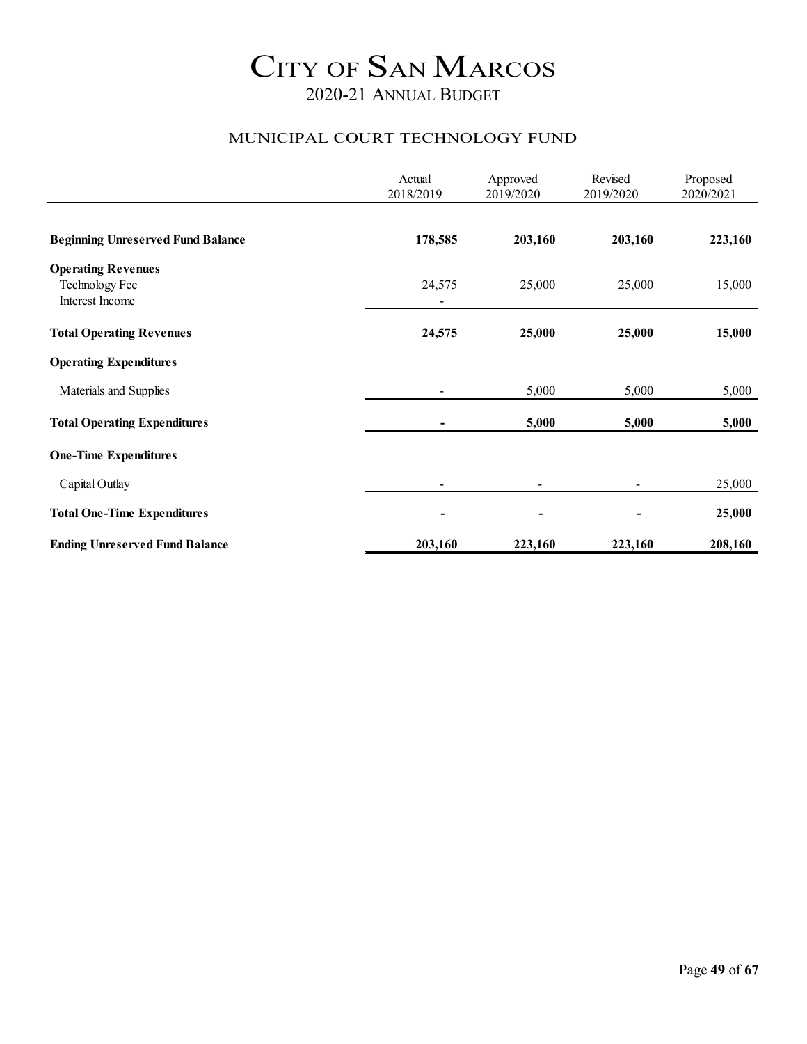# City of San Marcos

## 2020-21 Annual Budget

### MUNICIPAL COURT TECHNOLOGY FUND

| | Actual 2018/2019 | Approved 2019/2020 | Revised 2019/2020 | Proposed 2020/2021 |
|---|---|---|---|---|
| **Beginning Unreserved Fund Balance** | **178,585** | **203,160** | **203,160** | **223,160** |
| **Operating Revenues** | | | | |
| Technology Fee | 24,575 | 25,000 | 25,000 | 15,000 |
| Interest Income | - | | | |
| **Total Operating Revenues** | **24,575** | **25,000** | **25,000** | **15,000** |
| **Operating Expenditures** | | | | |
| Materials and Supplies | - | 5,000 | 5,000 | 5,000 |
| **Total Operating Expenditures** | **-** | **5,000** | **5,000** | **5,000** |
| **One-Time Expenditures** | | | | |
| Capital Outlay | - | - | - | 25,000 |
| **Total One-Time Expenditures** | **-** | **-** | **-** | **25,000** |
| **Ending Unreserved Fund Balance** | **203,160** | **223,160** | **223,160** | **208,160** |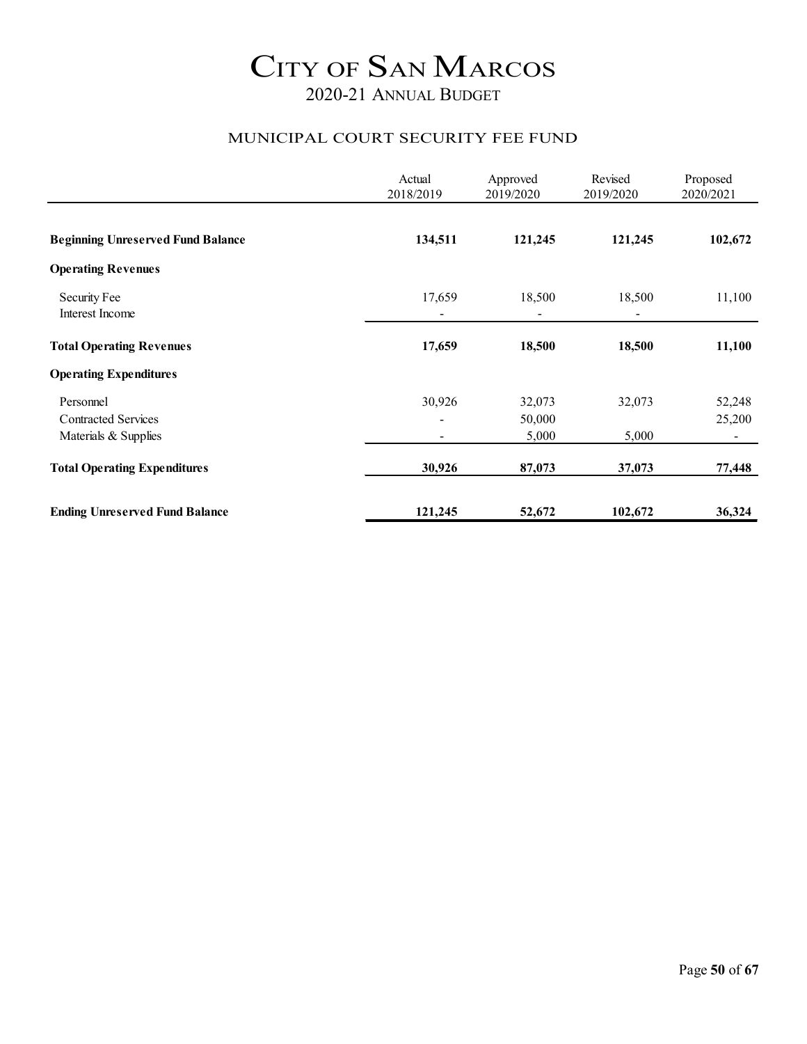# CITY OF SAN MARCOS

## 2020-21 ANNUAL BUDGET

### MUNICIPAL COURT SECURITY FEE FUND

| | Actual 2018/2019 | Approved 2019/2020 | Revised 2019/2020 | Proposed 2020/2021 |
|---|---|---|---|---|
| **Beginning Unreserved Fund Balance** | **134,511** | **121,245** | **121,245** | **102,672** |
| **Operating Revenues** | | | | |
| Security Fee | 17,659 | 18,500 | 18,500 | 11,100 |
| Interest Income | - | - | - | |
| **Total Operating Revenues** | **17,659** | **18,500** | **18,500** | **11,100** |
| **Operating Expenditures** | | | | |
| Personnel | 30,926 | 32,073 | 32,073 | 52,248 |
| Contracted Services | - | 50,000 | | 25,200 |
| Materials & Supplies | - | 5,000 | 5,000 | - |
| **Total Operating Expenditures** | **30,926** | **87,073** | **37,073** | **77,448** |
| **Ending Unreserved Fund Balance** | **121,245** | **52,672** | **102,672** | **36,324** |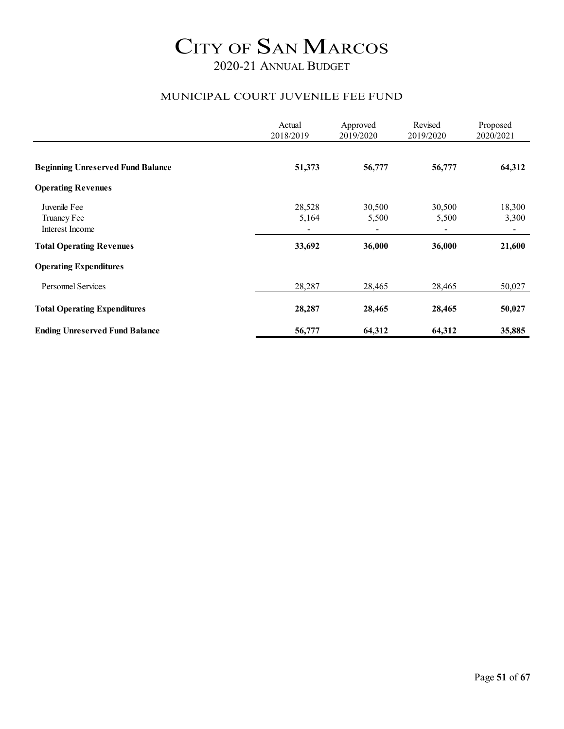# City of San Marcos

## 2020-21 Annual Budget

### MUNICIPAL COURT JUVENILE FEE FUND

| | Actual 2018/2019 | Approved 2019/2020 | Revised 2019/2020 | Proposed 2020/2021 |
|---|---|---|---|---|
| **Beginning Unreserved Fund Balance** | **51,373** | **56,777** | **56,777** | **64,312** |
| **Operating Revenues** | | | | |
| Juvenile Fee | 28,528 | 30,500 | 30,500 | 18,300 |
| Truancy Fee | 5,164 | 5,500 | 5,500 | 3,300 |
| Interest Income | - | - | - | - |
| **Total Operating Revenues** | **33,692** | **36,000** | **36,000** | **21,600** |
| **Operating Expenditures** | | | | |
| Personnel Services | 28,287 | 28,465 | 28,465 | 50,027 |
| **Total Operating Expenditures** | **28,287** | **28,465** | **28,465** | **50,027** |
| **Ending Unreserved Fund Balance** | **56,777** | **64,312** | **64,312** | **35,885** |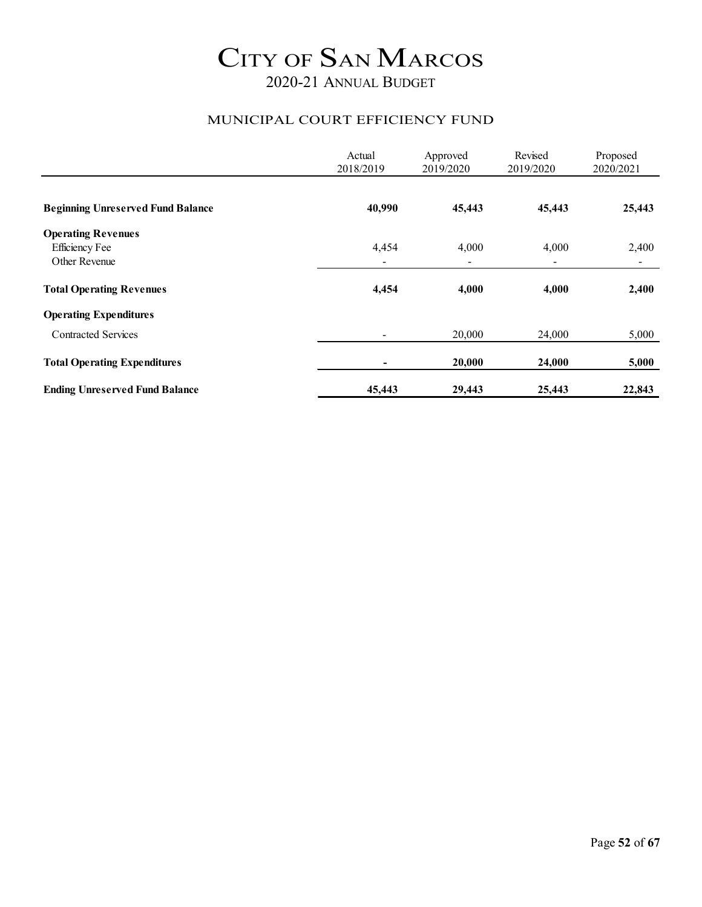# City of San Marcos

## 2020-21 Annual Budget

### MUNICIPAL COURT EFFICIENCY FUND

| | Actual 2018/2019 | Approved 2019/2020 | Revised 2019/2020 | Proposed 2020/2021 |
|---|---|---|---|---|
| **Beginning Unreserved Fund Balance** | **40,990** | **45,443** | **45,443** | **25,443** |
| **Operating Revenues** | | | | |
| Efficiency Fee | 4,454 | 4,000 | 4,000 | 2,400 |
| Other Revenue | - | - | - | - |
| **Total Operating Revenues** | **4,454** | **4,000** | **4,000** | **2,400** |
| **Operating Expenditures** | | | | |
| Contracted Services | - | 20,000 | 24,000 | 5,000 |
| **Total Operating Expenditures** | **-** | **20,000** | **24,000** | **5,000** |
| **Ending Unreserved Fund Balance** | **45,443** | **29,443** | **25,443** | **22,843** |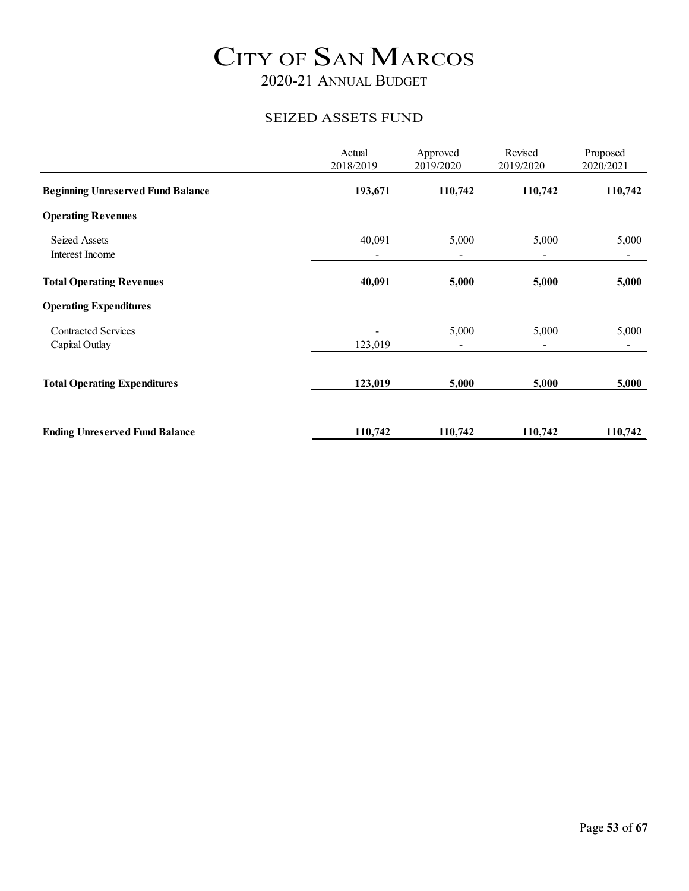# CITY OF SAN MARCOS

## 2020-21 ANNUAL BUDGET

### SEIZED ASSETS FUND

| | Actual 2018/2019 | Approved 2019/2020 | Revised 2019/2020 | Proposed 2020/2021 |
|---|---|---|---|---|
| **Beginning Unreserved Fund Balance** | **193,671** | **110,742** | **110,742** | **110,742** |
| **Operating Revenues** | | | | |
| Seized Assets | 40,091 | 5,000 | 5,000 | 5,000 |
| Interest Income | - | - | - | - |
| **Total Operating Revenues** | **40,091** | **5,000** | **5,000** | **5,000** |
| **Operating Expenditures** | | | | |
| Contracted Services | - | 5,000 | 5,000 | 5,000 |
| Capital Outlay | 123,019 | - | - | - |
| **Total Operating Expenditures** | **123,019** | **5,000** | **5,000** | **5,000** |
| **Ending Unreserved Fund Balance** | **110,742** | **110,742** | **110,742** | **110,742** |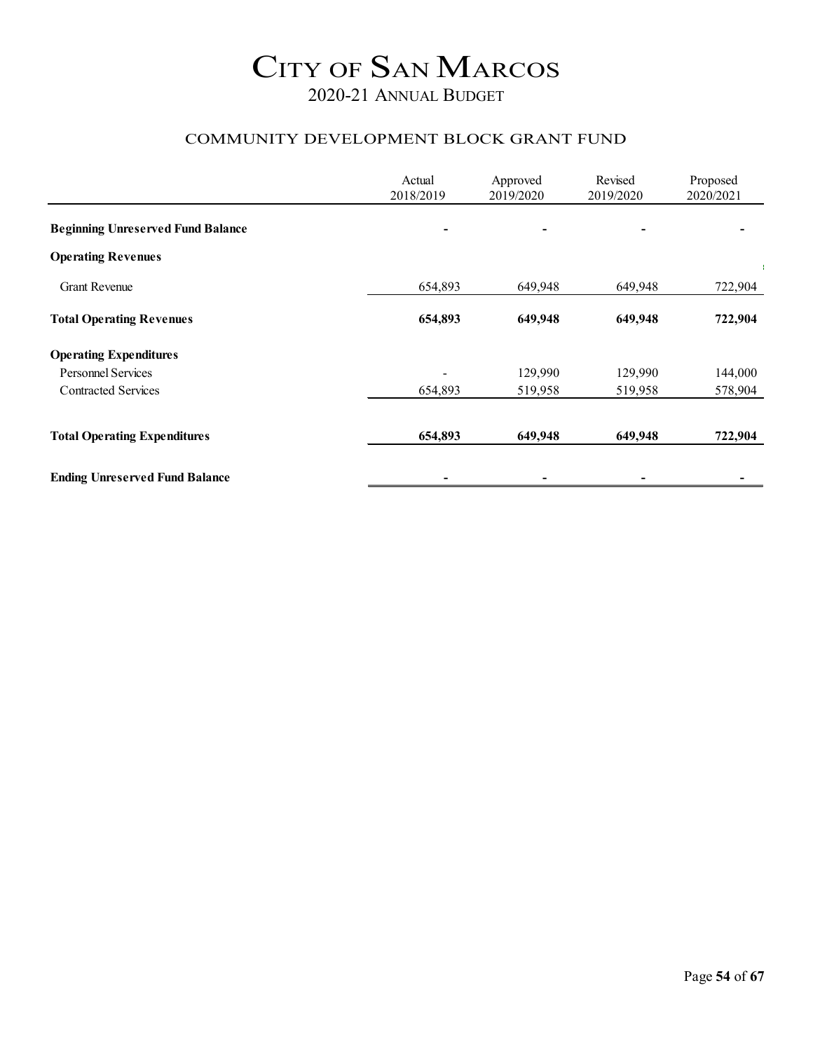# CITY OF SAN MARCOS

## 2020-21 ANNUAL BUDGET

### COMMUNITY DEVELOPMENT BLOCK GRANT FUND

| | Actual 2018/2019 | Approved 2019/2020 | Revised 2019/2020 | Proposed 2020/2021 |
|---|---|---|---|---|
| **Beginning Unreserved Fund Balance** | **-** | **-** | **-** | **-** |
| **Operating Revenues** | | | | |
| Grant Revenue | 654,893 | 649,948 | 649,948 | 722,904 |
| **Total Operating Revenues** | **654,893** | **649,948** | **649,948** | **722,904** |
| **Operating Expenditures** | | | | |
| Personnel Services | - | 129,990 | 129,990 | 144,000 |
| Contracted Services | 654,893 | 519,958 | 519,958 | 578,904 |
| **Total Operating Expenditures** | **654,893** | **649,948** | **649,948** | **722,904** |
| **Ending Unreserved Fund Balance** | **-** | **-** | **-** | **-** |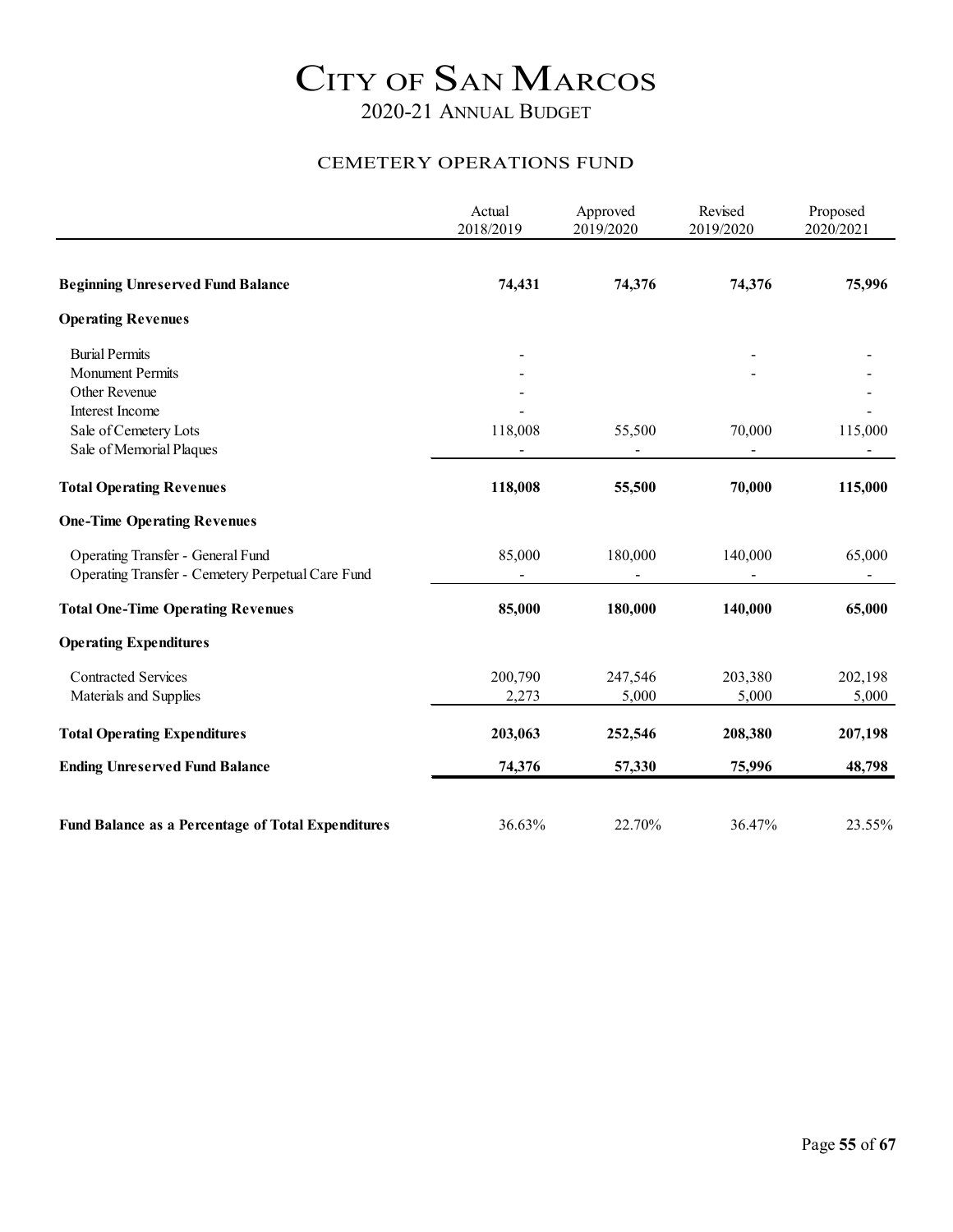# City of San Marcos

## 2020-21 Annual Budget

### CEMETERY OPERATIONS FUND

| | Actual 2018/2019 | Approved 2019/2020 | Revised 2019/2020 | Proposed 2020/2021 |
|---|---|---|---|---|
| **Beginning Unreserved Fund Balance** | **74,431** | **74,376** | **74,376** | **75,996** |
| **Operating Revenues** | | | | |
| Burial Permits | - | | - | - |
| Monument Permits | - | | - | - |
| Other Revenue | - | | | - |
| Interest Income | - | | | - |
| Sale of Cemetery Lots | 118,008 | 55,500 | 70,000 | 115,000 |
| Sale of Memorial Plaques | - | - | - | - |
| **Total Operating Revenues** | **118,008** | **55,500** | **70,000** | **115,000** |
| **One-Time Operating Revenues** | | | | |
| Operating Transfer - General Fund | 85,000 | 180,000 | 140,000 | 65,000 |
| Operating Transfer - Cemetery Perpetual Care Fund | - | - | - | - |
| **Total One-Time Operating Revenues** | **85,000** | **180,000** | **140,000** | **65,000** |
| **Operating Expenditures** | | | | |
| Contracted Services | 200,790 | 247,546 | 203,380 | 202,198 |
| Materials and Supplies | 2,273 | 5,000 | 5,000 | 5,000 |
| **Total Operating Expenditures** | **203,063** | **252,546** | **208,380** | **207,198** |
| **Ending Unreserved Fund Balance** | **74,376** | **57,330** | **75,996** | **48,798** |
| **Fund Balance as a Percentage of Total Expenditures** | 36.63% | 22.70% | 36.47% | 23.55% |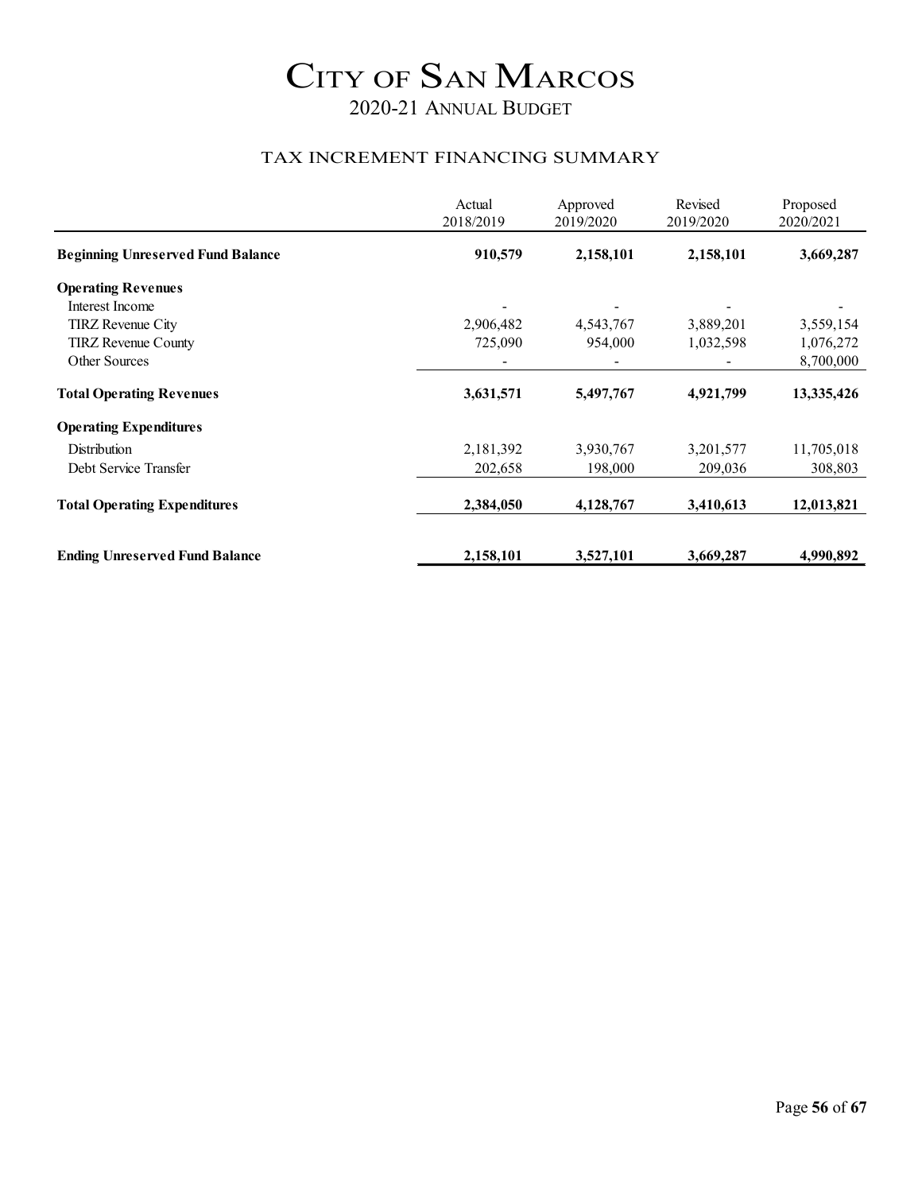# City of San Marcos

## 2020-21 Annual Budget

### Tax Increment Financing Summary

| | Actual 2018/2019 | Approved 2019/2020 | Revised 2019/2020 | Proposed 2020/2021 |
|---|---|---|---|---|
| **Beginning Unreserved Fund Balance** | **910,579** | **2,158,101** | **2,158,101** | **3,669,287** |
| **Operating Revenues** | | | | |
| Interest Income | - | - | - | - |
| TIRZ Revenue City | 2,906,482 | 4,543,767 | 3,889,201 | 3,559,154 |
| TIRZ Revenue County | 725,090 | 954,000 | 1,032,598 | 1,076,272 |
| Other Sources | - | - | - | 8,700,000 |
| **Total Operating Revenues** | **3,631,571** | **5,497,767** | **4,921,799** | **13,335,426** |
| **Operating Expenditures** | | | | |
| Distribution | 2,181,392 | 3,930,767 | 3,201,577 | 11,705,018 |
| Debt Service Transfer | 202,658 | 198,000 | 209,036 | 308,803 |
| **Total Operating Expenditures** | **2,384,050** | **4,128,767** | **3,410,613** | **12,013,821** |
| **Ending Unreserved Fund Balance** | **2,158,101** | **3,527,101** | **3,669,287** | **4,990,892** |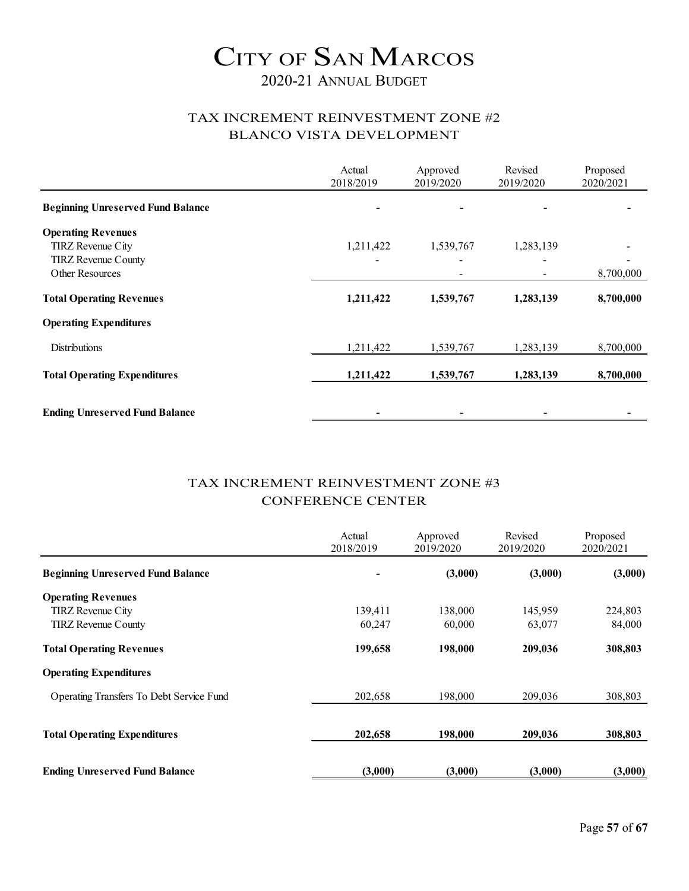# City of San Marcos

## 2020-21 Annual Budget

### TAX INCREMENT REINVESTMENT ZONE #2
### BLANCO VISTA DEVELOPMENT

| | Actual 2018/2019 | Approved 2019/2020 | Revised 2019/2020 | Proposed 2020/2021 |
|---|---|---|---|---|
| **Beginning Unreserved Fund Balance** | **-** | **-** | **-** | **-** |
| **Operating Revenues** | | | | |
| TIRZ Revenue City | 1,211,422 | 1,539,767 | 1,283,139 | - |
| TIRZ Revenue County | - | - | - | - |
| Other Resources | | - | - | 8,700,000 |
| **Total Operating Revenues** | **1,211,422** | **1,539,767** | **1,283,139** | **8,700,000** |
| **Operating Expenditures** | | | | |
| Distributions | 1,211,422 | 1,539,767 | 1,283,139 | 8,700,000 |
| **Total Operating Expenditures** | **1,211,422** | **1,539,767** | **1,283,139** | **8,700,000** |
| **Ending Unreserved Fund Balance** | **-** | **-** | **-** | **-** |

### TAX INCREMENT REINVESTMENT ZONE #3
### CONFERENCE CENTER

| | Actual 2018/2019 | Approved 2019/2020 | Revised 2019/2020 | Proposed 2020/2021 |
|---|---|---|---|---|
| **Beginning Unreserved Fund Balance** | **-** | **(3,000)** | **(3,000)** | **(3,000)** |
| **Operating Revenues** | | | | |
| TIRZ Revenue City | 139,411 | 138,000 | 145,959 | 224,803 |
| TIRZ Revenue County | 60,247 | 60,000 | 63,077 | 84,000 |
| **Total Operating Revenues** | **199,658** | **198,000** | **209,036** | **308,803** |
| **Operating Expenditures** | | | | |
| Operating Transfers To Debt Service Fund | 202,658 | 198,000 | 209,036 | 308,803 |
| **Total Operating Expenditures** | **202,658** | **198,000** | **209,036** | **308,803** |
| **Ending Unreserved Fund Balance** | **(3,000)** | **(3,000)** | **(3,000)** | **(3,000)** |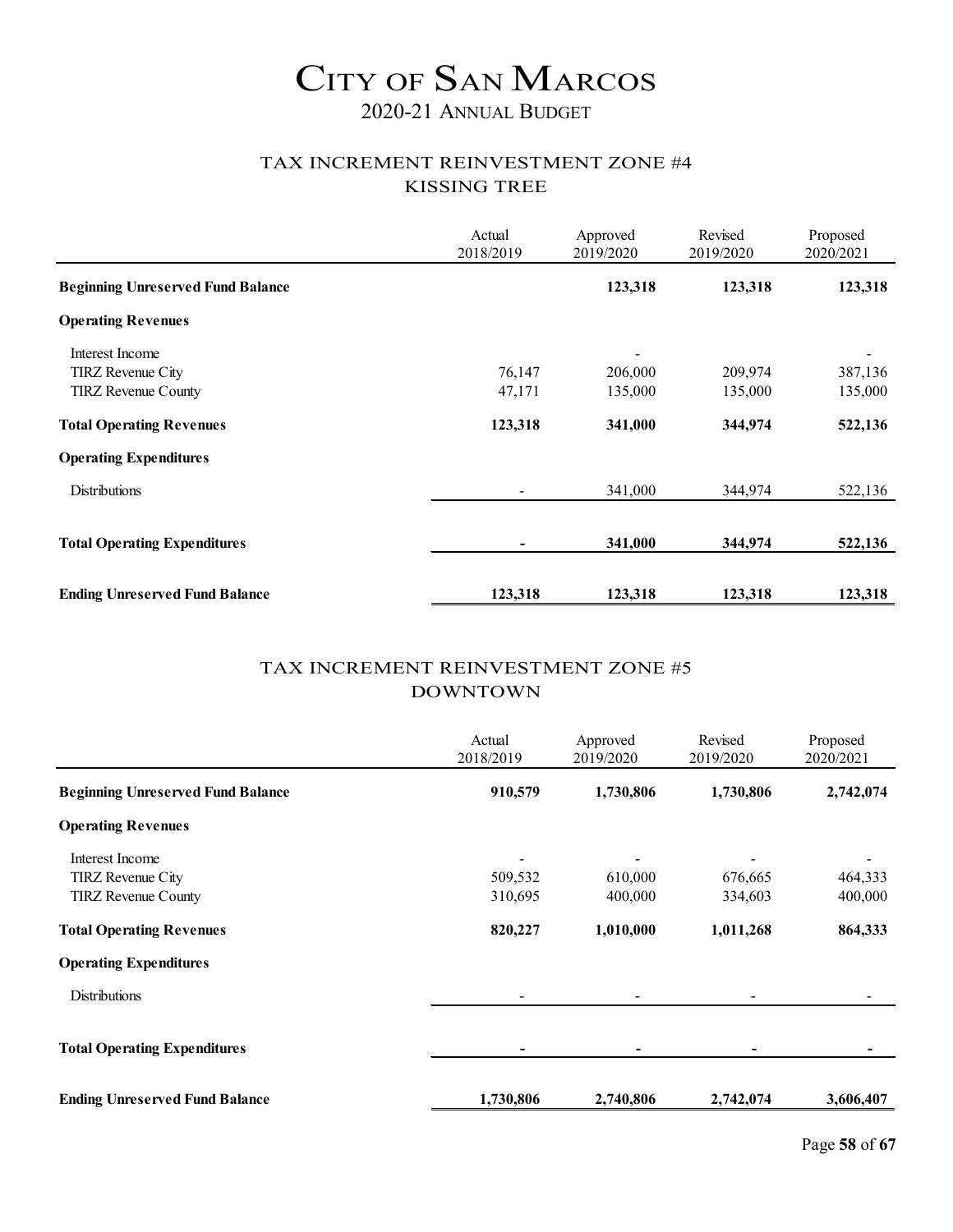# City of San Marcos

## 2020-21 Annual Budget

### Tax Increment Reinvestment Zone #4
### Kissing Tree

| | Actual 2018/2019 | Approved 2019/2020 | Revised 2019/2020 | Proposed 2020/2021 |
|---|---|---|---|---|
| **Beginning Unreserved Fund Balance** | | **123,318** | **123,318** | **123,318** |
| **Operating Revenues** | | | | |
| Interest Income | | - | | - |
| TIRZ Revenue City | 76,147 | 206,000 | 209,974 | 387,136 |
| TIRZ Revenue County | 47,171 | 135,000 | 135,000 | 135,000 |
| **Total Operating Revenues** | **123,318** | **341,000** | **344,974** | **522,136** |
| **Operating Expenditures** | | | | |
| Distributions | - | 341,000 | 344,974 | 522,136 |
| **Total Operating Expenditures** | **-** | **341,000** | **344,974** | **522,136** |
| **Ending Unreserved Fund Balance** | **123,318** | **123,318** | **123,318** | **123,318** |

### Tax Increment Reinvestment Zone #5
### Downtown

| | Actual 2018/2019 | Approved 2019/2020 | Revised 2019/2020 | Proposed 2020/2021 |
|---|---|---|---|---|
| **Beginning Unreserved Fund Balance** | **910,579** | **1,730,806** | **1,730,806** | **2,742,074** |
| **Operating Revenues** | | | | |
| Interest Income | - | - | - | - |
| TIRZ Revenue City | 509,532 | 610,000 | 676,665 | 464,333 |
| TIRZ Revenue County | 310,695 | 400,000 | 334,603 | 400,000 |
| **Total Operating Revenues** | **820,227** | **1,010,000** | **1,011,268** | **864,333** |
| **Operating Expenditures** | | | | |
| Distributions | - | - | - | - |
| **Total Operating Expenditures** | **-** | **-** | **-** | **-** |
| **Ending Unreserved Fund Balance** | **1,730,806** | **2,740,806** | **2,742,074** | **3,606,407** |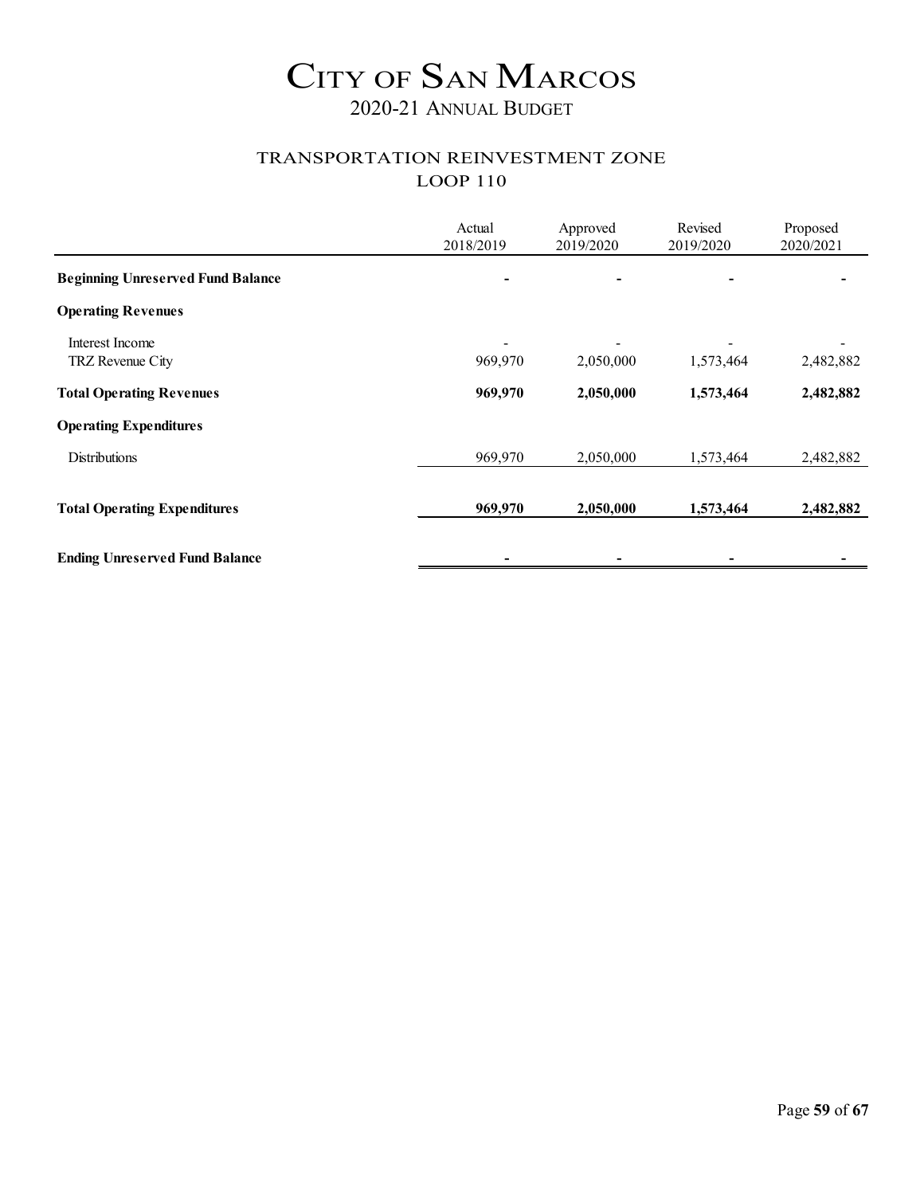# CITY OF SAN MARCOS

## 2020-21 ANNUAL BUDGET

### TRANSPORTATION REINVESTMENT ZONE
### LOOP 110

| | Actual 2018/2019 | Approved 2019/2020 | Revised 2019/2020 | Proposed 2020/2021 |
|---|---|---|---|---|
| **Beginning Unreserved Fund Balance** | **-** | **-** | **-** | **-** |
| **Operating Revenues** | | | | |
| Interest Income | - | - | - | - |
| TRZ Revenue City | 969,970 | 2,050,000 | 1,573,464 | 2,482,882 |
| **Total Operating Revenues** | **969,970** | **2,050,000** | **1,573,464** | **2,482,882** |
| **Operating Expenditures** | | | | |
| Distributions | 969,970 | 2,050,000 | 1,573,464 | 2,482,882 |
| **Total Operating Expenditures** | **969,970** | **2,050,000** | **1,573,464** | **2,482,882** |
| **Ending Unreserved Fund Balance** | **-** | **-** | **-** | **-** |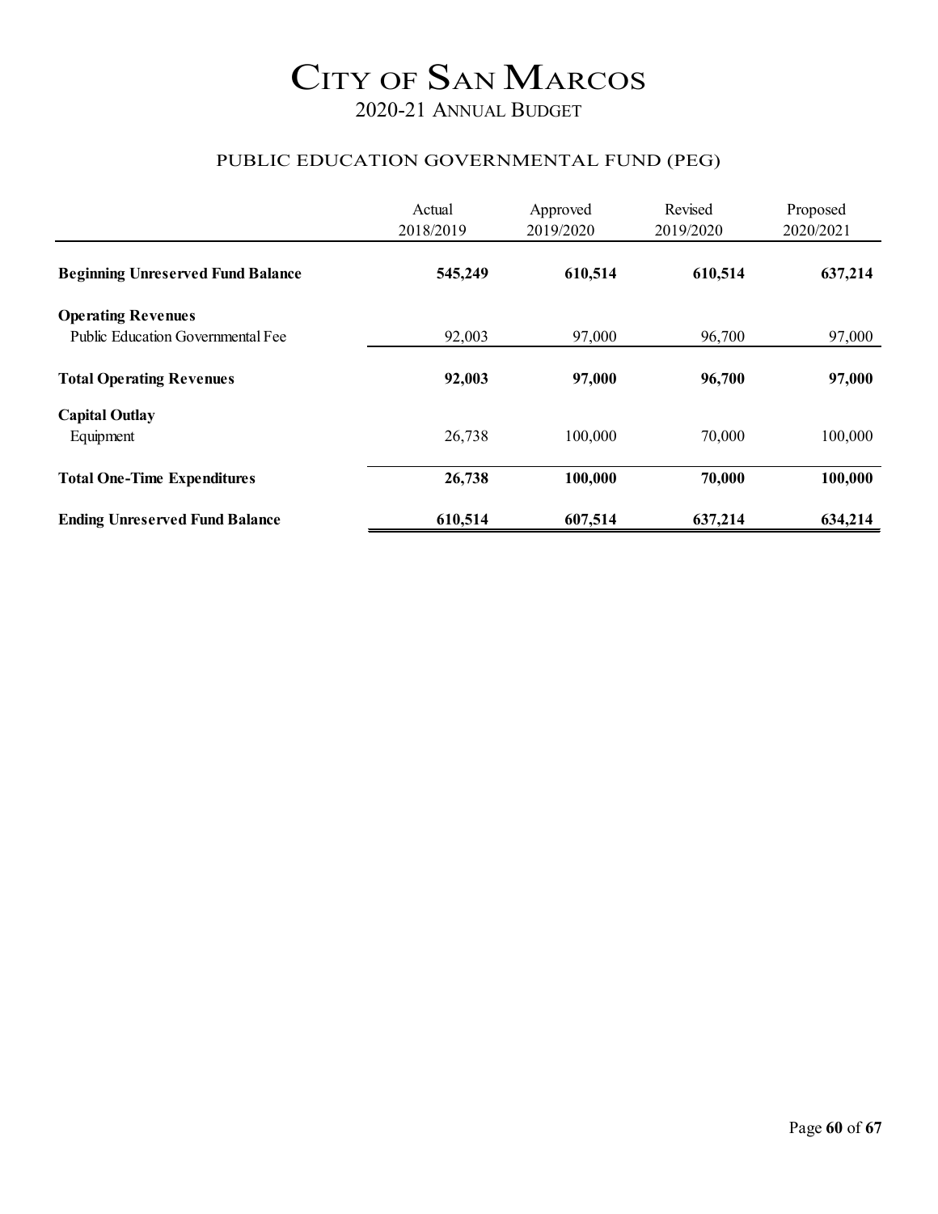# CITY OF SAN MARCOS

## 2020-21 ANNUAL BUDGET

### PUBLIC EDUCATION GOVERNMENTAL FUND (PEG)

| | Actual 2018/2019 | Approved 2019/2020 | Revised 2019/2020 | Proposed 2020/2021 |
|---|---|---|---|---|
| **Beginning Unreserved Fund Balance** | **545,249** | **610,514** | **610,514** | **637,214** |
| **Operating Revenues** | | | | |
| Public Education Governmental Fee | 92,003 | 97,000 | 96,700 | 97,000 |
| **Total Operating Revenues** | **92,003** | **97,000** | **96,700** | **97,000** |
| **Capital Outlay** | | | | |
| Equipment | 26,738 | 100,000 | 70,000 | 100,000 |
| **Total One-Time Expenditures** | **26,738** | **100,000** | **70,000** | **100,000** |
| **Ending Unreserved Fund Balance** | **610,514** | **607,514** | **637,214** | **634,214** |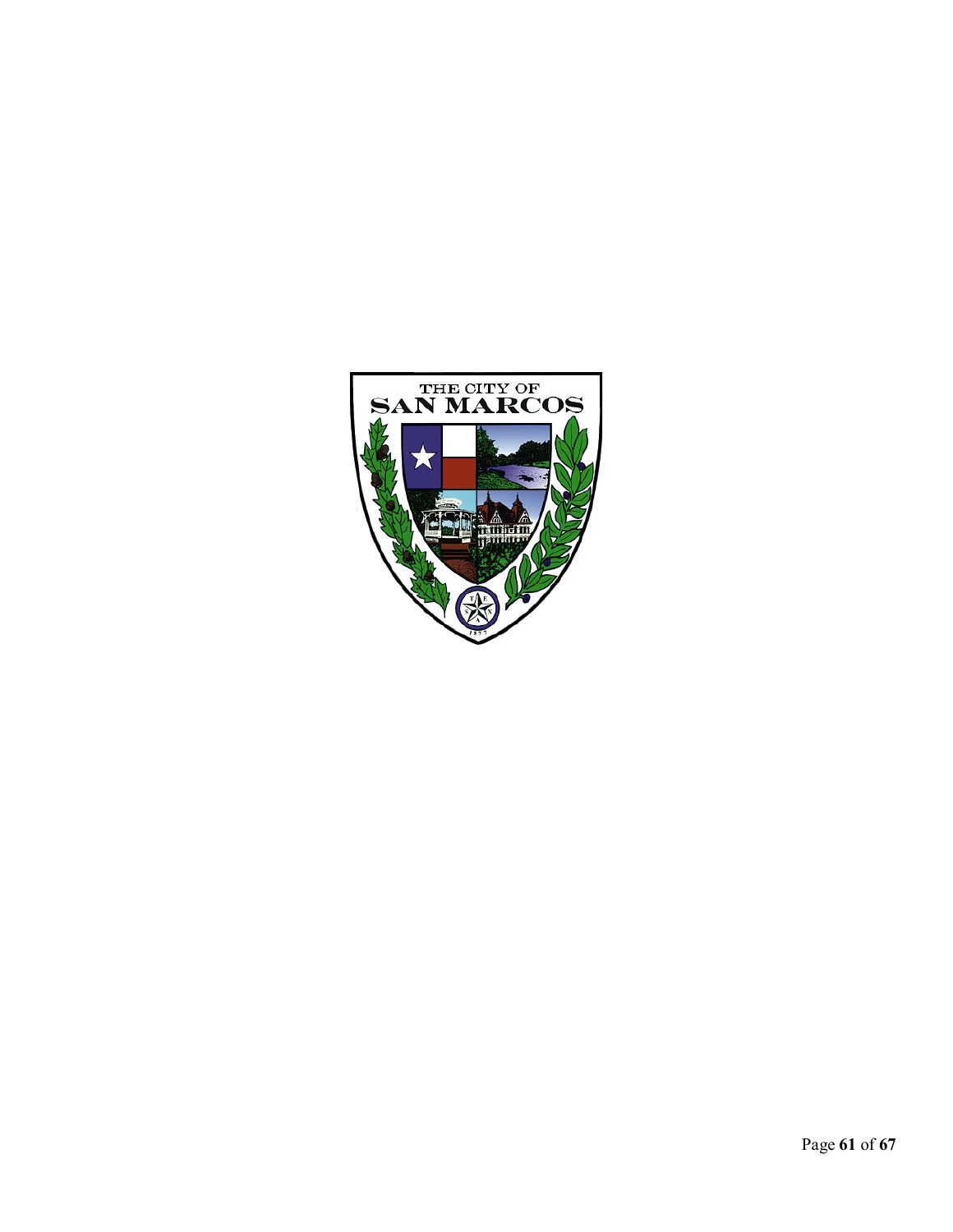THE CITY OF
SAN MARCOS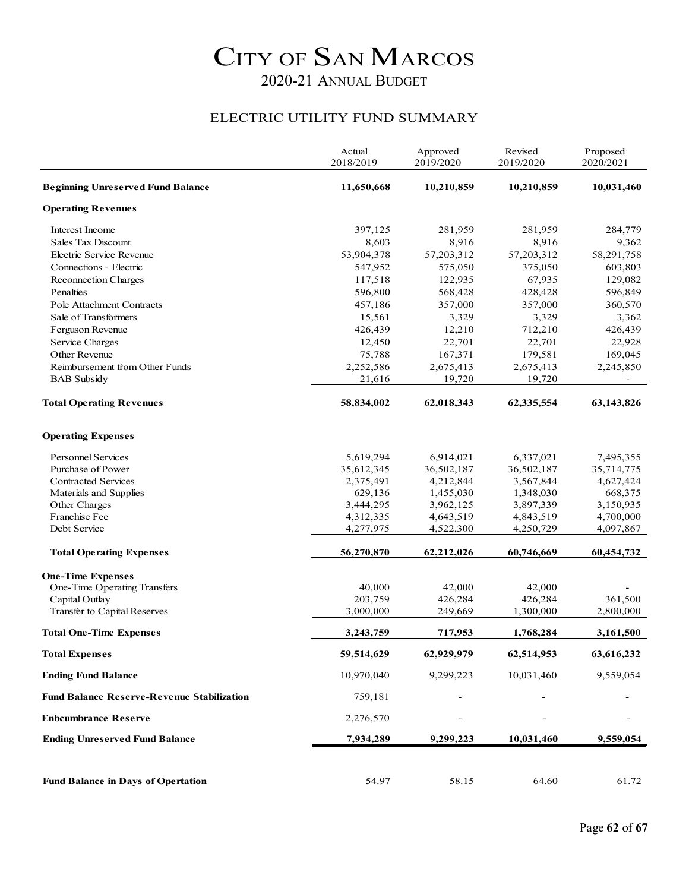# City of San Marcos

## 2020-21 Annual Budget

### ELECTRIC UTILITY FUND SUMMARY

| | Actual 2018/2019 | Approved 2019/2020 | Revised 2019/2020 | Proposed 2020/2021 |
|---|---|---|---|---|
| **Beginning Unreserved Fund Balance** | **11,650,668** | **10,210,859** | **10,210,859** | **10,031,460** |
| **Operating Revenues** | | | | |
| Interest Income | 397,125 | 281,959 | 281,959 | 284,779 |
| Sales Tax Discount | 8,603 | 8,916 | 8,916 | 9,362 |
| Electric Service Revenue | 53,904,378 | 57,203,312 | 57,203,312 | 58,291,758 |
| Connections - Electric | 547,952 | 575,050 | 375,050 | 603,803 |
| Reconnection Charges | 117,518 | 122,935 | 67,935 | 129,082 |
| Penalties | 596,800 | 568,428 | 428,428 | 596,849 |
| Pole Attachment Contracts | 457,186 | 357,000 | 357,000 | 360,570 |
| Sale of Transformers | 15,561 | 3,329 | 3,329 | 3,362 |
| Ferguson Revenue | 426,439 | 12,210 | 712,210 | 426,439 |
| Service Charges | 12,450 | 22,701 | 22,701 | 22,928 |
| Other Revenue | 75,788 | 167,371 | 179,581 | 169,045 |
| Reimbursement from Other Funds | 2,252,586 | 2,675,413 | 2,675,413 | 2,245,850 |
| BAB Subsidy | 21,616 | 19,720 | 19,720 | - |
| **Total Operating Revenues** | **58,834,002** | **62,018,343** | **62,335,554** | **63,143,826** |
| **Operating Expenses** | | | | |
| Personnel Services | 5,619,294 | 6,914,021 | 6,337,021 | 7,495,355 |
| Purchase of Power | 35,612,345 | 36,502,187 | 36,502,187 | 35,714,775 |
| Contracted Services | 2,375,491 | 4,212,844 | 3,567,844 | 4,627,424 |
| Materials and Supplies | 629,136 | 1,455,030 | 1,348,030 | 668,375 |
| Other Charges | 3,444,295 | 3,962,125 | 3,897,339 | 3,150,935 |
| Franchise Fee | 4,312,335 | 4,643,519 | 4,843,519 | 4,700,000 |
| Debt Service | 4,277,975 | 4,522,300 | 4,250,729 | 4,097,867 |
| **Total Operating Expenses** | **56,270,870** | **62,212,026** | **60,746,669** | **60,454,732** |
| **One-Time Expenses** | | | | |
| One-Time Operating Transfers | 40,000 | 42,000 | 42,000 | - |
| Capital Outlay | 203,759 | 426,284 | 426,284 | 361,500 |
| Transfer to Capital Reserves | 3,000,000 | 249,669 | 1,300,000 | 2,800,000 |
| **Total One-Time Expenses** | **3,243,759** | **717,953** | **1,768,284** | **3,161,500** |
| **Total Expenses** | **59,514,629** | **62,929,979** | **62,514,953** | **63,616,232** |
| **Ending Fund Balance** | 10,970,040 | 9,299,223 | 10,031,460 | 9,559,054 |
| **Fund Balance Reserve-Revenue Stabilization** | 759,181 | - | - | - |
| **Enbcumbrance Reserve** | 2,276,570 | - | - | - |
| **Ending Unreserved Fund Balance** | **7,934,289** | **9,299,223** | **10,031,460** | **9,559,054** |
| **Fund Balance in Days of Opertation** | 54.97 | 58.15 | 64.60 | 61.72 |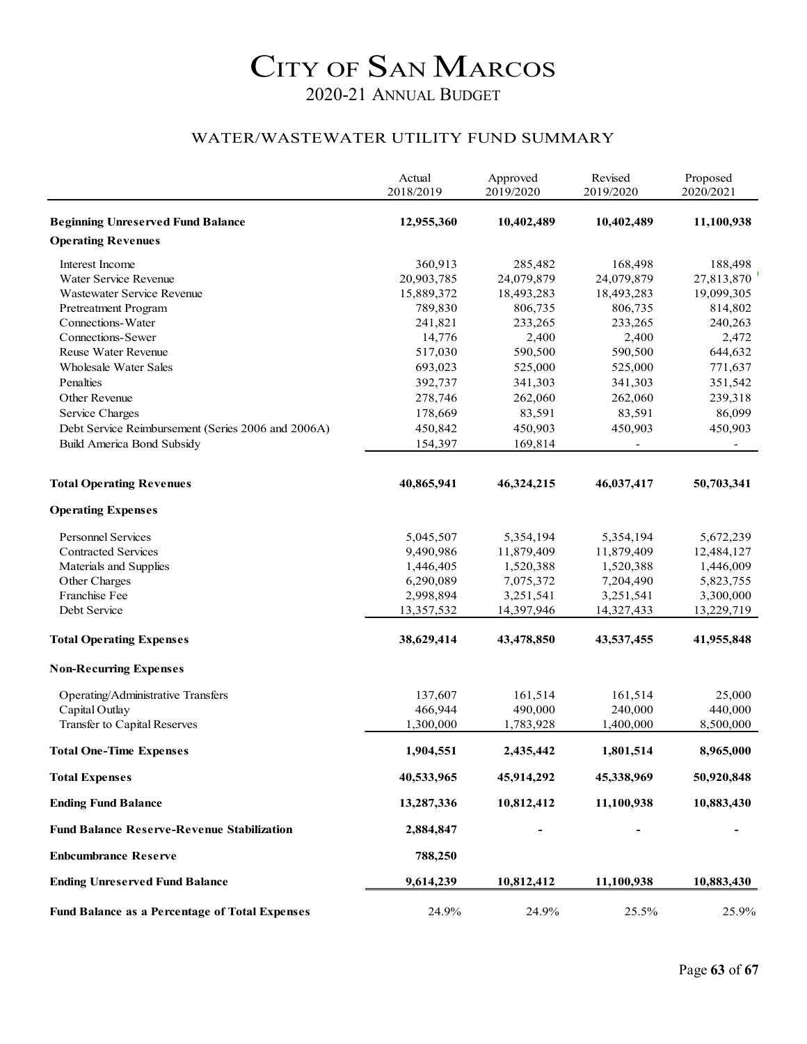# City of San Marcos

## 2020-21 Annual Budget

### WATER/WASTEWATER UTILITY FUND SUMMARY

| | Actual 2018/2019 | Approved 2019/2020 | Revised 2019/2020 | Proposed 2020/2021 |
|---|---|---|---|---|
| **Beginning Unreserved Fund Balance** | **12,955,360** | **10,402,489** | **10,402,489** | **11,100,938** |
| **Operating Revenues** | | | | |
| Interest Income | 360,913 | 285,482 | 168,498 | 188,498 |
| Water Service Revenue | 20,903,785 | 24,079,879 | 24,079,879 | 27,813,870 |
| Wastewater Service Revenue | 15,889,372 | 18,493,283 | 18,493,283 | 19,099,305 |
| Pretreatment Program | 789,830 | 806,735 | 806,735 | 814,802 |
| Connections-Water | 241,821 | 233,265 | 233,265 | 240,263 |
| Connections-Sewer | 14,776 | 2,400 | 2,400 | 2,472 |
| Reuse Water Revenue | 517,030 | 590,500 | 590,500 | 644,632 |
| Wholesale Water Sales | 693,023 | 525,000 | 525,000 | 771,637 |
| Penalties | 392,737 | 341,303 | 341,303 | 351,542 |
| Other Revenue | 278,746 | 262,060 | 262,060 | 239,318 |
| Service Charges | 178,669 | 83,591 | 83,591 | 86,099 |
| Debt Service Reimbursement (Series 2006 and 2006A) | 450,842 | 450,903 | 450,903 | 450,903 |
| Build America Bond Subsidy | 154,397 | 169,814 | - | - |
| **Total Operating Revenues** | **40,865,941** | **46,324,215** | **46,037,417** | **50,703,341** |
| **Operating Expenses** | | | | |
| Personnel Services | 5,045,507 | 5,354,194 | 5,354,194 | 5,672,239 |
| Contracted Services | 9,490,986 | 11,879,409 | 11,879,409 | 12,484,127 |
| Materials and Supplies | 1,446,405 | 1,520,388 | 1,520,388 | 1,446,009 |
| Other Charges | 6,290,089 | 7,075,372 | 7,204,490 | 5,823,755 |
| Franchise Fee | 2,998,894 | 3,251,541 | 3,251,541 | 3,300,000 |
| Debt Service | 13,357,532 | 14,397,946 | 14,327,433 | 13,229,719 |
| **Total Operating Expenses** | **38,629,414** | **43,478,850** | **43,537,455** | **41,955,848** |
| **Non-Recurring Expenses** | | | | |
| Operating/Administrative Transfers | 137,607 | 161,514 | 161,514 | 25,000 |
| Capital Outlay | 466,944 | 490,000 | 240,000 | 440,000 |
| Transfer to Capital Reserves | 1,300,000 | 1,783,928 | 1,400,000 | 8,500,000 |
| **Total One-Time Expenses** | **1,904,551** | **2,435,442** | **1,801,514** | **8,965,000** |
| **Total Expenses** | **40,533,965** | **45,914,292** | **45,338,969** | **50,920,848** |
| **Ending Fund Balance** | **13,287,336** | **10,812,412** | **11,100,938** | **10,883,430** |
| **Fund Balance Reserve-Revenue Stabilization** | **2,884,847** | **-** | **-** | **-** |
| **Enbcumbrance Reserve** | **788,250** | | | |
| **Ending Unreserved Fund Balance** | **9,614,239** | **10,812,412** | **11,100,938** | **10,883,430** |
| **Fund Balance as a Percentage of Total Expenses** | 24.9% | 24.9% | 25.5% | 25.9% |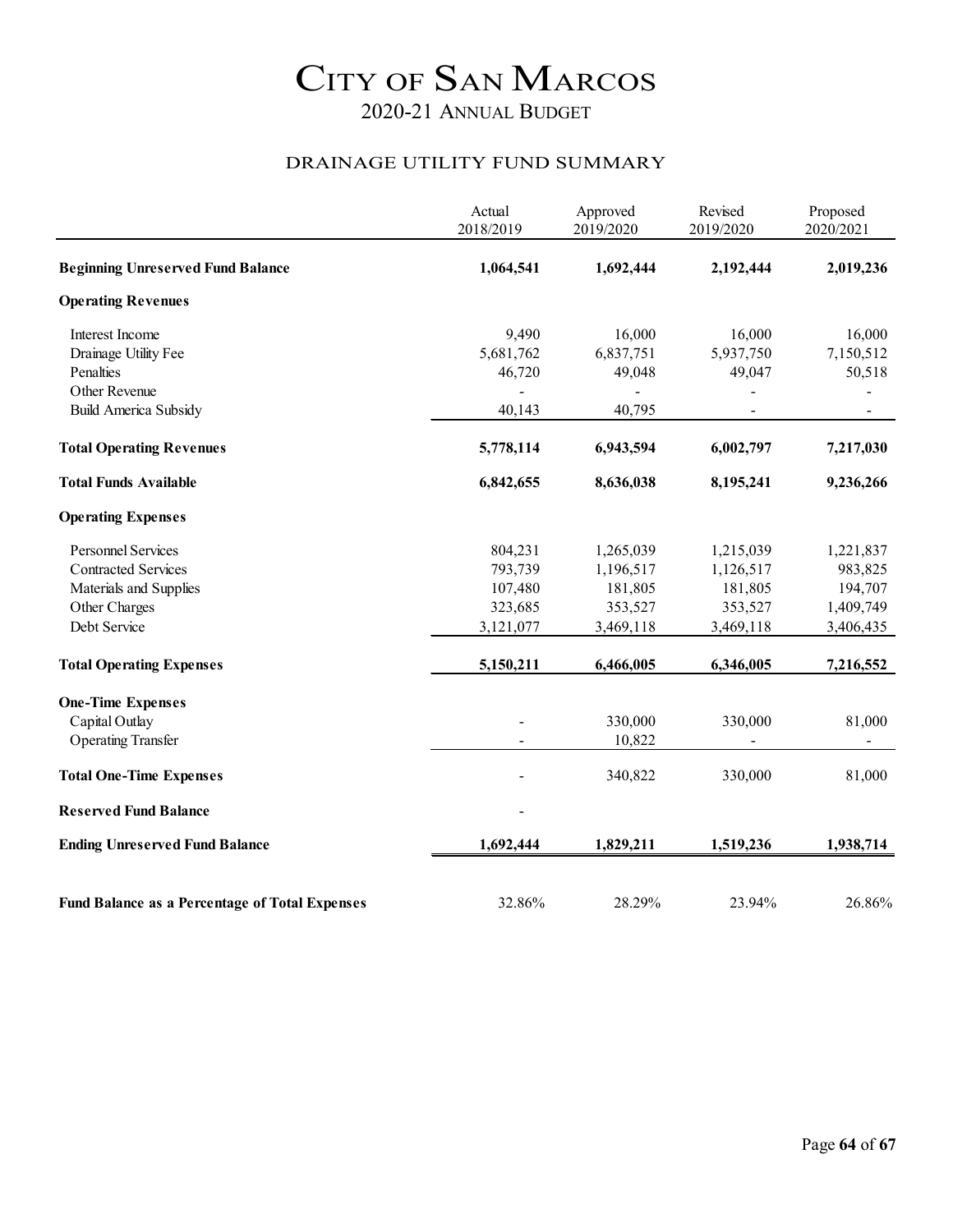# CITY OF SAN MARCOS

## 2020-21 ANNUAL BUDGET

### DRAINAGE UTILITY FUND SUMMARY

| | Actual 2018/2019 | Approved 2019/2020 | Revised 2019/2020 | Proposed 2020/2021 |
|---|---|---|---|---|
| **Beginning Unreserved Fund Balance** | **1,064,541** | **1,692,444** | **2,192,444** | **2,019,236** |
| **Operating Revenues** | | | | |
| Interest Income | 9,490 | 16,000 | 16,000 | 16,000 |
| Drainage Utility Fee | 5,681,762 | 6,837,751 | 5,937,750 | 7,150,512 |
| Penalties | 46,720 | 49,048 | 49,047 | 50,518 |
| Other Revenue | - | - | - | - |
| Build America Subsidy | 40,143 | 40,795 | - | - |
| **Total Operating Revenues** | **5,778,114** | **6,943,594** | **6,002,797** | **7,217,030** |
| **Total Funds Available** | **6,842,655** | **8,636,038** | **8,195,241** | **9,236,266** |
| **Operating Expenses** | | | | |
| Personnel Services | 804,231 | 1,265,039 | 1,215,039 | 1,221,837 |
| Contracted Services | 793,739 | 1,196,517 | 1,126,517 | 983,825 |
| Materials and Supplies | 107,480 | 181,805 | 181,805 | 194,707 |
| Other Charges | 323,685 | 353,527 | 353,527 | 1,409,749 |
| Debt Service | 3,121,077 | 3,469,118 | 3,469,118 | 3,406,435 |
| **Total Operating Expenses** | **5,150,211** | **6,466,005** | **6,346,005** | **7,216,552** |
| **One-Time Expenses** | | | | |
| Capital Outlay | - | 330,000 | 330,000 | 81,000 |
| Operating Transfer | - | 10,822 | - | - |
| **Total One-Time Expenses** | - | 340,822 | 330,000 | 81,000 |
| **Reserved Fund Balance** | - | | | |
| **Ending Unreserved Fund Balance** | **1,692,444** | **1,829,211** | **1,519,236** | **1,938,714** |
| **Fund Balance as a Percentage of Total Expenses** | 32.86% | 28.29% | 23.94% | 26.86% |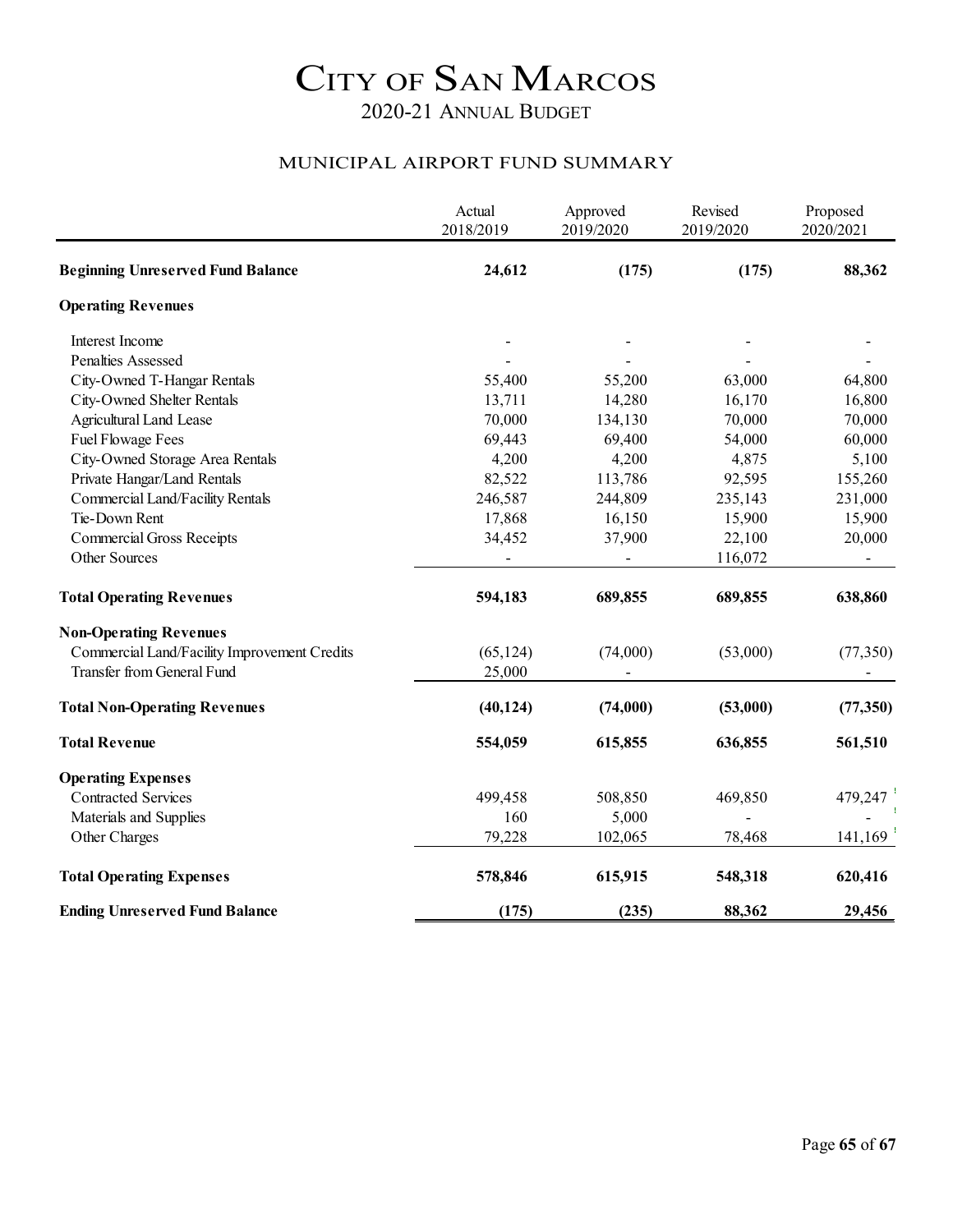# City of San Marcos

## 2020-21 Annual Budget

### Municipal Airport Fund Summary

| | Actual 2018/2019 | Approved 2019/2020 | Revised 2019/2020 | Proposed 2020/2021 |
|---|---|---|---|---|
| **Beginning Unreserved Fund Balance** | **24,612** | **(175)** | **(175)** | **88,362** |
| **Operating Revenues** | | | | |
| Interest Income | - | - | - | - |
| Penalties Assessed | - | - | - | - |
| City-Owned T-Hangar Rentals | 55,400 | 55,200 | 63,000 | 64,800 |
| City-Owned Shelter Rentals | 13,711 | 14,280 | 16,170 | 16,800 |
| Agricultural Land Lease | 70,000 | 134,130 | 70,000 | 70,000 |
| Fuel Flowage Fees | 69,443 | 69,400 | 54,000 | 60,000 |
| City-Owned Storage Area Rentals | 4,200 | 4,200 | 4,875 | 5,100 |
| Private Hangar/Land Rentals | 82,522 | 113,786 | 92,595 | 155,260 |
| Commercial Land/Facility Rentals | 246,587 | 244,809 | 235,143 | 231,000 |
| Tie-Down Rent | 17,868 | 16,150 | 15,900 | 15,900 |
| Commercial Gross Receipts | 34,452 | 37,900 | 22,100 | 20,000 |
| Other Sources | - | - | 116,072 | - |
| **Total Operating Revenues** | **594,183** | **689,855** | **689,855** | **638,860** |
| **Non-Operating Revenues** | | | | |
| Commercial Land/Facility Improvement Credits | (65,124) | (74,000) | (53,000) | (77,350) |
| Transfer from General Fund | 25,000 | - | | - |
| **Total Non-Operating Revenues** | **(40,124)** | **(74,000)** | **(53,000)** | **(77,350)** |
| **Total Revenue** | **554,059** | **615,855** | **636,855** | **561,510** |
| **Operating Expenses** | | | | |
| Contracted Services | 499,458 | 508,850 | 469,850 | 479,247 |
| Materials and Supplies | 160 | 5,000 | - | - |
| Other Charges | 79,228 | 102,065 | 78,468 | 141,169 |
| **Total Operating Expenses** | **578,846** | **615,915** | **548,318** | **620,416** |
| **Ending Unreserved Fund Balance** | **(175)** | **(235)** | **88,362** | **29,456** |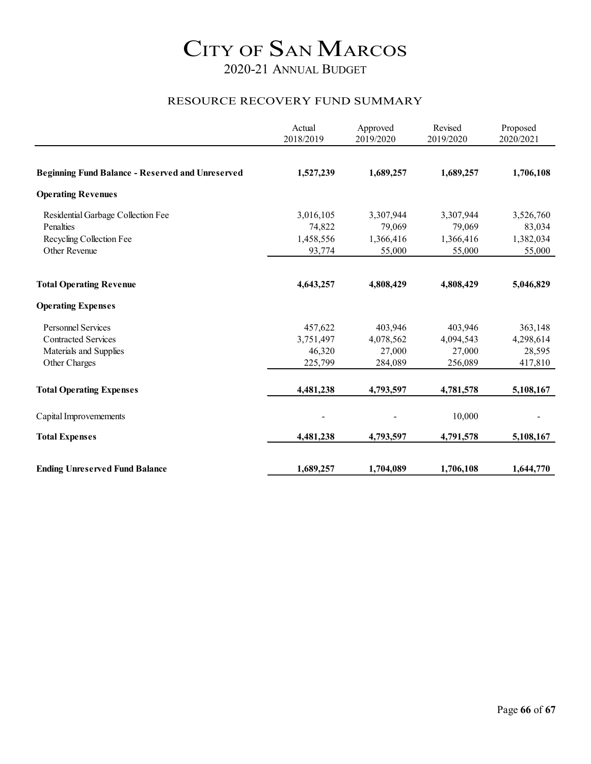# City of San Marcos

## 2020-21 Annual Budget

### RESOURCE RECOVERY FUND SUMMARY

| | Actual 2018/2019 | Approved 2019/2020 | Revised 2019/2020 | Proposed 2020/2021 |
|---|---|---|---|---|
| **Beginning Fund Balance - Reserved and Unreserved** | **1,527,239** | **1,689,257** | **1,689,257** | **1,706,108** |
| **Operating Revenues** | | | | |
| Residential Garbage Collection Fee | 3,016,105 | 3,307,944 | 3,307,944 | 3,526,760 |
| Penalties | 74,822 | 79,069 | 79,069 | 83,034 |
| Recycling Collection Fee | 1,458,556 | 1,366,416 | 1,366,416 | 1,382,034 |
| Other Revenue | 93,774 | 55,000 | 55,000 | 55,000 |
| **Total Operating Revenue** | **4,643,257** | **4,808,429** | **4,808,429** | **5,046,829** |
| **Operating Expenses** | | | | |
| Personnel Services | 457,622 | 403,946 | 403,946 | 363,148 |
| Contracted Services | 3,751,497 | 4,078,562 | 4,094,543 | 4,298,614 |
| Materials and Supplies | 46,320 | 27,000 | 27,000 | 28,595 |
| Other Charges | 225,799 | 284,089 | 256,089 | 417,810 |
| **Total Operating Expenses** | **4,481,238** | **4,793,597** | **4,781,578** | **5,108,167** |
| Capital Improvemements | - | - | 10,000 | - |
| **Total Expenses** | **4,481,238** | **4,793,597** | **4,791,578** | **5,108,167** |
| **Ending Unreserved Fund Balance** | **1,689,257** | **1,704,089** | **1,706,108** | **1,644,770** |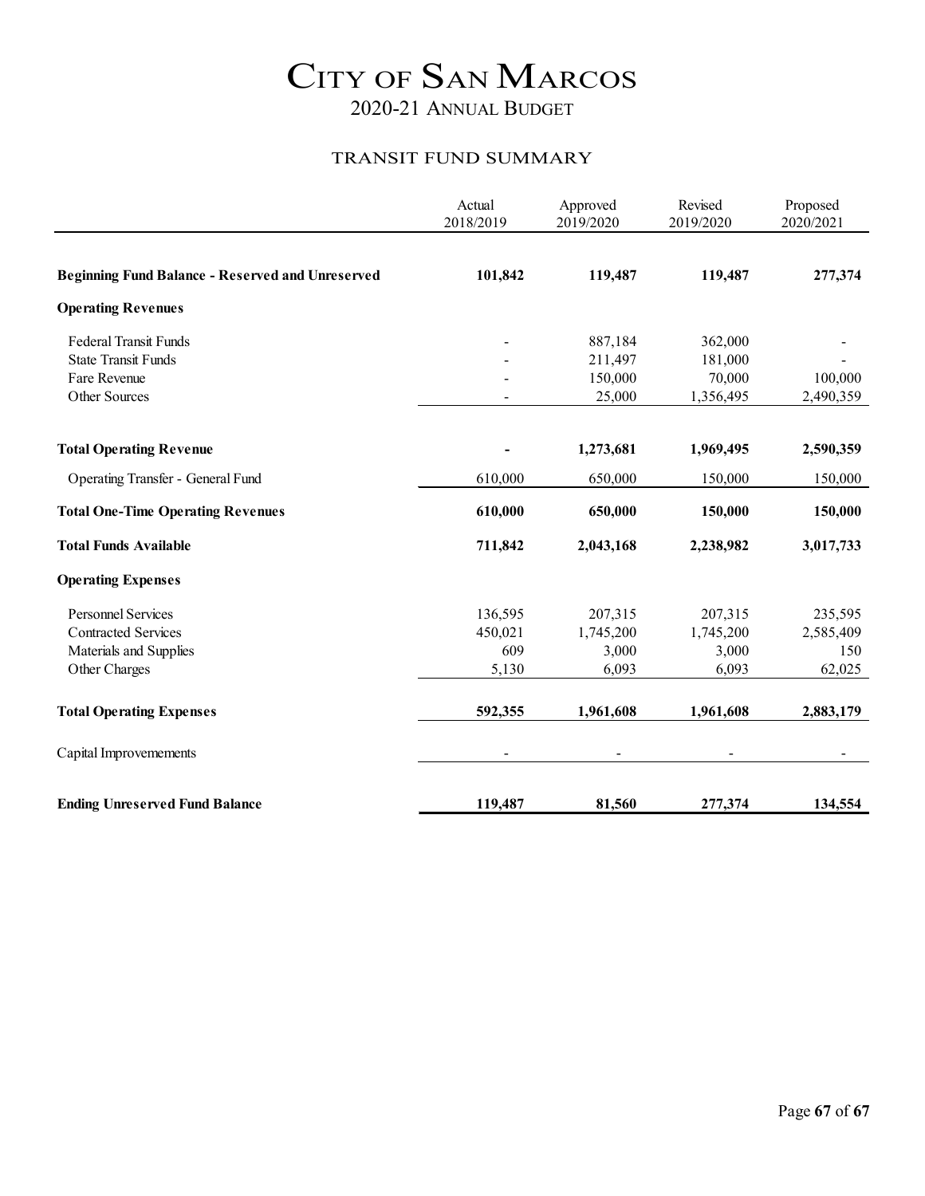# City of San Marcos

## 2020-21 Annual Budget

### Transit Fund Summary

| | Actual 2018/2019 | Approved 2019/2020 | Revised 2019/2020 | Proposed 2020/2021 |
|---|---|---|---|---|
| **Beginning Fund Balance - Reserved and Unreserved** | **101,842** | **119,487** | **119,487** | **277,374** |
| **Operating Revenues** | | | | |
| Federal Transit Funds | - | 887,184 | 362,000 | - |
| State Transit Funds | - | 211,497 | 181,000 | - |
| Fare Revenue | - | 150,000 | 70,000 | 100,000 |
| Other Sources | - | 25,000 | 1,356,495 | 2,490,359 |
| **Total Operating Revenue** | **-** | **1,273,681** | **1,969,495** | **2,590,359** |
| Operating Transfer - General Fund | 610,000 | 650,000 | 150,000 | 150,000 |
| **Total One-Time Operating Revenues** | **610,000** | **650,000** | **150,000** | **150,000** |
| **Total Funds Available** | **711,842** | **2,043,168** | **2,238,982** | **3,017,733** |
| **Operating Expenses** | | | | |
| Personnel Services | 136,595 | 207,315 | 207,315 | 235,595 |
| Contracted Services | 450,021 | 1,745,200 | 1,745,200 | 2,585,409 |
| Materials and Supplies | 609 | 3,000 | 3,000 | 150 |
| Other Charges | 5,130 | 6,093 | 6,093 | 62,025 |
| **Total Operating Expenses** | **592,355** | **1,961,608** | **1,961,608** | **2,883,179** |
| Capital Improvemements | - | - | - | - |
| **Ending Unreserved Fund Balance** | **119,487** | **81,560** | **277,374** | **134,554** |